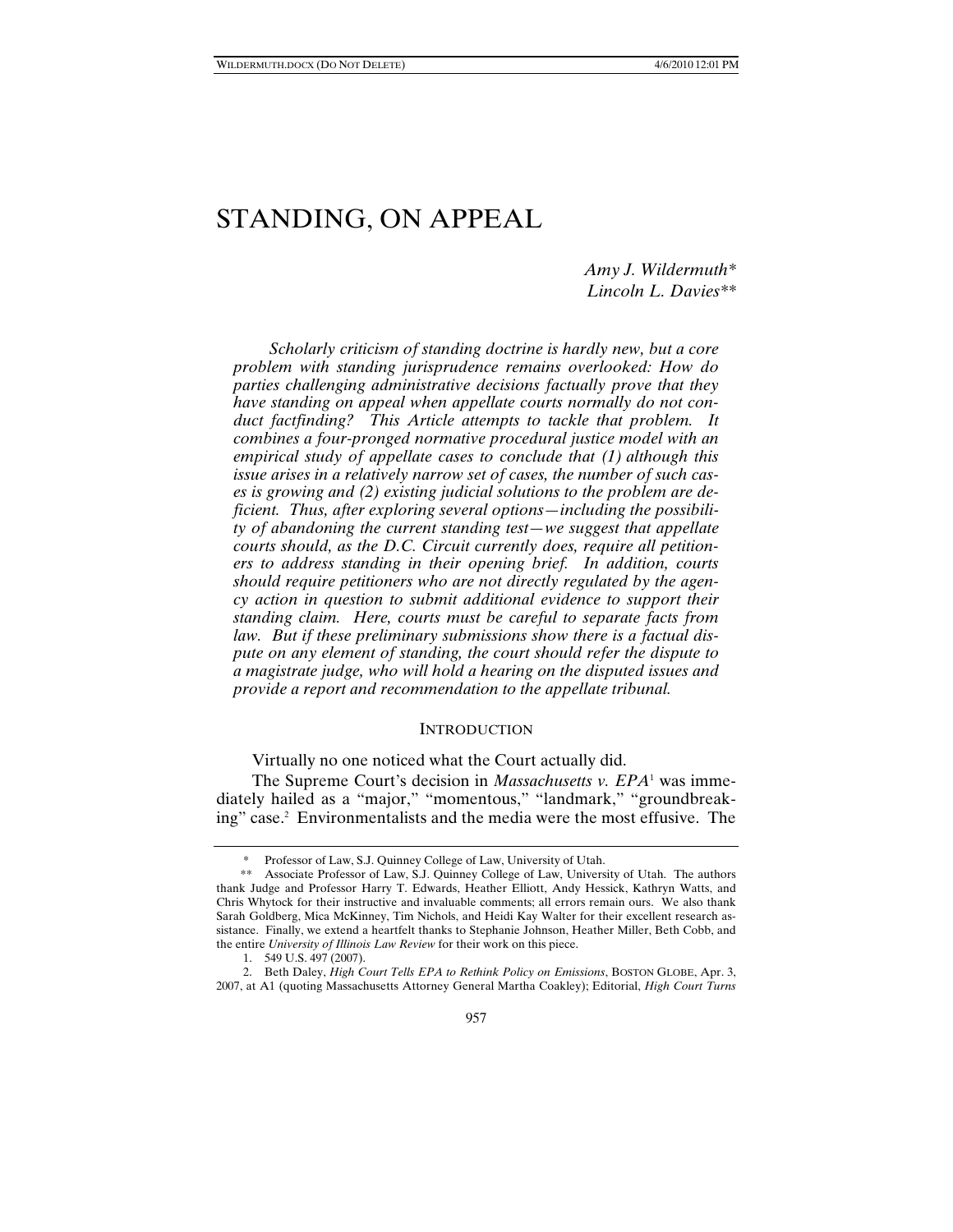# STANDING, ON APPEAL

*Amy J. Wildermuth\**
*Lincoln L. Davies\*\**

*Scholarly criticism of standing doctrine is hardly new, but a core problem with standing jurisprudence remains overlooked: How do parties challenging administrative decisions factually prove that they have standing on appeal when appellate courts normally do not conduct factfinding? This Article attempts to tackle that problem. It combines a four-pronged normative procedural justice model with an empirical study of appellate cases to conclude that (1) although this issue arises in a relatively narrow set of cases, the number of such cases is growing and (2) existing judicial solutions to the problem are deficient. Thus, after exploring several options—including the possibility of abandoning the current standing test—we suggest that appellate courts should, as the D.C. Circuit currently does, require all petitioners to address standing in their opening brief. In addition, courts should require petitioners who are not directly regulated by the agency action in question to submit additional evidence to support their standing claim. Here, courts must be careful to separate facts from law. But if these preliminary submissions show there is a factual dispute on any element of standing, the court should refer the dispute to a magistrate judge, who will hold a hearing on the disputed issues and provide a report and recommendation to the appellate tribunal.*

## INTRODUCTION

Virtually no one noticed what the Court actually did.

The Supreme Court's decision in *Massachusetts v. EPA*[1] was immediately hailed as a "major," "momentous," "landmark," "groundbreaking" case.[2] Environmentalists and the media were the most effusive. The

---

\* Professor of Law, S.J. Quinney College of Law, University of Utah.

\*\* Associate Professor of Law, S.J. Quinney College of Law, University of Utah. The authors thank Judge and Professor Harry T. Edwards, Heather Elliott, Andy Hessick, Kathryn Watts, and Chris Whytock for their instructive and invaluable comments; all errors remain ours. We also thank Sarah Goldberg, Mica McKinney, Tim Nichols, and Heidi Kay Walter for their excellent research assistance. Finally, we extend a heartfelt thanks to Stephanie Johnson, Heather Miller, Beth Cobb, and the entire *University of Illinois Law Review* for their work on this piece.

1. 549 U.S. 497 (2007).

2. Beth Daley, *High Court Tells EPA to Rethink Policy on Emissions*, BOSTON GLOBE, Apr. 3, 2007, at A1 (quoting Massachusetts Attorney General Martha Coakley); Editorial, *High Court Turns*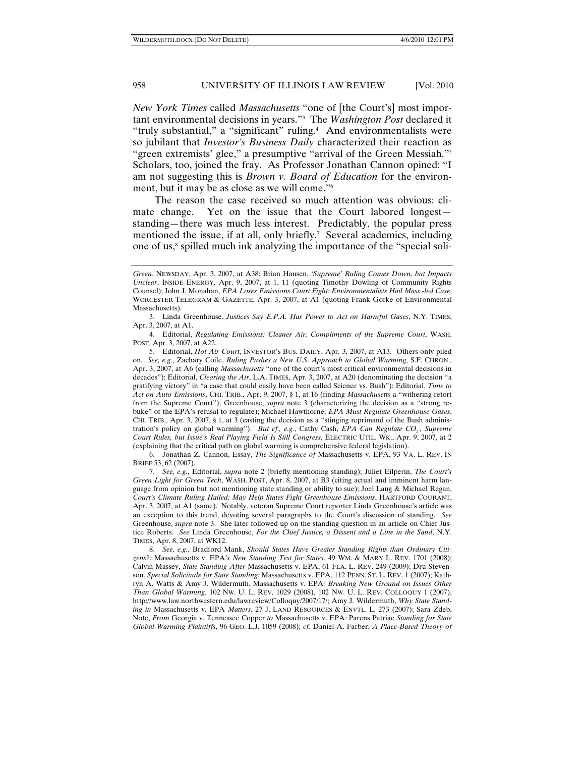*New York Times* called *Massachusetts* "one of [the Court's] most important environmental decisions in years."[3] The *Washington Post* declared it "truly substantial," a "significant" ruling.[4] And environmentalists were so jubilant that *Investor's Business Daily* characterized their reaction as "green extremists' glee," a presumptive "arrival of the Green Messiah."[5] Scholars, too, joined the fray. As Professor Jonathan Cannon opined: "I am not suggesting this is *Brown v. Board of Education* for the environment, but it may be as close as we will come."[6]

The reason the case received so much attention was obvious: climate change. Yet on the issue that the Court labored longest—standing—there was much less interest. Predictably, the popular press mentioned the issue, if at all, only briefly.[7] Several academics, including one of us,[8] spilled much ink analyzing the importance of the "special soli-

---

*Green*, NEWSDAY, Apr. 3, 2007, at A38; Brian Hansen, *'Supreme' Ruling Comes Down, but Impacts Unclear*, INSIDE ENERGY, Apr. 9, 2007, at 1, 11 (quoting Timothy Dowling of Community Rights Counsel); John J. Monahan, *EPA Loses Emissions Court Fight: Environmentalists Hail Mass.-led Case*, WORCESTER TELEGRAM & GAZETTE, Apr. 3, 2007, at A1 (quoting Frank Gorke of Environmental Massachusetts).

3. Linda Greenhouse, *Justices Say E.P.A. Has Power to Act on Harmful Gases*, N.Y. TIMES, Apr. 3, 2007, at A1.

4. Editorial, *Regulating Emissions: Cleaner Air, Compliments of the Supreme Court*, WASH. POST, Apr. 3, 2007, at A22.

5. Editorial, *Hot Air Court*, INVESTOR'S BUS. DAILY, Apr. 3, 2007, at A13. Others only piled on. *See, e.g.*, Zachary Coile, *Ruling Pushes a New U.S. Approach to Global Warming*, S.F. CHRON., Apr. 3, 2007, at A6 (calling *Massachusetts* "one of the court's most critical environmental decisions in decades"); Editorial, *Clearing the Air*, L.A. TIMES, Apr. 3, 2007, at A20 (denominating the decision "a gratifying victory" in "a case that could easily have been called Science vs. Bush"); Editorial, *Time to Act on Auto Emissions*, CHI. TRIB., Apr. 9, 2007, § 1, at 16 (finding *Massachusetts* a "withering retort from the Supreme Court"); Greenhouse, *supra* note 3 (characterizing the decision as a "strong rebuke" of the EPA's refusal to regulate); Michael Hawthorne, *EPA Must Regulate Greenhouse Gases*, CHI. TRIB., Apr. 3, 2007, § 1, at 3 (casting the decision as a "stinging reprimand of the Bush administration's policy on global warming"). *But cf., e.g.*, Cathy Cash, *EPA Can Regulate $CO_2$, Supreme Court Rules, but Issue's Real Playing Field Is Still Congress*, ELECTRIC UTIL. WK., Apr. 9, 2007, at 2 (explaining that the critical path on global warming is comprehensive federal legislation).

6. Jonathan Z. Cannon, Essay, *The Significance of* Massachusetts v. EPA, 93 VA. L. REV. IN BRIEF 53, 62 (2007).

7. *See, e.g.*, Editorial, *supra* note 2 (briefly mentioning standing); Juliet Eilperin, *The Court's Green Light for Green Tech*, WASH. POST, Apr. 8, 2007, at B3 (citing actual and imminent harm language from opinion but not mentioning state standing or ability to sue); Joel Lang & Michael Regan, *Court's Climate Ruling Hailed: May Help States Fight Greenhouse Emissions*, HARTFORD COURANT, Apr. 3, 2007, at A1 (same). Notably, veteran Supreme Court reporter Linda Greenhouse's article was an exception to this trend, devoting several paragraphs to the Court's discussion of standing. *See* Greenhouse, *supra* note 3. She later followed up on the standing question in an article on Chief Justice Roberts. *See* Linda Greenhouse, *For the Chief Justice, a Dissent and a Line in the Sand*, N.Y. TIMES, Apr. 8, 2007, at WK12.

8. *See, e.g.*, Bradford Mank, *Should States Have Greater Standing Rights than Ordinary Citizens?:* Massachusetts v. EPA*'s New Standing Test for States*, 49 WM. & MARY L. REV. 1701 (2008); Calvin Massey, *State Standing After* Massachusetts v. EPA, 61 FLA. L. REV. 249 (2009); Dru Stevenson, *Special Solicitude for State Standing:* Massachusetts v. EPA, 112 PENN. ST. L. REV. 1 (2007); Kathryn A. Watts & Amy J. Wildermuth, Massachusetts v. EPA*: Breaking New Ground on Issues Other Than Global Warming*, 102 NW. U. L. REV. 1029 (2008), 102 NW. U. L. REV. COLLOQUY 1 (2007), http://www.law.northwestern.edu/lawreview/Colloquy/2007/17/; Amy J. Wildermuth, *Why State Standing in* Massachusetts v. EPA *Matters*, 27 J. LAND RESOURCES & ENVTL. L. 273 (2007); Sara Zdeb, Note, *From* Georgia v. Tennessee Copper *to* Massachusetts v. EPA*:* Parens Patriae *Standing for State Global-Warming Plaintiffs*, 96 GEO. L.J. 1059 (2008); *cf.* Daniel A. Farber, *A Place-Based Theory of*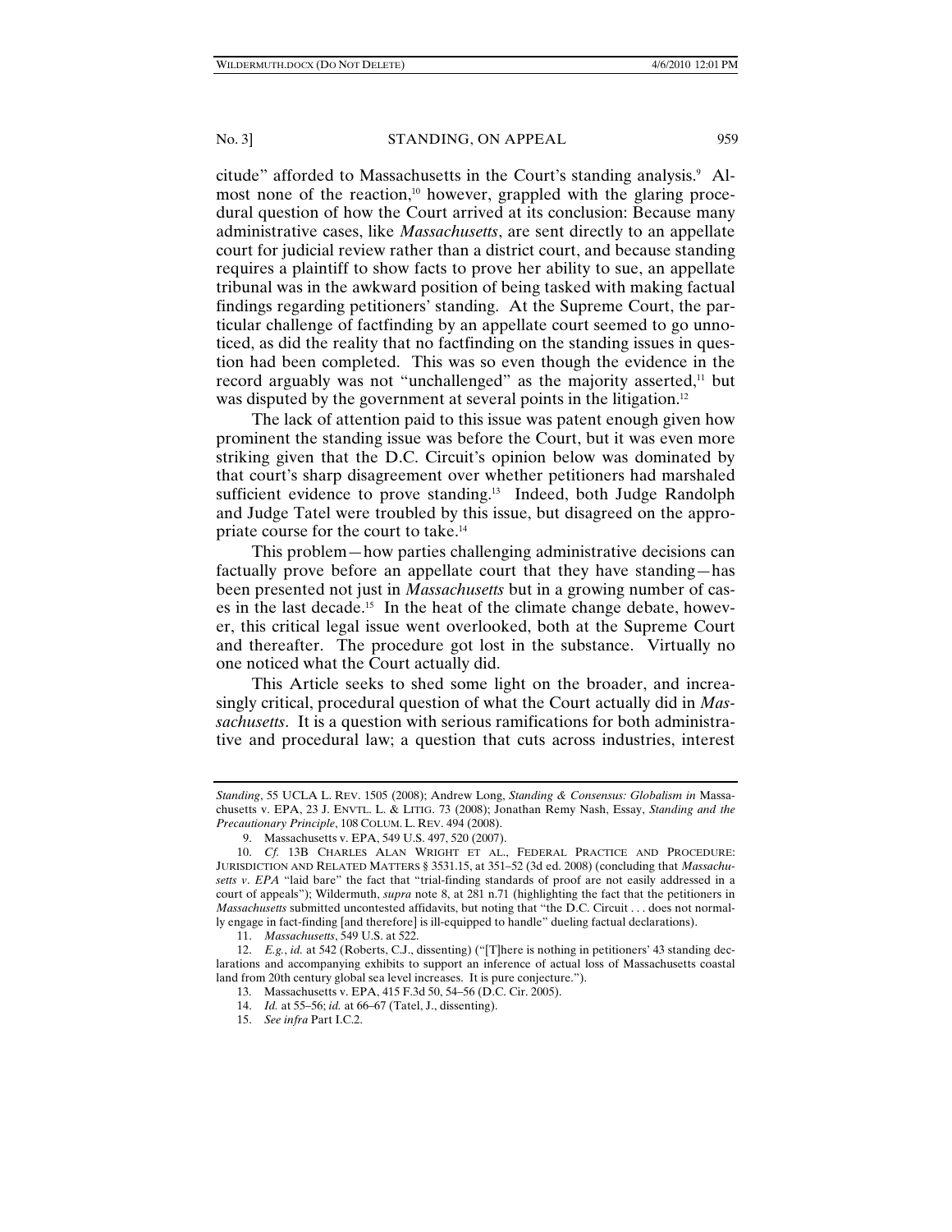citude" afforded to Massachusetts in the Court's standing analysis.[9] Almost none of the reaction,[10] however, grappled with the glaring procedural question of how the Court arrived at its conclusion: Because many administrative cases, like *Massachusetts*, are sent directly to an appellate court for judicial review rather than a district court, and because standing requires a plaintiff to show facts to prove her ability to sue, an appellate tribunal was in the awkward position of being tasked with making factual findings regarding petitioners' standing. At the Supreme Court, the particular challenge of factfinding by an appellate court seemed to go unnoticed, as did the reality that no factfinding on the standing issues in question had been completed. This was so even though the evidence in the record arguably was not "unchallenged" as the majority asserted,[11] but was disputed by the government at several points in the litigation.[12]

The lack of attention paid to this issue was patent enough given how prominent the standing issue was before the Court, but it was even more striking given that the D.C. Circuit's opinion below was dominated by that court's sharp disagreement over whether petitioners had marshaled sufficient evidence to prove standing.[13] Indeed, both Judge Randolph and Judge Tatel were troubled by this issue, but disagreed on the appropriate course for the court to take.[14]

This problem—how parties challenging administrative decisions can factually prove before an appellate court that they have standing—has been presented not just in *Massachusetts* but in a growing number of cases in the last decade.[15] In the heat of the climate change debate, however, this critical legal issue went overlooked, both at the Supreme Court and thereafter. The procedure got lost in the substance. Virtually no one noticed what the Court actually did.

This Article seeks to shed some light on the broader, and increasingly critical, procedural question of what the Court actually did in *Massachusetts*. It is a question with serious ramifications for both administrative and procedural law; a question that cuts across industries, interest

---

*Standing*, 55 UCLA L. REV. 1505 (2008); Andrew Long, *Standing & Consensus: Globalism in* Massachusetts v. EPA, 23 J. ENVTL. L. & LITIG. 73 (2008); Jonathan Remy Nash, Essay, *Standing and the Precautionary Principle*, 108 COLUM. L. REV. 494 (2008).

9. Massachusetts v. EPA, 549 U.S. 497, 520 (2007).

10. *Cf.* 13B CHARLES ALAN WRIGHT ET AL., FEDERAL PRACTICE AND PROCEDURE: JURISDICTION AND RELATED MATTERS § 3531.15, at 351–52 (3d ed. 2008) (concluding that *Massachusetts v. EPA* "laid bare" the fact that "trial-finding standards of proof are not easily addressed in a court of appeals"); Wildermuth, *supra* note 8, at 281 n.71 (highlighting the fact that the petitioners in *Massachusetts* submitted uncontested affidavits, but noting that "the D.C. Circuit . . . does not normally engage in fact-finding [and therefore] is ill-equipped to handle" dueling factual declarations).

11. *Massachusetts*, 549 U.S. at 522.

12. *E.g.*, *id.* at 542 (Roberts, C.J., dissenting) ("[T]here is nothing in petitioners' 43 standing declarations and accompanying exhibits to support an inference of actual loss of Massachusetts coastal land from 20th century global sea level increases. It is pure conjecture.").

13. Massachusetts v. EPA, 415 F.3d 50, 54–56 (D.C. Cir. 2005).

14. *Id.* at 55–56; *id.* at 66–67 (Tatel, J., dissenting).

15. *See infra* Part I.C.2.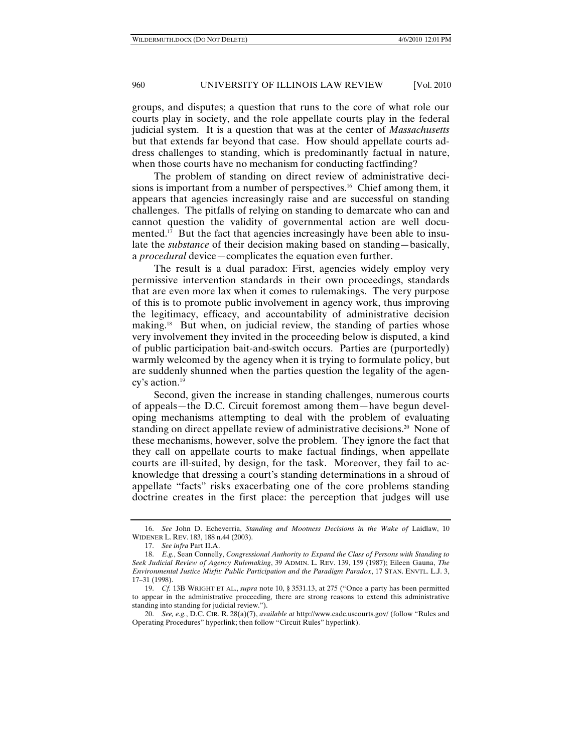groups, and disputes; a question that runs to the core of what role our courts play in society, and the role appellate courts play in the federal judicial system. It is a question that was at the center of *Massachusetts* but that extends far beyond that case. How should appellate courts address challenges to standing, which is predominantly factual in nature, when those courts have no mechanism for conducting factfinding?

The problem of standing on direct review of administrative decisions is important from a number of perspectives.[16] Chief among them, it appears that agencies increasingly raise and are successful on standing challenges. The pitfalls of relying on standing to demarcate who can and cannot question the validity of governmental action are well documented.[17] But the fact that agencies increasingly have been able to insulate the *substance* of their decision making based on standing—basically, a *procedural* device—complicates the equation even further.

The result is a dual paradox: First, agencies widely employ very permissive intervention standards in their own proceedings, standards that are even more lax when it comes to rulemakings. The very purpose of this is to promote public involvement in agency work, thus improving the legitimacy, efficacy, and accountability of administrative decision making.[18] But when, on judicial review, the standing of parties whose very involvement they invited in the proceeding below is disputed, a kind of public participation bait-and-switch occurs. Parties are (purportedly) warmly welcomed by the agency when it is trying to formulate policy, but are suddenly shunned when the parties question the legality of the agency's action.[19]

Second, given the increase in standing challenges, numerous courts of appeals—the D.C. Circuit foremost among them—have begun developing mechanisms attempting to deal with the problem of evaluating standing on direct appellate review of administrative decisions.[20] None of these mechanisms, however, solve the problem. They ignore the fact that they call on appellate courts to make factual findings, when appellate courts are ill-suited, by design, for the task. Moreover, they fail to acknowledge that dressing a court's standing determinations in a shroud of appellate "facts" risks exacerbating one of the core problems standing doctrine creates in the first place: the perception that judges will use

---

16. *See* John D. Echeverria, *Standing and Mootness Decisions in the Wake of* Laidlaw, 10 WIDENER L. REV. 183, 188 n.44 (2003).

17. *See infra* Part II.A.

18. *E.g.*, Sean Connelly, *Congressional Authority to Expand the Class of Persons with Standing to Seek Judicial Review of Agency Rulemaking*, 39 ADMIN. L. REV. 139, 159 (1987); Eileen Gauna, *The Environmental Justice Misfit: Public Participation and the Paradigm Paradox*, 17 STAN. ENVTL. L.J. 3, 17–31 (1998).

19. *Cf.* 13B WRIGHT ET AL., *supra* note 10, § 3531.13, at 275 ("Once a party has been permitted to appear in the administrative proceeding, there are strong reasons to extend this administrative standing into standing for judicial review.").

20. *See, e.g.*, D.C. CIR. R. 28(a)(7), *available at* http://www.cadc.uscourts.gov/ (follow "Rules and Operating Procedures" hyperlink; then follow "Circuit Rules" hyperlink).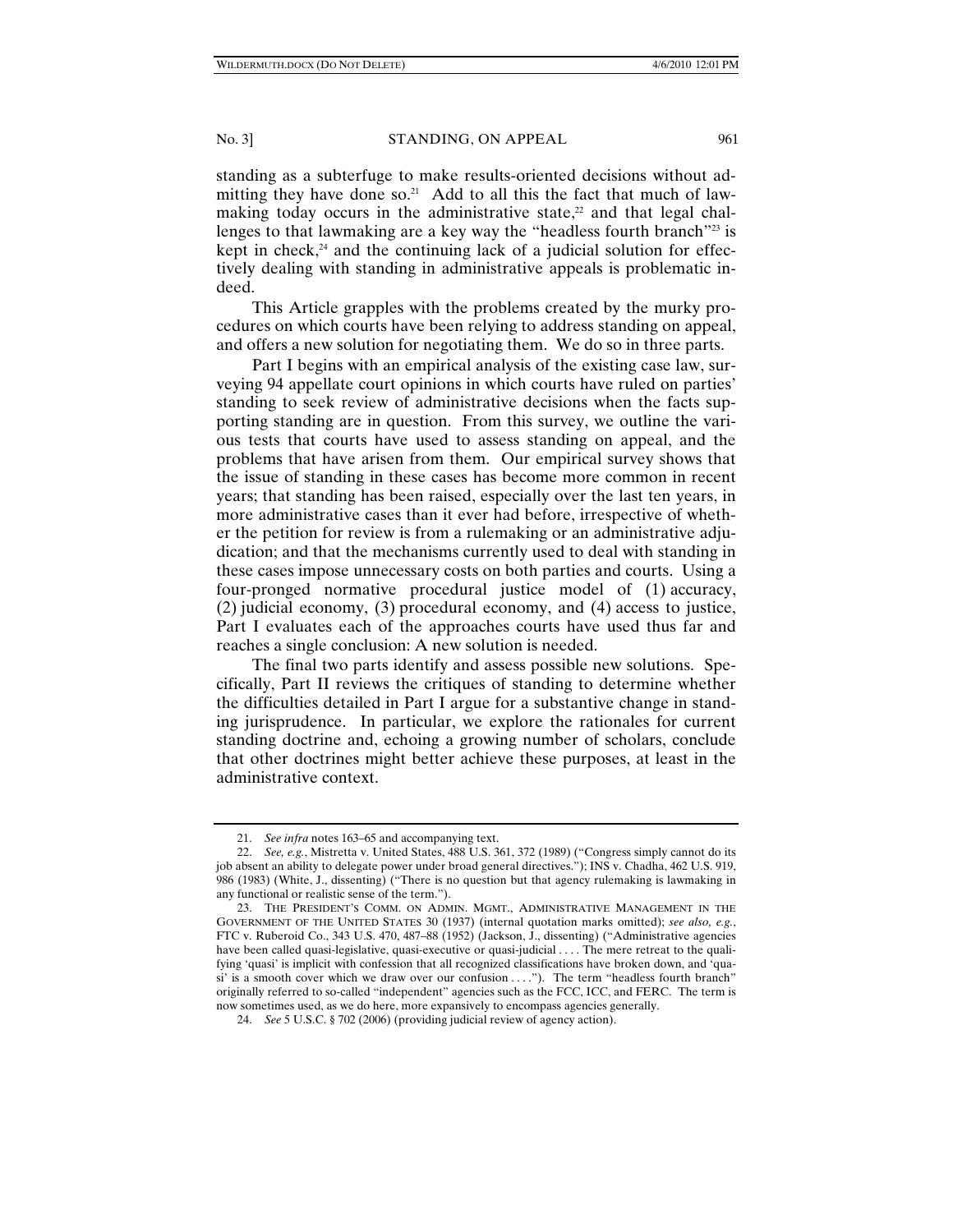standing as a subterfuge to make results-oriented decisions without admitting they have done so.[21] Add to all this the fact that much of lawmaking today occurs in the administrative state,[22] and that legal challenges to that lawmaking are a key way the "headless fourth branch"[23] is kept in check,[24] and the continuing lack of a judicial solution for effectively dealing with standing in administrative appeals is problematic indeed.

This Article grapples with the problems created by the murky procedures on which courts have been relying to address standing on appeal, and offers a new solution for negotiating them. We do so in three parts.

Part I begins with an empirical analysis of the existing case law, surveying 94 appellate court opinions in which courts have ruled on parties' standing to seek review of administrative decisions when the facts supporting standing are in question. From this survey, we outline the various tests that courts have used to assess standing on appeal, and the problems that have arisen from them. Our empirical survey shows that the issue of standing in these cases has become more common in recent years; that standing has been raised, especially over the last ten years, in more administrative cases than it ever had before, irrespective of whether the petition for review is from a rulemaking or an administrative adjudication; and that the mechanisms currently used to deal with standing in these cases impose unnecessary costs on both parties and courts. Using a four-pronged normative procedural justice model of (1) accuracy, (2) judicial economy, (3) procedural economy, and (4) access to justice, Part I evaluates each of the approaches courts have used thus far and reaches a single conclusion: A new solution is needed.

The final two parts identify and assess possible new solutions. Specifically, Part II reviews the critiques of standing to determine whether the difficulties detailed in Part I argue for a substantive change in standing jurisprudence. In particular, we explore the rationales for current standing doctrine and, echoing a growing number of scholars, conclude that other doctrines might better achieve these purposes, at least in the administrative context.

---

21. *See infra* notes 163–65 and accompanying text.

22. *See, e.g.*, Mistretta v. United States, 488 U.S. 361, 372 (1989) ("Congress simply cannot do its job absent an ability to delegate power under broad general directives."); INS v. Chadha, 462 U.S. 919, 986 (1983) (White, J., dissenting) ("There is no question but that agency rulemaking is lawmaking in any functional or realistic sense of the term.").

23. THE PRESIDENT'S COMM. ON ADMIN. MGMT., ADMINISTRATIVE MANAGEMENT IN THE GOVERNMENT OF THE UNITED STATES 30 (1937) (internal quotation marks omitted); *see also, e.g.*, FTC v. Ruberoid Co., 343 U.S. 470, 487–88 (1952) (Jackson, J., dissenting) ("Administrative agencies have been called quasi-legislative, quasi-executive or quasi-judicial . . . . The mere retreat to the qualifying 'quasi' is implicit with confession that all recognized classifications have broken down, and 'quasi' is a smooth cover which we draw over our confusion . . . ."). The term "headless fourth branch" originally referred to so-called "independent" agencies such as the FCC, ICC, and FERC. The term is now sometimes used, as we do here, more expansively to encompass agencies generally.

24. *See* 5 U.S.C. § 702 (2006) (providing judicial review of agency action).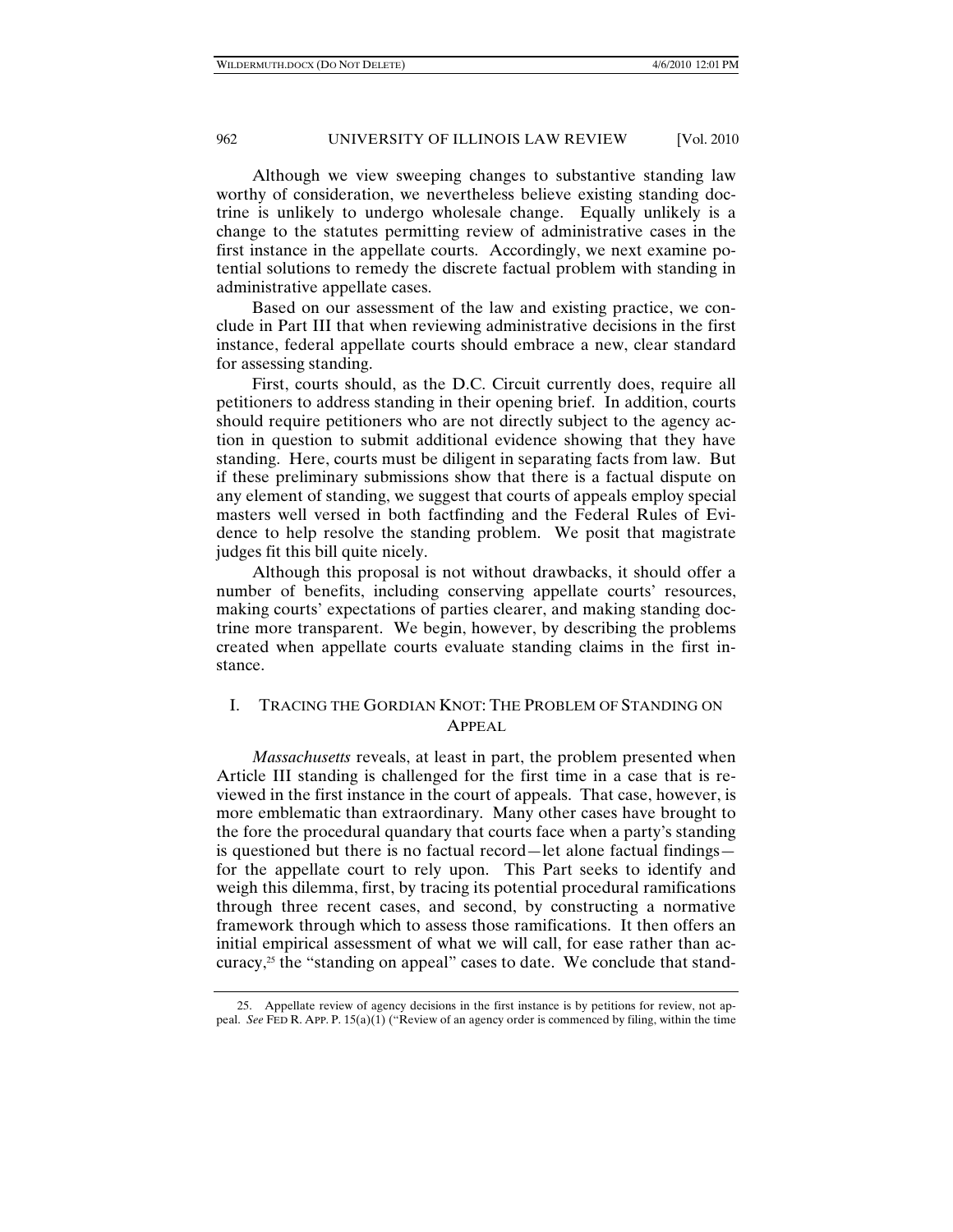Although we view sweeping changes to substantive standing law worthy of consideration, we nevertheless believe existing standing doctrine is unlikely to undergo wholesale change. Equally unlikely is a change to the statutes permitting review of administrative cases in the first instance in the appellate courts. Accordingly, we next examine potential solutions to remedy the discrete factual problem with standing in administrative appellate cases.

Based on our assessment of the law and existing practice, we conclude in Part III that when reviewing administrative decisions in the first instance, federal appellate courts should embrace a new, clear standard for assessing standing.

First, courts should, as the D.C. Circuit currently does, require all petitioners to address standing in their opening brief. In addition, courts should require petitioners who are not directly subject to the agency action in question to submit additional evidence showing that they have standing. Here, courts must be diligent in separating facts from law. But if these preliminary submissions show that there is a factual dispute on any element of standing, we suggest that courts of appeals employ special masters well versed in both factfinding and the Federal Rules of Evidence to help resolve the standing problem. We posit that magistrate judges fit this bill quite nicely.

Although this proposal is not without drawbacks, it should offer a number of benefits, including conserving appellate courts' resources, making courts' expectations of parties clearer, and making standing doctrine more transparent. We begin, however, by describing the problems created when appellate courts evaluate standing claims in the first instance.

## I. TRACING THE GORDIAN KNOT: THE PROBLEM OF STANDING ON APPEAL

*Massachusetts* reveals, at least in part, the problem presented when Article III standing is challenged for the first time in a case that is reviewed in the first instance in the court of appeals. That case, however, is more emblematic than extraordinary. Many other cases have brought to the fore the procedural quandary that courts face when a party's standing is questioned but there is no factual record—let alone factual findings—for the appellate court to rely upon. This Part seeks to identify and weigh this dilemma, first, by tracing its potential procedural ramifications through three recent cases, and second, by constructing a normative framework through which to assess those ramifications. It then offers an initial empirical assessment of what we will call, for ease rather than accuracy,[25] the "standing on appeal" cases to date. We conclude that stand-

25. Appellate review of agency decisions in the first instance is by petitions for review, not appeal. *See* FED R. APP. P. 15(a)(1) ("Review of an agency order is commenced by filing, within the time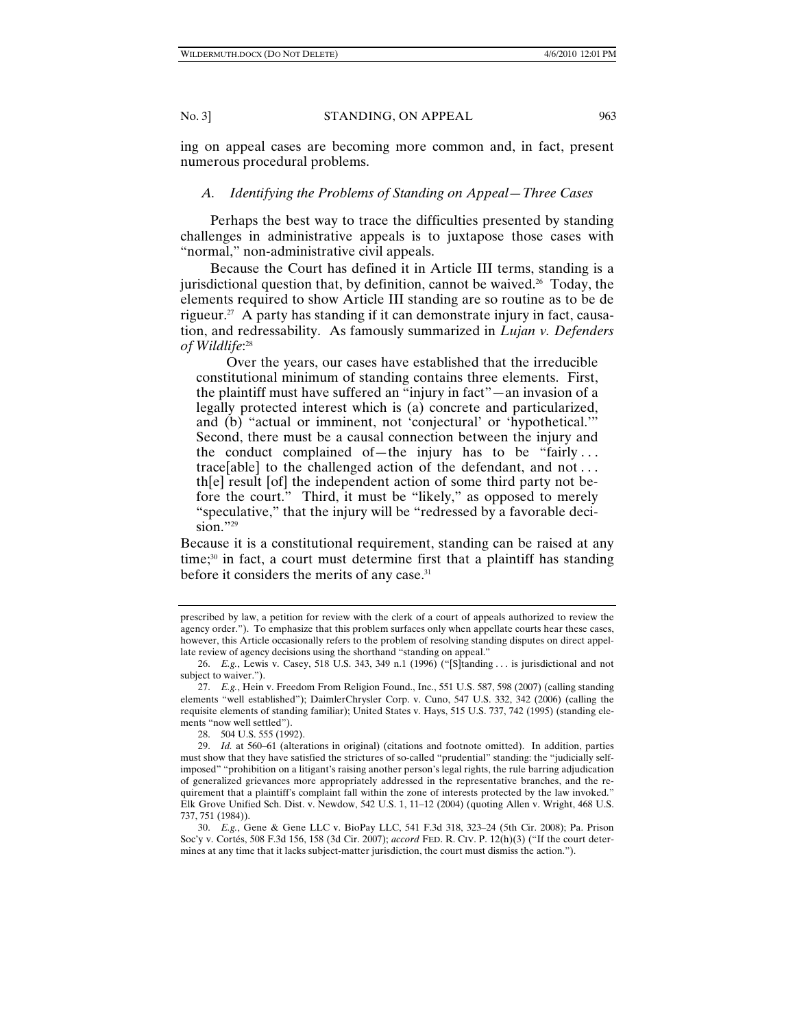ing on appeal cases are becoming more common and, in fact, present numerous procedural problems.

### *A. Identifying the Problems of Standing on Appeal—Three Cases*

Perhaps the best way to trace the difficulties presented by standing challenges in administrative appeals is to juxtapose those cases with "normal," non-administrative civil appeals.

Because the Court has defined it in Article III terms, standing is a jurisdictional question that, by definition, cannot be waived.[26] Today, the elements required to show Article III standing are so routine as to be de rigueur.[27] A party has standing if it can demonstrate injury in fact, causation, and redressability. As famously summarized in *Lujan v. Defenders of Wildlife*:[28]

> Over the years, our cases have established that the irreducible constitutional minimum of standing contains three elements. First, the plaintiff must have suffered an "injury in fact"—an invasion of a legally protected interest which is (a) concrete and particularized, and (b) "actual or imminent, not 'conjectural' or 'hypothetical.'" Second, there must be a causal connection between the injury and the conduct complained of—the injury has to be "fairly . . . trace[able] to the challenged action of the defendant, and not . . . th[e] result [of] the independent action of some third party not before the court." Third, it must be "likely," as opposed to merely "speculative," that the injury will be "redressed by a favorable decision."[29]

Because it is a constitutional requirement, standing can be raised at any time;[30] in fact, a court must determine first that a plaintiff has standing before it considers the merits of any case.[31]

---

prescribed by law, a petition for review with the clerk of a court of appeals authorized to review the agency order."). To emphasize that this problem surfaces only when appellate courts hear these cases, however, this Article occasionally refers to the problem of resolving standing disputes on direct appellate review of agency decisions using the shorthand "standing on appeal."

26. *E.g.*, Lewis v. Casey, 518 U.S. 343, 349 n.1 (1996) ("[S]tanding . . . is jurisdictional and not subject to waiver.").

27. *E.g.*, Hein v. Freedom From Religion Found., Inc., 551 U.S. 587, 598 (2007) (calling standing elements "well established"); DaimlerChrysler Corp. v. Cuno, 547 U.S. 332, 342 (2006) (calling the requisite elements of standing familiar); United States v. Hays, 515 U.S. 737, 742 (1995) (standing elements "now well settled").

28. 504 U.S. 555 (1992).

29. *Id.* at 560–61 (alterations in original) (citations and footnote omitted). In addition, parties must show that they have satisfied the strictures of so-called "prudential" standing: the "judicially self-imposed" "prohibition on a litigant's raising another person's legal rights, the rule barring adjudication of generalized grievances more appropriately addressed in the representative branches, and the requirement that a plaintiff's complaint fall within the zone of interests protected by the law invoked." Elk Grove Unified Sch. Dist. v. Newdow, 542 U.S. 1, 11–12 (2004) (quoting Allen v. Wright, 468 U.S. 737, 751 (1984)).

30. *E.g.*, Gene & Gene LLC v. BioPay LLC, 541 F.3d 318, 323–24 (5th Cir. 2008); Pa. Prison Soc'y v. Cortés, 508 F.3d 156, 158 (3d Cir. 2007); *accord* FED. R. CIV. P. 12(h)(3) ("If the court determines at any time that it lacks subject-matter jurisdiction, the court must dismiss the action.").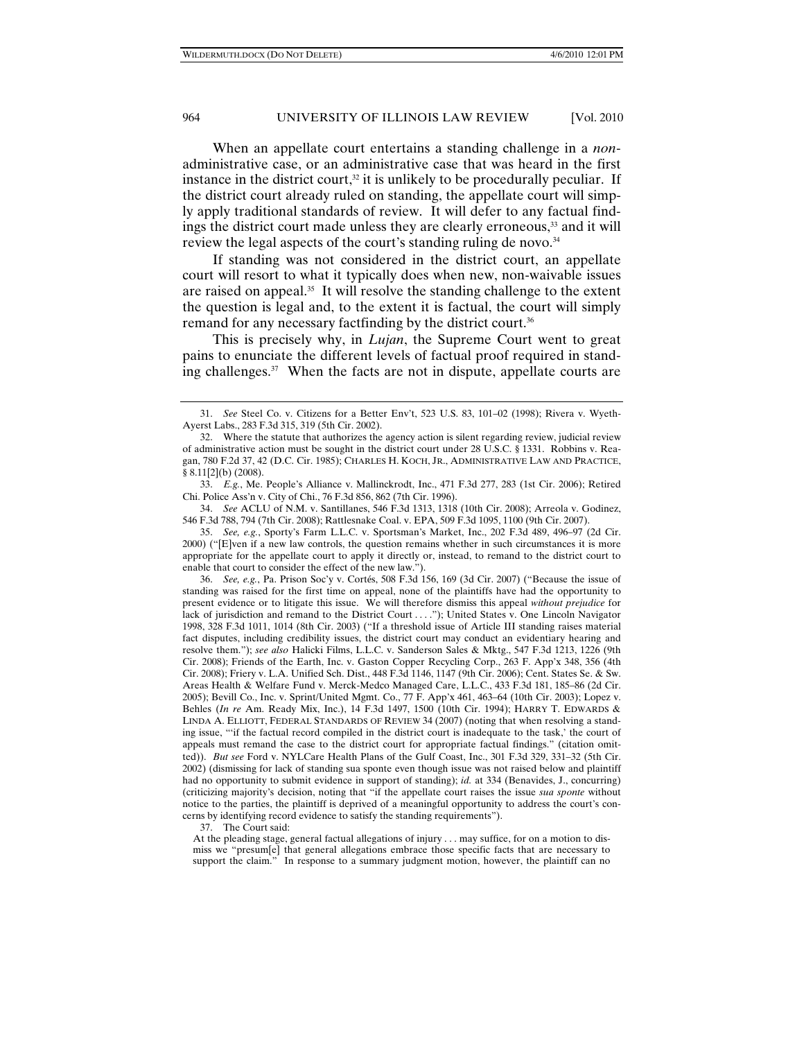When an appellate court entertains a standing challenge in a *non*-administrative case, or an administrative case that was heard in the first instance in the district court,[32] it is unlikely to be procedurally peculiar. If the district court already ruled on standing, the appellate court will simply apply traditional standards of review. It will defer to any factual findings the district court made unless they are clearly erroneous,[33] and it will review the legal aspects of the court's standing ruling de novo.[34]

If standing was not considered in the district court, an appellate court will resort to what it typically does when new, non-waivable issues are raised on appeal.[35] It will resolve the standing challenge to the extent the question is legal and, to the extent it is factual, the court will simply remand for any necessary factfinding by the district court.[36]

This is precisely why, in *Lujan*, the Supreme Court went to great pains to enunciate the different levels of factual proof required in standing challenges.[37] When the facts are not in dispute, appellate courts are

---

31. *See* Steel Co. v. Citizens for a Better Env't, 523 U.S. 83, 101–02 (1998); Rivera v. Wyeth-Ayerst Labs., 283 F.3d 315, 319 (5th Cir. 2002).

32. Where the statute that authorizes the agency action is silent regarding review, judicial review of administrative action must be sought in the district court under 28 U.S.C. § 1331. Robbins v. Reagan, 780 F.2d 37, 42 (D.C. Cir. 1985); CHARLES H. KOCH, JR., ADMINISTRATIVE LAW AND PRACTICE, § 8.11[2](b) (2008).

33. *E.g.*, Me. People's Alliance v. Mallinckrodt, Inc., 471 F.3d 277, 283 (1st Cir. 2006); Retired Chi. Police Ass'n v. City of Chi., 76 F.3d 856, 862 (7th Cir. 1996).

34. *See* ACLU of N.M. v. Santillanes, 546 F.3d 1313, 1318 (10th Cir. 2008); Arreola v. Godinez, 546 F.3d 788, 794 (7th Cir. 2008); Rattlesnake Coal. v. EPA, 509 F.3d 1095, 1100 (9th Cir. 2007).

35. *See, e.g.*, Sporty's Farm L.L.C. v. Sportsman's Market, Inc., 202 F.3d 489, 496–97 (2d Cir. 2000) ("[E]ven if a new law controls, the question remains whether in such circumstances it is more appropriate for the appellate court to apply it directly or, instead, to remand to the district court to enable that court to consider the effect of the new law.").

36. *See, e.g.*, Pa. Prison Soc'y v. Cortés, 508 F.3d 156, 169 (3d Cir. 2007) ("Because the issue of standing was raised for the first time on appeal, none of the plaintiffs have had the opportunity to present evidence or to litigate this issue. We will therefore dismiss this appeal *without prejudice* for lack of jurisdiction and remand to the District Court . . . ."); United States v. One Lincoln Navigator 1998, 328 F.3d 1011, 1014 (8th Cir. 2003) ("If a threshold issue of Article III standing raises material fact disputes, including credibility issues, the district court may conduct an evidentiary hearing and resolve them."); *see also* Halicki Films, L.L.C. v. Sanderson Sales & Mktg., 547 F.3d 1213, 1226 (9th Cir. 2008); Friends of the Earth, Inc. v. Gaston Copper Recycling Corp., 263 F. App'x 348, 356 (4th Cir. 2008); Friery v. L.A. Unified Sch. Dist., 448 F.3d 1146, 1147 (9th Cir. 2006); Cent. States Se. & Sw. Areas Health & Welfare Fund v. Merck-Medco Managed Care, L.L.C., 433 F.3d 181, 185–86 (2d Cir. 2005); Bevill Co., Inc. v. Sprint/United Mgmt. Co., 77 F. App'x 461, 463–64 (10th Cir. 2003); Lopez v. Behles (*In re* Am. Ready Mix, Inc.), 14 F.3d 1497, 1500 (10th Cir. 1994); HARRY T. EDWARDS & LINDA A. ELLIOTT, FEDERAL STANDARDS OF REVIEW 34 (2007) (noting that when resolving a standing issue, "'if the factual record compiled in the district court is inadequate to the task,' the court of appeals must remand the case to the district court for appropriate factual findings." (citation omitted)). *But see* Ford v. NYLCare Health Plans of the Gulf Coast, Inc., 301 F.3d 329, 331–32 (5th Cir. 2002) (dismissing for lack of standing sua sponte even though issue was not raised below and plaintiff had no opportunity to submit evidence in support of standing); *id.* at 334 (Benavides, J., concurring) (criticizing majority's decision, noting that "if the appellate court raises the issue *sua sponte* without notice to the parties, the plaintiff is deprived of a meaningful opportunity to address the court's concerns by identifying record evidence to satisfy the standing requirements").

37. The Court said:

> At the pleading stage, general factual allegations of injury . . . may suffice, for on a motion to dismiss we "presum[e] that general allegations embrace those specific facts that are necessary to support the claim." In response to a summary judgment motion, however, the plaintiff can no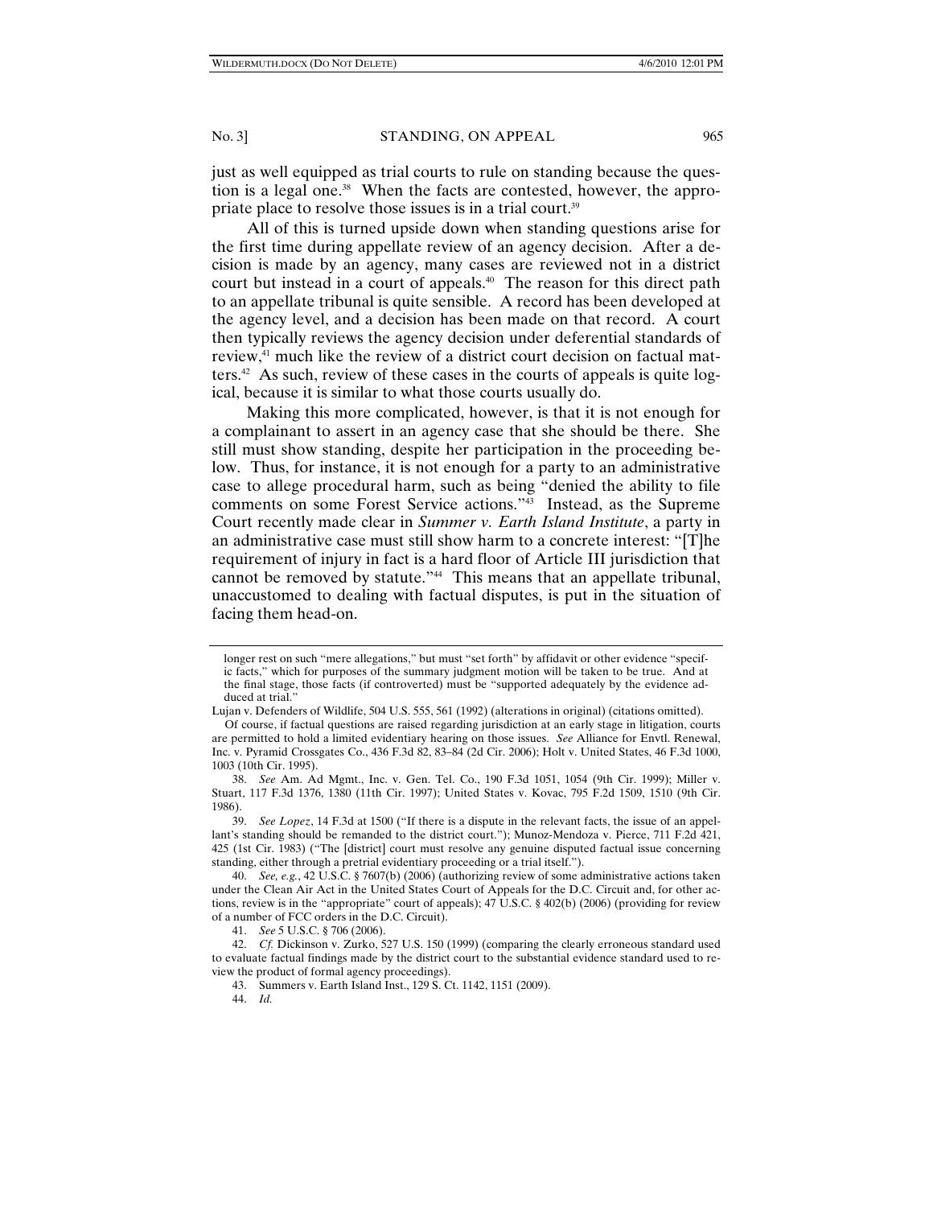just as well equipped as trial courts to rule on standing because the question is a legal one.[38] When the facts are contested, however, the appropriate place to resolve those issues is in a trial court.[39]

All of this is turned upside down when standing questions arise for the first time during appellate review of an agency decision. After a decision is made by an agency, many cases are reviewed not in a district court but instead in a court of appeals.[40] The reason for this direct path to an appellate tribunal is quite sensible. A record has been developed at the agency level, and a decision has been made on that record. A court then typically reviews the agency decision under deferential standards of review,[41] much like the review of a district court decision on factual matters.[42] As such, review of these cases in the courts of appeals is quite logical, because it is similar to what those courts usually do.

Making this more complicated, however, is that it is not enough for a complainant to assert in an agency case that she should be there. She still must show standing, despite her participation in the proceeding below. Thus, for instance, it is not enough for a party to an administrative case to allege procedural harm, such as being "denied the ability to file comments on some Forest Service actions."[43] Instead, as the Supreme Court recently made clear in *Summer v. Earth Island Institute*, a party in an administrative case must still show harm to a concrete interest: "[T]he requirement of injury in fact is a hard floor of Article III jurisdiction that cannot be removed by statute."[44] This means that an appellate tribunal, unaccustomed to dealing with factual disputes, is put in the situation of facing them head-on.

---

longer rest on such "mere allegations," but must "set forth" by affidavit or other evidence "specific facts," which for purposes of the summary judgment motion will be taken to be true. And at the final stage, those facts (if controverted) must be "supported adequately by the evidence adduced at trial."

Lujan v. Defenders of Wildlife, 504 U.S. 555, 561 (1992) (alterations in original) (citations omitted).

Of course, if factual questions are raised regarding jurisdiction at an early stage in litigation, courts are permitted to hold a limited evidentiary hearing on those issues. *See* Alliance for Envtl. Renewal, Inc. v. Pyramid Crossgates Co., 436 F.3d 82, 83–84 (2d Cir. 2006); Holt v. United States, 46 F.3d 1000, 1003 (10th Cir. 1995).

38. *See* Am. Ad Mgmt., Inc. v. Gen. Tel. Co., 190 F.3d 1051, 1054 (9th Cir. 1999); Miller v. Stuart, 117 F.3d 1376, 1380 (11th Cir. 1997); United States v. Kovac, 795 F.2d 1509, 1510 (9th Cir. 1986).

39. *See Lopez*, 14 F.3d at 1500 ("If there is a dispute in the relevant facts, the issue of an appellant's standing should be remanded to the district court."); Munoz-Mendoza v. Pierce, 711 F.2d 421, 425 (1st Cir. 1983) ("The [district] court must resolve any genuine disputed factual issue concerning standing, either through a pretrial evidentiary proceeding or a trial itself.").

40. *See, e.g.*, 42 U.S.C. § 7607(b) (2006) (authorizing review of some administrative actions taken under the Clean Air Act in the United States Court of Appeals for the D.C. Circuit and, for other actions, review is in the "appropriate" court of appeals); 47 U.S.C. § 402(b) (2006) (providing for review of a number of FCC orders in the D.C. Circuit).

41. *See* 5 U.S.C. § 706 (2006).

42. *Cf.* Dickinson v. Zurko, 527 U.S. 150 (1999) (comparing the clearly erroneous standard used to evaluate factual findings made by the district court to the substantial evidence standard used to review the product of formal agency proceedings).

43. Summers v. Earth Island Inst., 129 S. Ct. 1142, 1151 (2009).

44. *Id.*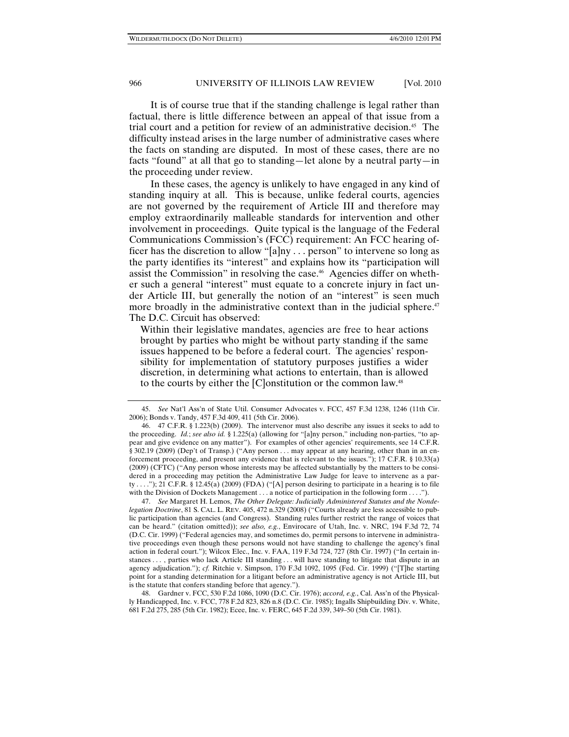It is of course true that if the standing challenge is legal rather than factual, there is little difference between an appeal of that issue from a trial court and a petition for review of an administrative decision.[45] The difficulty instead arises in the large number of administrative cases where the facts on standing are disputed. In most of these cases, there are no facts "found" at all that go to standing—let alone by a neutral party—in the proceeding under review.

In these cases, the agency is unlikely to have engaged in any kind of standing inquiry at all. This is because, unlike federal courts, agencies are not governed by the requirement of Article III and therefore may employ extraordinarily malleable standards for intervention and other involvement in proceedings. Quite typical is the language of the Federal Communications Commission's (FCC) requirement: An FCC hearing officer has the discretion to allow "[a]ny . . . person" to intervene so long as the party identifies its "interest" and explains how its "participation will assist the Commission" in resolving the case.[46] Agencies differ on whether such a general "interest" must equate to a concrete injury in fact under Article III, but generally the notion of an "interest" is seen much more broadly in the administrative context than in the judicial sphere.[47] The D.C. Circuit has observed:

> Within their legislative mandates, agencies are free to hear actions brought by parties who might be without party standing if the same issues happened to be before a federal court. The agencies' responsibility for implementation of statutory purposes justifies a wider discretion, in determining what actions to entertain, than is allowed to the courts by either the [C]onstitution or the common law.[48]

---

45. *See* Nat'l Ass'n of State Util. Consumer Advocates v. FCC, 457 F.3d 1238, 1246 (11th Cir. 2006); Bonds v. Tandy, 457 F.3d 409, 411 (5th Cir. 2006).

46. 47 C.F.R. § 1.223(b) (2009). The intervenor must also describe any issues it seeks to add to the proceeding. *Id.*; *see also id.* § 1.225(a) (allowing for "[a]ny person," including non-parties, "to appear and give evidence on any matter"). For examples of other agencies' requirements, see 14 C.F.R. § 302.19 (2009) (Dep't of Transp.) ("Any person . . . may appear at any hearing, other than in an enforcement proceeding, and present any evidence that is relevant to the issues."); 17 C.F.R. § 10.33(a) (2009) (CFTC) ("Any person whose interests may be affected substantially by the matters to be considered in a proceeding may petition the Administrative Law Judge for leave to intervene as a party . . . ."); 21 C.F.R. § 12.45(a) (2009) (FDA) ("[A] person desiring to participate in a hearing is to file with the Division of Dockets Management . . . a notice of participation in the following form . . . .").

47. *See* Margaret H. Lemos, *The Other Delegate: Judicially Administered Statutes and the Nondelegation Doctrine*, 81 S. CAL. L. REV. 405, 472 n.329 (2008) ("Courts already are less accessible to public participation than agencies (and Congress). Standing rules further restrict the range of voices that can be heard." (citation omitted)); *see also, e.g.*, Envirocare of Utah, Inc. v. NRC, 194 F.3d 72, 74 (D.C. Cir. 1999) ("Federal agencies may, and sometimes do, permit persons to intervene in administrative proceedings even though these persons would not have standing to challenge the agency's final action in federal court."); Wilcox Elec., Inc. v. FAA, 119 F.3d 724, 727 (8th Cir. 1997) ("In certain instances . . . , parties who lack Article III standing . . . will have standing to litigate that dispute in an agency adjudication."); *cf.* Ritchie v. Simpson, 170 F.3d 1092, 1095 (Fed. Cir. 1999) ("[T]he starting point for a standing determination for a litigant before an administrative agency is not Article III, but is the statute that confers standing before that agency.").

48. Gardner v. FCC, 530 F.2d 1086, 1090 (D.C. Cir. 1976); *accord, e.g.*, Cal. Ass'n of the Physically Handicapped, Inc. v. FCC, 778 F.2d 823, 826 n.8 (D.C. Cir. 1985); Ingalls Shipbuilding Div. v. White, 681 F.2d 275, 285 (5th Cir. 1982); Ecee, Inc. v. FERC, 645 F.2d 339, 349–50 (5th Cir. 1981).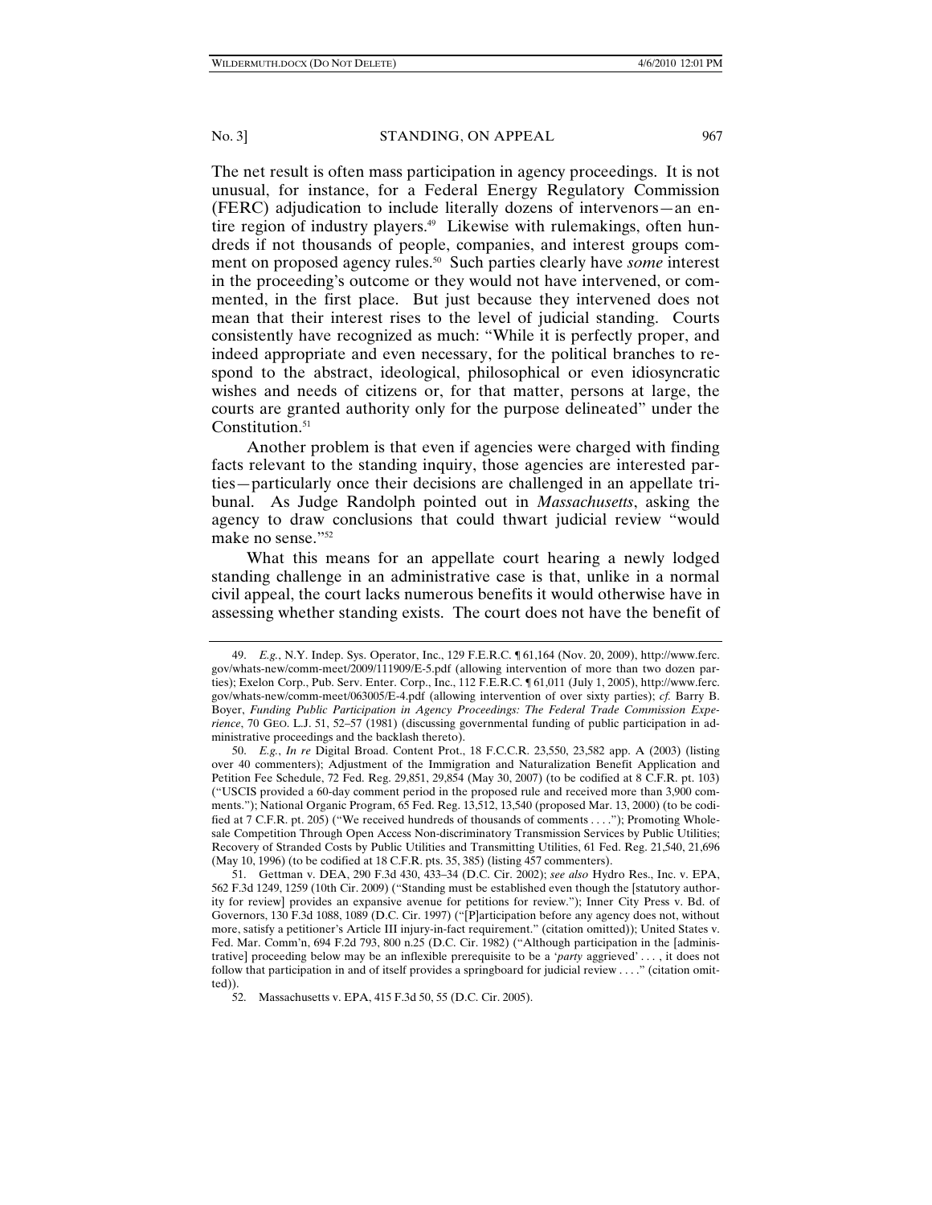The net result is often mass participation in agency proceedings. It is not unusual, for instance, for a Federal Energy Regulatory Commission (FERC) adjudication to include literally dozens of intervenors—an entire region of industry players.[49] Likewise with rulemakings, often hundreds if not thousands of people, companies, and interest groups comment on proposed agency rules.[50] Such parties clearly have *some* interest in the proceeding's outcome or they would not have intervened, or commented, in the first place. But just because they intervened does not mean that their interest rises to the level of judicial standing. Courts consistently have recognized as much: "While it is perfectly proper, and indeed appropriate and even necessary, for the political branches to respond to the abstract, ideological, philosophical or even idiosyncratic wishes and needs of citizens or, for that matter, persons at large, the courts are granted authority only for the purpose delineated" under the Constitution.[51]

Another problem is that even if agencies were charged with finding facts relevant to the standing inquiry, those agencies are interested parties—particularly once their decisions are challenged in an appellate tribunal. As Judge Randolph pointed out in *Massachusetts*, asking the agency to draw conclusions that could thwart judicial review "would make no sense."[52]

What this means for an appellate court hearing a newly lodged standing challenge in an administrative case is that, unlike in a normal civil appeal, the court lacks numerous benefits it would otherwise have in assessing whether standing exists. The court does not have the benefit of

---

49. *E.g.*, N.Y. Indep. Sys. Operator, Inc., 129 F.E.R.C. ¶ 61,164 (Nov. 20, 2009), http://www.ferc.gov/whats-new/comm-meet/2009/111909/E-5.pdf (allowing intervention of more than two dozen parties); Exelon Corp., Pub. Serv. Enter. Corp., Inc., 112 F.E.R.C. ¶ 61,011 (July 1, 2005), http://www.ferc.gov/whats-new/comm-meet/063005/E-4.pdf (allowing intervention of over sixty parties); *cf.* Barry B. Boyer, *Funding Public Participation in Agency Proceedings: The Federal Trade Commission Experience*, 70 GEO. L.J. 51, 52–57 (1981) (discussing governmental funding of public participation in administrative proceedings and the backlash thereto).

50. *E.g.*, *In re* Digital Broad. Content Prot., 18 F.C.C.R. 23,550, 23,582 app. A (2003) (listing over 40 commenters); Adjustment of the Immigration and Naturalization Benefit Application and Petition Fee Schedule, 72 Fed. Reg. 29,851, 29,854 (May 30, 2007) (to be codified at 8 C.F.R. pt. 103) ("USCIS provided a 60-day comment period in the proposed rule and received more than 3,900 comments."); National Organic Program, 65 Fed. Reg. 13,512, 13,540 (proposed Mar. 13, 2000) (to be codified at 7 C.F.R. pt. 205) ("We received hundreds of thousands of comments . . . ."); Promoting Wholesale Competition Through Open Access Non-discriminatory Transmission Services by Public Utilities; Recovery of Stranded Costs by Public Utilities and Transmitting Utilities, 61 Fed. Reg. 21,540, 21,696 (May 10, 1996) (to be codified at 18 C.F.R. pts. 35, 385) (listing 457 commenters).

51. Gettman v. DEA, 290 F.3d 430, 433–34 (D.C. Cir. 2002); *see also* Hydro Res., Inc. v. EPA, 562 F.3d 1249, 1259 (10th Cir. 2009) ("Standing must be established even though the [statutory authority for review] provides an expansive avenue for petitions for review."); Inner City Press v. Bd. of Governors, 130 F.3d 1088, 1089 (D.C. Cir. 1997) ("[P]articipation before any agency does not, without more, satisfy a petitioner's Article III injury-in-fact requirement." (citation omitted)); United States v. Fed. Mar. Comm'n, 694 F.2d 793, 800 n.25 (D.C. Cir. 1982) ("Although participation in the [administrative] proceeding below may be an inflexible prerequisite to be a '*party* aggrieved' . . . , it does not follow that participation in and of itself provides a springboard for judicial review . . . ." (citation omitted)).

52. Massachusetts v. EPA, 415 F.3d 50, 55 (D.C. Cir. 2005).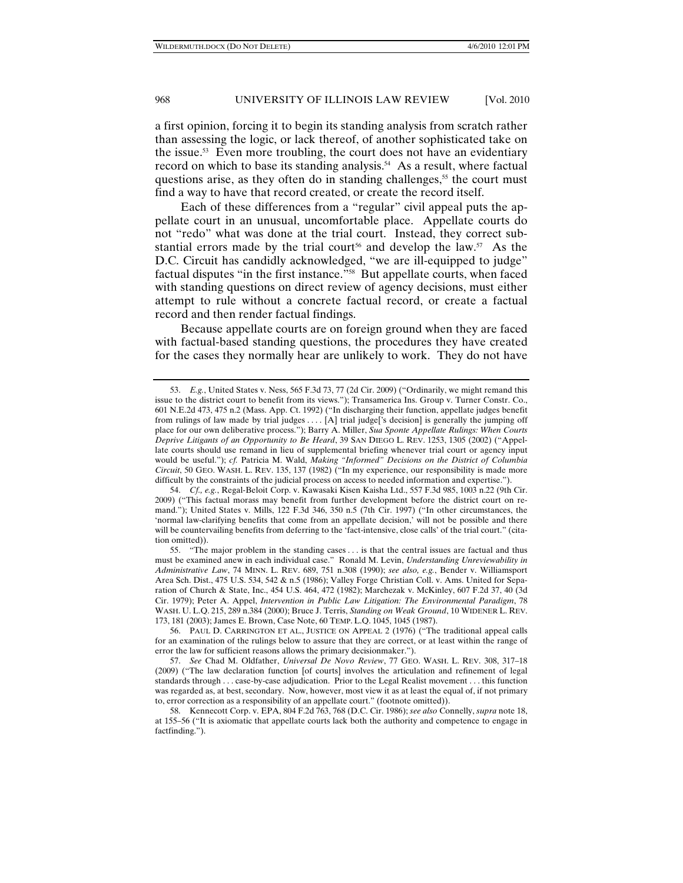a first opinion, forcing it to begin its standing analysis from scratch rather than assessing the logic, or lack thereof, of another sophisticated take on the issue.[53] Even more troubling, the court does not have an evidentiary record on which to base its standing analysis.[54] As a result, where factual questions arise, as they often do in standing challenges,[55] the court must find a way to have that record created, or create the record itself.

Each of these differences from a "regular" civil appeal puts the appellate court in an unusual, uncomfortable place. Appellate courts do not "redo" what was done at the trial court. Instead, they correct substantial errors made by the trial court[56] and develop the law.[57] As the D.C. Circuit has candidly acknowledged, "we are ill-equipped to judge" factual disputes "in the first instance."[58] But appellate courts, when faced with standing questions on direct review of agency decisions, must either attempt to rule without a concrete factual record, or create a factual record and then render factual findings.

Because appellate courts are on foreign ground when they are faced with factual-based standing questions, the procedures they have created for the cases they normally hear are unlikely to work. They do not have

---

53. *E.g.*, United States v. Ness, 565 F.3d 73, 77 (2d Cir. 2009) ("Ordinarily, we might remand this issue to the district court to benefit from its views."); Transamerica Ins. Group v. Turner Constr. Co., 601 N.E.2d 473, 475 n.2 (Mass. App. Ct. 1992) ("In discharging their function, appellate judges benefit from rulings of law made by trial judges . . . . [A] trial judge['s decision] is generally the jumping off place for our own deliberative process."); Barry A. Miller, *Sua Sponte Appellate Rulings: When Courts Deprive Litigants of an Opportunity to Be Heard*, 39 SAN DIEGO L. REV. 1253, 1305 (2002) ("Appellate courts should use remand in lieu of supplemental briefing whenever trial court or agency input would be useful."); *cf.* Patricia M. Wald, *Making "Informed" Decisions on the District of Columbia Circuit*, 50 GEO. WASH. L. REV. 135, 137 (1982) ("In my experience, our responsibility is made more difficult by the constraints of the judicial process on access to needed information and expertise.").

54. *Cf., e.g.*, Regal-Beloit Corp. v. Kawasaki Kisen Kaisha Ltd., 557 F.3d 985, 1003 n.22 (9th Cir. 2009) ("This factual morass may benefit from further development before the district court on remand."); United States v. Mills, 122 F.3d 346, 350 n.5 (7th Cir. 1997) ("In other circumstances, the 'normal law-clarifying benefits that come from an appellate decision,' will not be possible and there will be countervailing benefits from deferring to the 'fact-intensive, close calls' of the trial court." (citation omitted)).

55. "The major problem in the standing cases . . . is that the central issues are factual and thus must be examined anew in each individual case." Ronald M. Levin, *Understanding Unreviewability in Administrative Law*, 74 MINN. L. REV. 689, 751 n.308 (1990); *see also, e.g.*, Bender v. Williamsport Area Sch. Dist., 475 U.S. 534, 542 & n.5 (1986); Valley Forge Christian Coll. v. Ams. United for Separation of Church & State, Inc., 454 U.S. 464, 472 (1982); Marchezak v. McKinley, 607 F.2d 37, 40 (3d Cir. 1979); Peter A. Appel, *Intervention in Public Law Litigation: The Environmental Paradigm*, 78 WASH. U. L.Q. 215, 289 n.384 (2000); Bruce J. Terris, *Standing on Weak Ground*, 10 WIDENER L. REV. 173, 181 (2003); James E. Brown, Case Note, 60 TEMP. L.Q. 1045, 1045 (1987).

56. PAUL D. CARRINGTON ET AL., JUSTICE ON APPEAL 2 (1976) ("The traditional appeal calls for an examination of the rulings below to assure that they are correct, or at least within the range of error the law for sufficient reasons allows the primary decisionmaker.").

57. *See* Chad M. Oldfather, *Universal De Novo Review*, 77 GEO. WASH. L. REV. 308, 317–18 (2009) ("The law declaration function [of courts] involves the articulation and refinement of legal standards through . . . case-by-case adjudication. Prior to the Legal Realist movement . . . this function was regarded as, at best, secondary. Now, however, most view it as at least the equal of, if not primary to, error correction as a responsibility of an appellate court." (footnote omitted)).

58. Kennecott Corp. v. EPA, 804 F.2d 763, 768 (D.C. Cir. 1986); *see also* Connelly, *supra* note 18, at 155–56 ("It is axiomatic that appellate courts lack both the authority and competence to engage in factfinding.").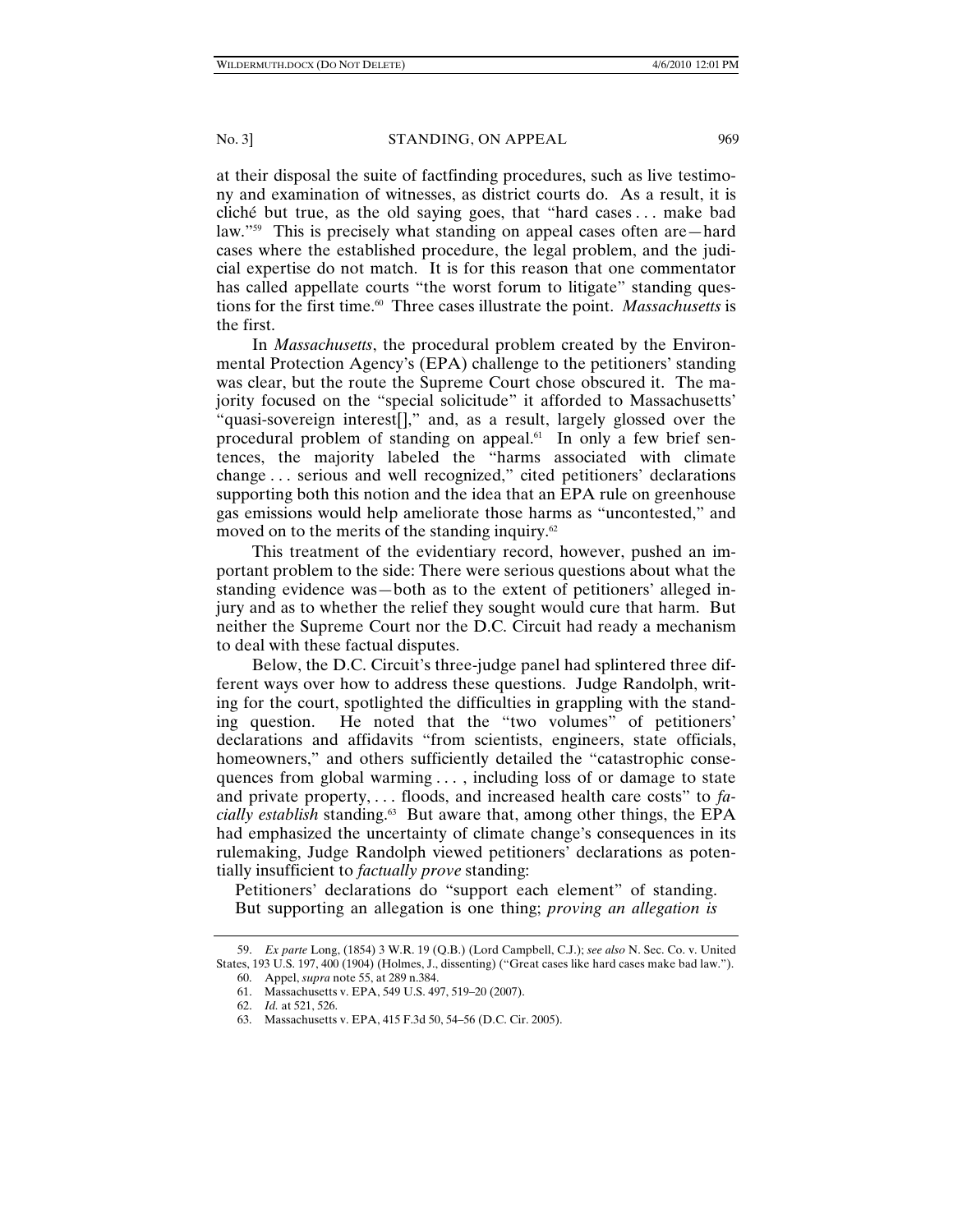at their disposal the suite of factfinding procedures, such as live testimony and examination of witnesses, as district courts do. As a result, it is cliché but true, as the old saying goes, that "hard cases . . . make bad law."[59] This is precisely what standing on appeal cases often are—hard cases where the established procedure, the legal problem, and the judicial expertise do not match. It is for this reason that one commentator has called appellate courts "the worst forum to litigate" standing questions for the first time.[60] Three cases illustrate the point. *Massachusetts* is the first.

In *Massachusetts*, the procedural problem created by the Environmental Protection Agency's (EPA) challenge to the petitioners' standing was clear, but the route the Supreme Court chose obscured it. The majority focused on the "special solicitude" it afforded to Massachusetts' "quasi-sovereign interest[]," and, as a result, largely glossed over the procedural problem of standing on appeal.[61] In only a few brief sentences, the majority labeled the "harms associated with climate change . . . serious and well recognized," cited petitioners' declarations supporting both this notion and the idea that an EPA rule on greenhouse gas emissions would help ameliorate those harms as "uncontested," and moved on to the merits of the standing inquiry.[62]

This treatment of the evidentiary record, however, pushed an important problem to the side: There were serious questions about what the standing evidence was—both as to the extent of petitioners' alleged injury and as to whether the relief they sought would cure that harm. But neither the Supreme Court nor the D.C. Circuit had ready a mechanism to deal with these factual disputes.

Below, the D.C. Circuit's three-judge panel had splintered three different ways over how to address these questions. Judge Randolph, writing for the court, spotlighted the difficulties in grappling with the standing question. He noted that the "two volumes" of petitioners' declarations and affidavits "from scientists, engineers, state officials, homeowners," and others sufficiently detailed the "catastrophic consequences from global warming . . . , including loss of or damage to state and private property, . . . floods, and increased health care costs" to *facially establish* standing.[63] But aware that, among other things, the EPA had emphasized the uncertainty of climate change's consequences in its rulemaking, Judge Randolph viewed petitioners' declarations as potentially insufficient to *factually prove* standing:

> Petitioners' declarations do "support each element" of standing. But supporting an allegation is one thing; *proving an allegation is*

---

59. *Ex parte* Long, (1854) 3 W.R. 19 (Q.B.) (Lord Campbell, C.J.); *see also* N. Sec. Co. v. United States, 193 U.S. 197, 400 (1904) (Holmes, J., dissenting) ("Great cases like hard cases make bad law.").

60. Appel, *supra* note 55, at 289 n.384.

61. Massachusetts v. EPA, 549 U.S. 497, 519–20 (2007).

62. *Id.* at 521, 526.

63. Massachusetts v. EPA, 415 F.3d 50, 54–56 (D.C. Cir. 2005).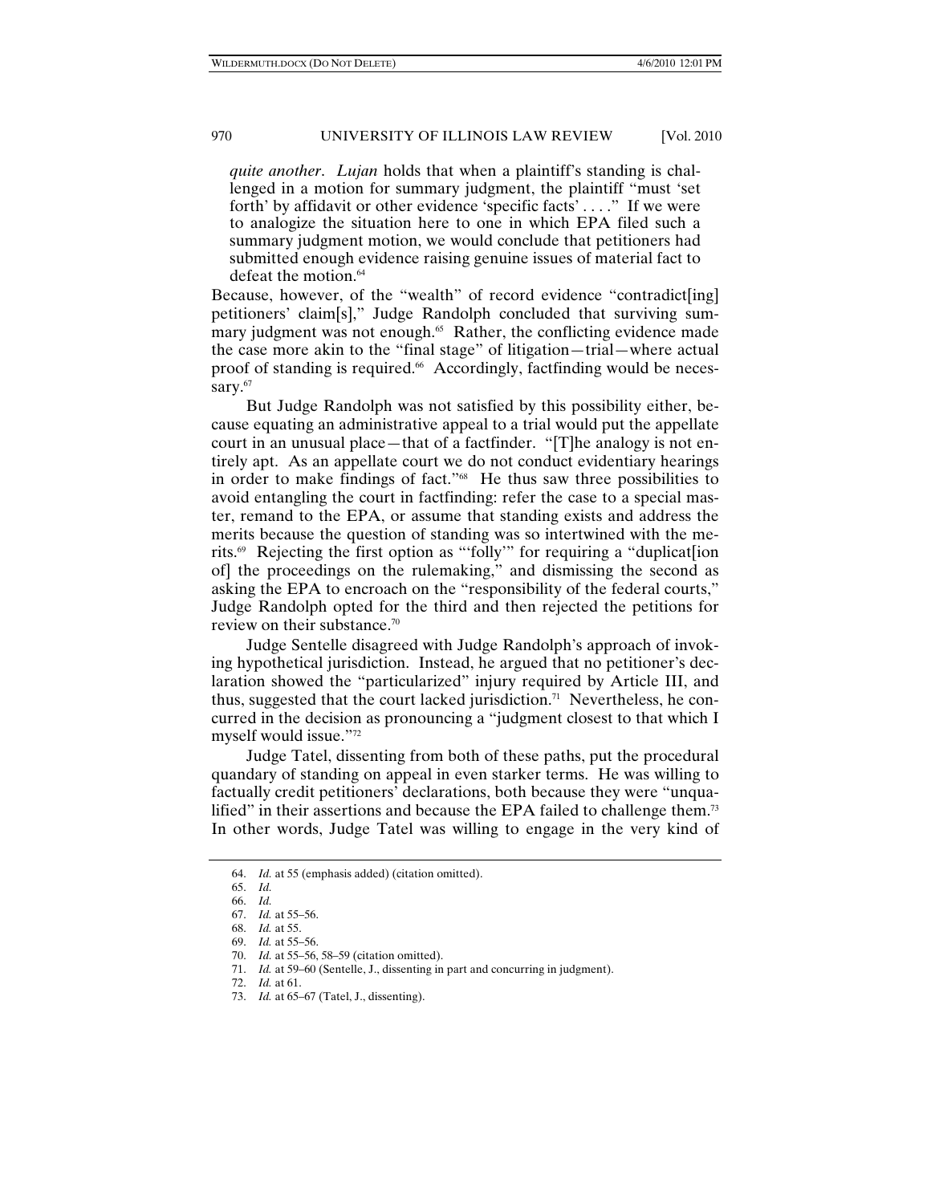*quite another*. *Lujan* holds that when a plaintiff's standing is challenged in a motion for summary judgment, the plaintiff "must 'set forth' by affidavit or other evidence 'specific facts' . . . ." If we were to analogize the situation here to one in which EPA filed such a summary judgment motion, we would conclude that petitioners had submitted enough evidence raising genuine issues of material fact to defeat the motion.[64]

Because, however, of the "wealth" of record evidence "contradict[ing] petitioners' claim[s]," Judge Randolph concluded that surviving summary judgment was not enough.[65] Rather, the conflicting evidence made the case more akin to the "final stage" of litigation—trial—where actual proof of standing is required.[66] Accordingly, factfinding would be necessary.[67]

But Judge Randolph was not satisfied by this possibility either, because equating an administrative appeal to a trial would put the appellate court in an unusual place—that of a factfinder. "[T]he analogy is not entirely apt. As an appellate court we do not conduct evidentiary hearings in order to make findings of fact."[68] He thus saw three possibilities to avoid entangling the court in factfinding: refer the case to a special master, remand to the EPA, or assume that standing exists and address the merits because the question of standing was so intertwined with the merits.[69] Rejecting the first option as "'folly'" for requiring a "duplicat[ion of] the proceedings on the rulemaking," and dismissing the second as asking the EPA to encroach on the "responsibility of the federal courts," Judge Randolph opted for the third and then rejected the petitions for review on their substance.[70]

Judge Sentelle disagreed with Judge Randolph's approach of invoking hypothetical jurisdiction. Instead, he argued that no petitioner's declaration showed the "particularized" injury required by Article III, and thus, suggested that the court lacked jurisdiction.[71] Nevertheless, he concurred in the decision as pronouncing a "judgment closest to that which I myself would issue."[72]

Judge Tatel, dissenting from both of these paths, put the procedural quandary of standing on appeal in even starker terms. He was willing to factually credit petitioners' declarations, both because they were "unqualified" in their assertions and because the EPA failed to challenge them.[73] In other words, Judge Tatel was willing to engage in the very kind of

---

64. *Id.* at 55 (emphasis added) (citation omitted).
65. *Id.*
66. *Id.*
67. *Id.* at 55–56.
68. *Id.* at 55.
69. *Id.* at 55–56.
70. *Id.* at 55–56, 58–59 (citation omitted).
71. *Id.* at 59–60 (Sentelle, J., dissenting in part and concurring in judgment).
72. *Id.* at 61.
73. *Id.* at 65–67 (Tatel, J., dissenting).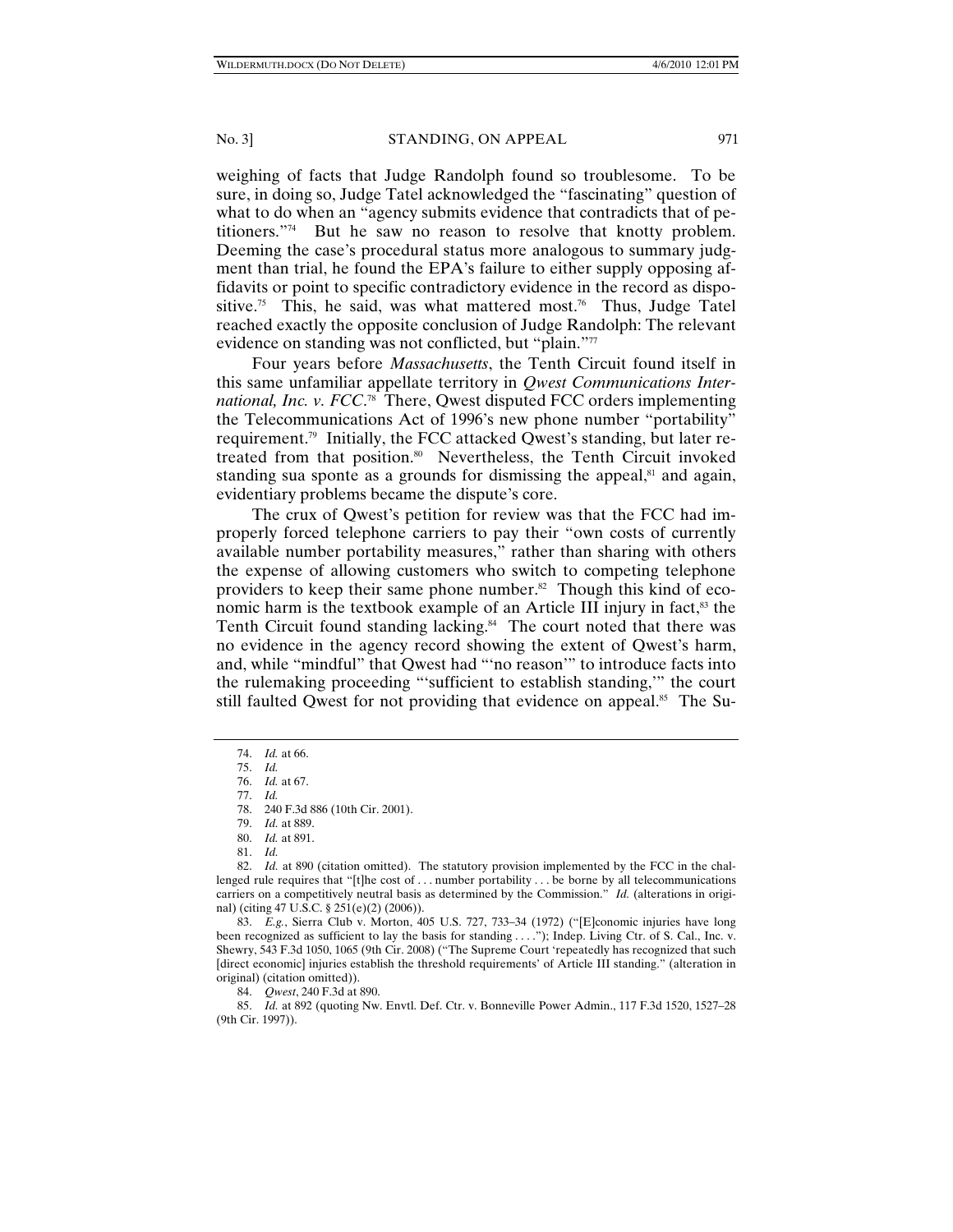weighing of facts that Judge Randolph found so troublesome. To be sure, in doing so, Judge Tatel acknowledged the "fascinating" question of what to do when an "agency submits evidence that contradicts that of petitioners."[74] But he saw no reason to resolve that knotty problem. Deeming the case's procedural status more analogous to summary judgment than trial, he found the EPA's failure to either supply opposing affidavits or point to specific contradictory evidence in the record as dispositive.[75] This, he said, was what mattered most.[76] Thus, Judge Tatel reached exactly the opposite conclusion of Judge Randolph: The relevant evidence on standing was not conflicted, but "plain."[77]

Four years before *Massachusetts*, the Tenth Circuit found itself in this same unfamiliar appellate territory in *Qwest Communications International, Inc. v. FCC*.[78] There, Qwest disputed FCC orders implementing the Telecommunications Act of 1996's new phone number "portability" requirement.[79] Initially, the FCC attacked Qwest's standing, but later retreated from that position.[80] Nevertheless, the Tenth Circuit invoked standing sua sponte as a grounds for dismissing the appeal,[81] and again, evidentiary problems became the dispute's core.

The crux of Qwest's petition for review was that the FCC had improperly forced telephone carriers to pay their "own costs of currently available number portability measures," rather than sharing with others the expense of allowing customers who switch to competing telephone providers to keep their same phone number.[82] Though this kind of economic harm is the textbook example of an Article III injury in fact,[83] the Tenth Circuit found standing lacking.[84] The court noted that there was no evidence in the agency record showing the extent of Qwest's harm, and, while "mindful" that Qwest had "'no reason'" to introduce facts into the rulemaking proceeding "'sufficient to establish standing,'" the court still faulted Qwest for not providing that evidence on appeal.[85] The Su-

74. *Id.* at 66.

75. *Id.*

76. *Id.* at 67.

77. *Id.*

78. 240 F.3d 886 (10th Cir. 2001).

79. *Id.* at 889.

80. *Id.* at 891.

81. *Id.*

82. *Id.* at 890 (citation omitted). The statutory provision implemented by the FCC in the challenged rule requires that "[t]he cost of . . . number portability . . . be borne by all telecommunications carriers on a competitively neutral basis as determined by the Commission." *Id.* (alterations in original) (citing 47 U.S.C. § 251(e)(2) (2006)).

83. *E.g.*, Sierra Club v. Morton, 405 U.S. 727, 733–34 (1972) ("[E]conomic injuries have long been recognized as sufficient to lay the basis for standing . . . ."); Indep. Living Ctr. of S. Cal., Inc. v. Shewry, 543 F.3d 1050, 1065 (9th Cir. 2008) ("The Supreme Court 'repeatedly has recognized that such [direct economic] injuries establish the threshold requirements' of Article III standing." (alteration in original) (citation omitted)).

84. *Qwest*, 240 F.3d at 890.

85. *Id.* at 892 (quoting Nw. Envtl. Def. Ctr. v. Bonneville Power Admin., 117 F.3d 1520, 1527–28 (9th Cir. 1997)).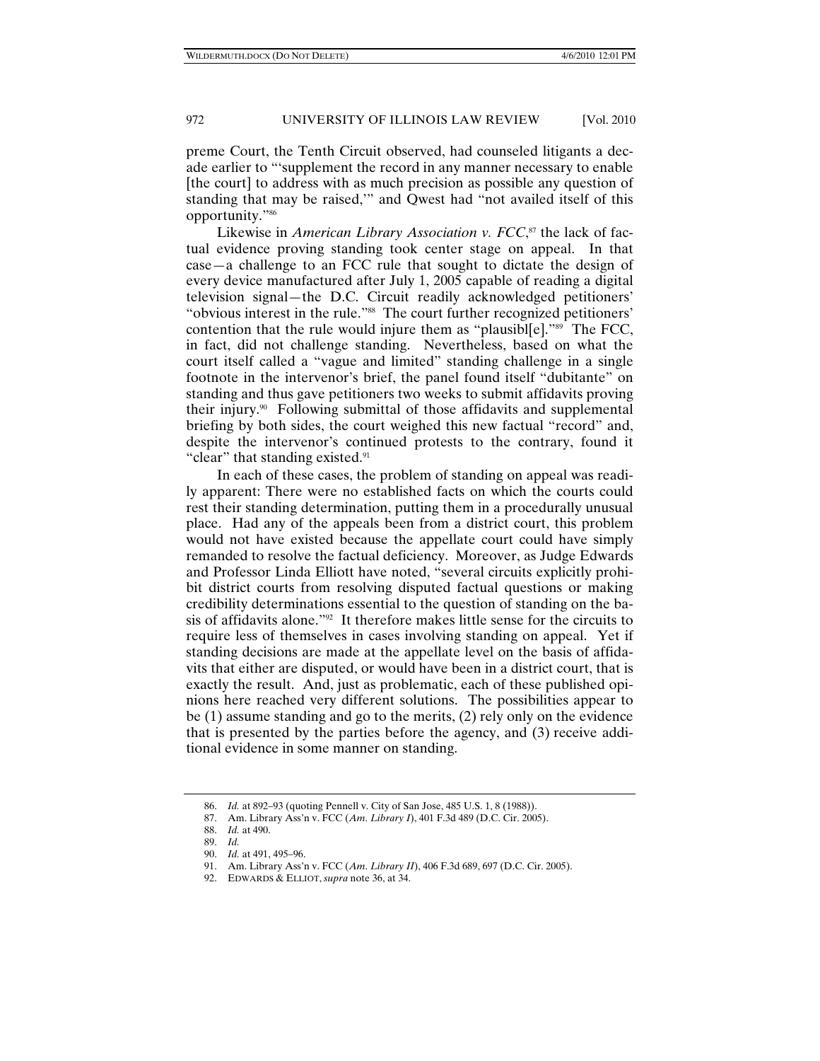preme Court, the Tenth Circuit observed, had counseled litigants a decade earlier to "'supplement the record in any manner necessary to enable [the court] to address with as much precision as possible any question of standing that may be raised,'" and Qwest had "not availed itself of this opportunity."[86]

Likewise in *American Library Association v. FCC*,[87] the lack of factual evidence proving standing took center stage on appeal. In that case—a challenge to an FCC rule that sought to dictate the design of every device manufactured after July 1, 2005 capable of reading a digital television signal—the D.C. Circuit readily acknowledged petitioners' "obvious interest in the rule."[88] The court further recognized petitioners' contention that the rule would injure them as "plausibl[e]."[89] The FCC, in fact, did not challenge standing. Nevertheless, based on what the court itself called a "vague and limited" standing challenge in a single footnote in the intervenor's brief, the panel found itself "dubitante" on standing and thus gave petitioners two weeks to submit affidavits proving their injury.[90] Following submittal of those affidavits and supplemental briefing by both sides, the court weighed this new factual "record" and, despite the intervenor's continued protests to the contrary, found it "clear" that standing existed.[91]

In each of these cases, the problem of standing on appeal was readily apparent: There were no established facts on which the courts could rest their standing determination, putting them in a procedurally unusual place. Had any of the appeals been from a district court, this problem would not have existed because the appellate court could have simply remanded to resolve the factual deficiency. Moreover, as Judge Edwards and Professor Linda Elliott have noted, "several circuits explicitly prohibit district courts from resolving disputed factual questions or making credibility determinations essential to the question of standing on the basis of affidavits alone."[92] It therefore makes little sense for the circuits to require less of themselves in cases involving standing on appeal. Yet if standing decisions are made at the appellate level on the basis of affidavits that either are disputed, or would have been in a district court, that is exactly the result. And, just as problematic, each of these published opinions here reached very different solutions. The possibilities appear to be (1) assume standing and go to the merits, (2) rely only on the evidence that is presented by the parties before the agency, and (3) receive additional evidence in some manner on standing.

---

86. *Id.* at 892–93 (quoting Pennell v. City of San Jose, 485 U.S. 1, 8 (1988)).

87. Am. Library Ass'n v. FCC (*Am. Library I*), 401 F.3d 489 (D.C. Cir. 2005).

88. *Id.* at 490.

89. *Id.*

90. *Id.* at 491, 495–96.

91. Am. Library Ass'n v. FCC (*Am. Library II*), 406 F.3d 689, 697 (D.C. Cir. 2005).

92. EDWARDS & ELLIOT, *supra* note 36, at 34.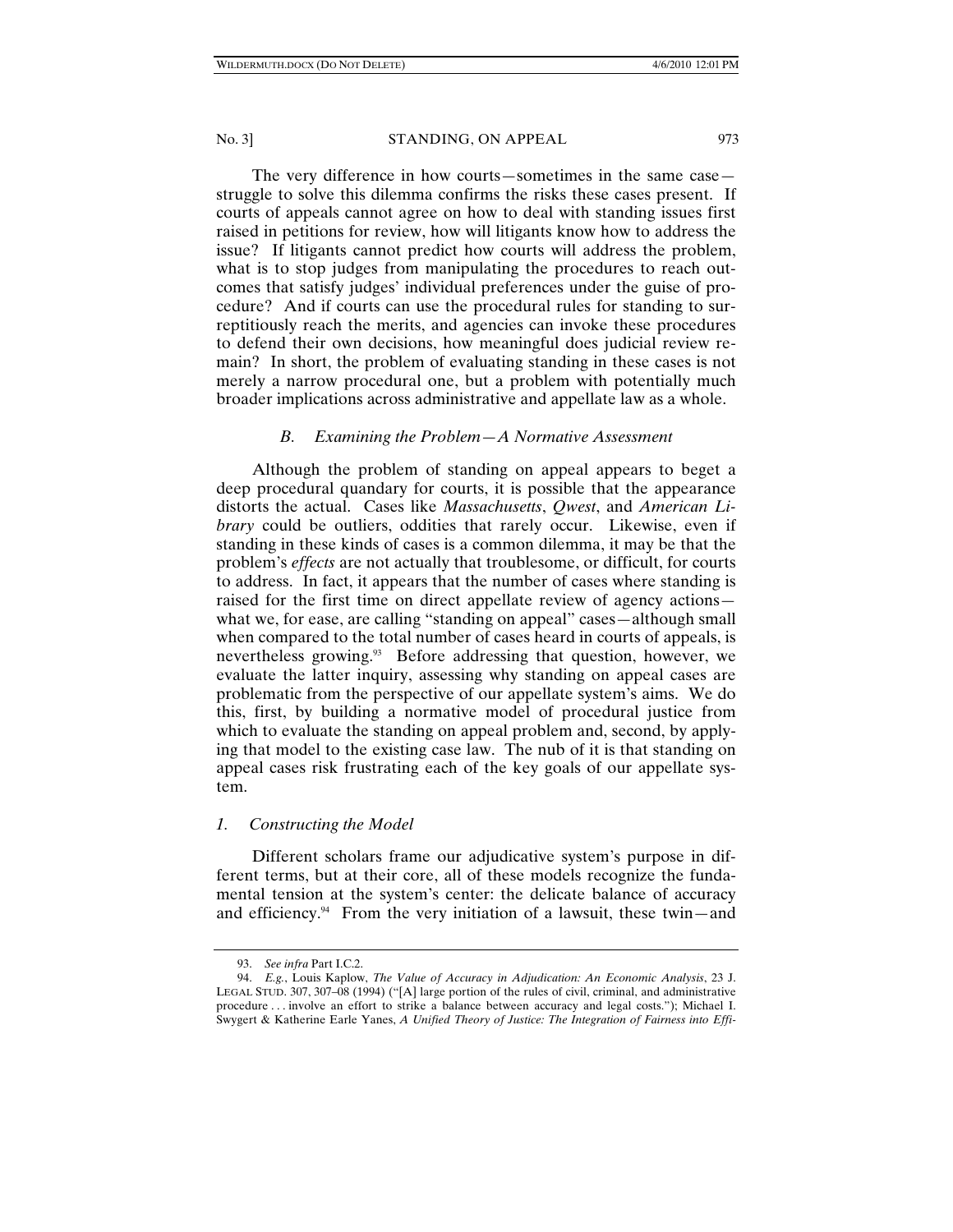The very difference in how courts—sometimes in the same case—struggle to solve this dilemma confirms the risks these cases present. If courts of appeals cannot agree on how to deal with standing issues first raised in petitions for review, how will litigants know how to address the issue? If litigants cannot predict how courts will address the problem, what is to stop judges from manipulating the procedures to reach outcomes that satisfy judges' individual preferences under the guise of procedure? And if courts can use the procedural rules for standing to surreptitiously reach the merits, and agencies can invoke these procedures to defend their own decisions, how meaningful does judicial review remain? In short, the problem of evaluating standing in these cases is not merely a narrow procedural one, but a problem with potentially much broader implications across administrative and appellate law as a whole.

### *B. Examining the Problem—A Normative Assessment*

Although the problem of standing on appeal appears to beget a deep procedural quandary for courts, it is possible that the appearance distorts the actual. Cases like *Massachusetts*, *Qwest*, and *American Library* could be outliers, oddities that rarely occur. Likewise, even if standing in these kinds of cases is a common dilemma, it may be that the problem's *effects* are not actually that troublesome, or difficult, for courts to address. In fact, it appears that the number of cases where standing is raised for the first time on direct appellate review of agency actions—what we, for ease, are calling "standing on appeal" cases—although small when compared to the total number of cases heard in courts of appeals, is nevertheless growing.[93] Before addressing that question, however, we evaluate the latter inquiry, assessing why standing on appeal cases are problematic from the perspective of our appellate system's aims. We do this, first, by building a normative model of procedural justice from which to evaluate the standing on appeal problem and, second, by applying that model to the existing case law. The nub of it is that standing on appeal cases risk frustrating each of the key goals of our appellate system.

#### *1. Constructing the Model*

Different scholars frame our adjudicative system's purpose in different terms, but at their core, all of these models recognize the fundamental tension at the system's center: the delicate balance of accuracy and efficiency.[94] From the very initiation of a lawsuit, these twin—and

---

93. *See infra* Part I.C.2.

94. *E.g.*, Louis Kaplow, *The Value of Accuracy in Adjudication: An Economic Analysis*, 23 J. LEGAL STUD. 307, 307–08 (1994) ("[A] large portion of the rules of civil, criminal, and administrative procedure . . . involve an effort to strike a balance between accuracy and legal costs."); Michael I. Swygert & Katherine Earle Yanes, *A Unified Theory of Justice: The Integration of Fairness into Effi-*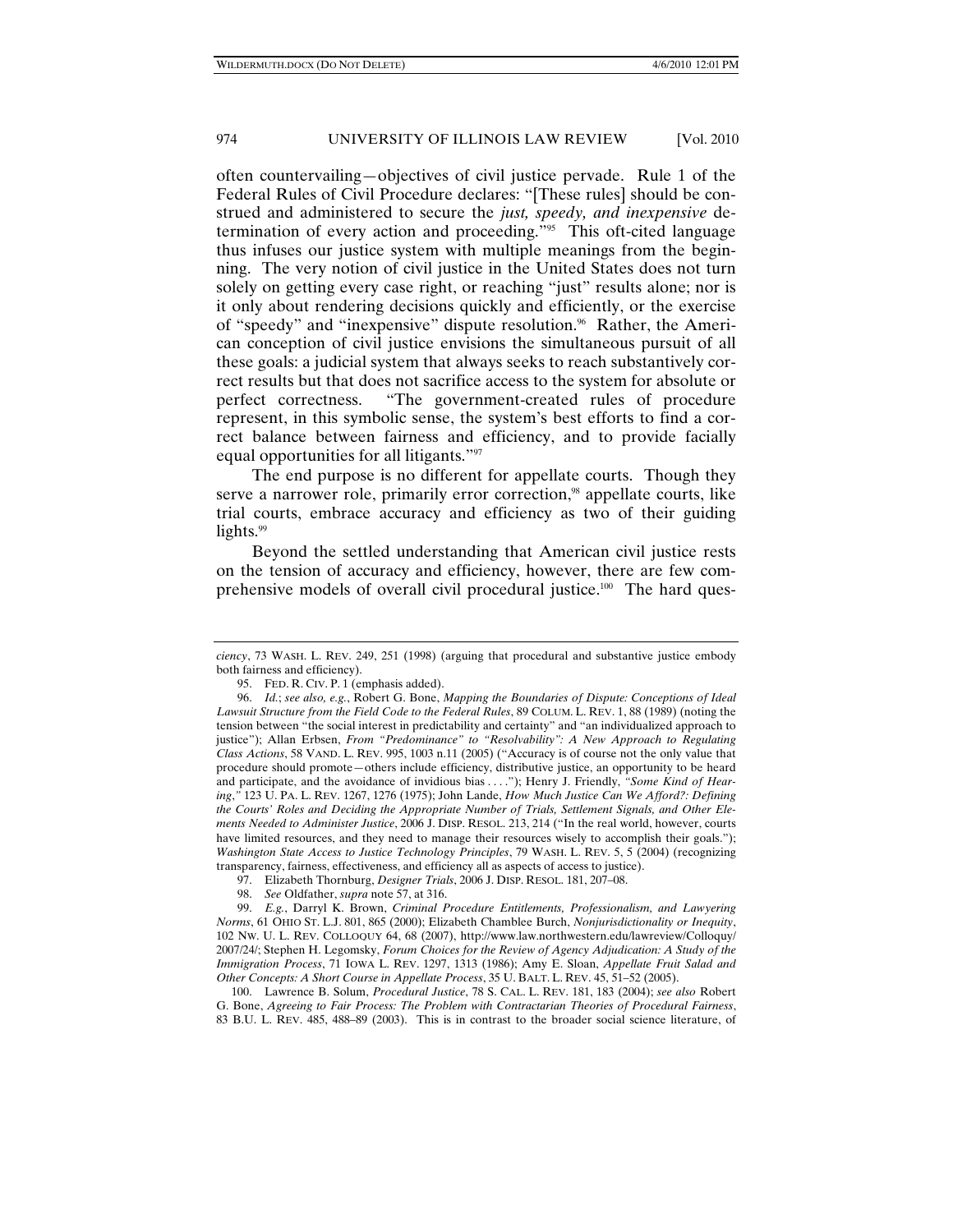often countervailing—objectives of civil justice pervade. Rule 1 of the Federal Rules of Civil Procedure declares: "[These rules] should be construed and administered to secure the *just, speedy, and inexpensive* determination of every action and proceeding."[95] This oft-cited language thus infuses our justice system with multiple meanings from the beginning. The very notion of civil justice in the United States does not turn solely on getting every case right, or reaching "just" results alone; nor is it only about rendering decisions quickly and efficiently, or the exercise of "speedy" and "inexpensive" dispute resolution.[96] Rather, the American conception of civil justice envisions the simultaneous pursuit of all these goals: a judicial system that always seeks to reach substantively correct results but that does not sacrifice access to the system for absolute or perfect correctness. "The government-created rules of procedure represent, in this symbolic sense, the system's best efforts to find a correct balance between fairness and efficiency, and to provide facially equal opportunities for all litigants."[97]

The end purpose is no different for appellate courts. Though they serve a narrower role, primarily error correction,[98] appellate courts, like trial courts, embrace accuracy and efficiency as two of their guiding lights.[99]

Beyond the settled understanding that American civil justice rests on the tension of accuracy and efficiency, however, there are few comprehensive models of overall civil procedural justice.[100] The hard ques-

---

*ciency*, 73 WASH. L. REV. 249, 251 (1998) (arguing that procedural and substantive justice embody both fairness and efficiency).

95. FED. R. CIV. P. 1 (emphasis added).

96. *Id.*; *see also, e.g.*, Robert G. Bone, *Mapping the Boundaries of Dispute: Conceptions of Ideal Lawsuit Structure from the Field Code to the Federal Rules*, 89 COLUM. L. REV. 1, 88 (1989) (noting the tension between "the social interest in predictability and certainty" and "an individualized approach to justice"); Allan Erbsen, *From "Predominance" to "Resolvability": A New Approach to Regulating Class Actions*, 58 VAND. L. REV. 995, 1003 n.11 (2005) ("Accuracy is of course not the only value that procedure should promote—others include efficiency, distributive justice, an opportunity to be heard and participate, and the avoidance of invidious bias . . . ."); Henry J. Friendly, *"Some Kind of Hearing,"* 123 U. PA. L. REV. 1267, 1276 (1975); John Lande, *How Much Justice Can We Afford?: Defining the Courts' Roles and Deciding the Appropriate Number of Trials, Settlement Signals, and Other Elements Needed to Administer Justice*, 2006 J. DISP. RESOL. 213, 214 ("In the real world, however, courts have limited resources, and they need to manage their resources wisely to accomplish their goals."); *Washington State Access to Justice Technology Principles*, 79 WASH. L. REV. 5, 5 (2004) (recognizing transparency, fairness, effectiveness, and efficiency all as aspects of access to justice).

97. Elizabeth Thornburg, *Designer Trials*, 2006 J. DISP. RESOL. 181, 207–08.

98. *See* Oldfather, *supra* note 57, at 316.

99. *E.g.*, Darryl K. Brown, *Criminal Procedure Entitlements, Professionalism, and Lawyering Norms*, 61 OHIO ST. L.J. 801, 865 (2000); Elizabeth Chamblee Burch, *Nonjurisdictionality or Inequity*, 102 NW. U. L. REV. COLLOQUY 64, 68 (2007), http://www.law.northwestern.edu/lawreview/Colloquy/2007/24/; Stephen H. Legomsky, *Forum Choices for the Review of Agency Adjudication: A Study of the Immigration Process*, 71 IOWA L. REV. 1297, 1313 (1986); Amy E. Sloan, *Appellate Fruit Salad and Other Concepts: A Short Course in Appellate Process*, 35 U. BALT. L. REV. 45, 51–52 (2005).

100. Lawrence B. Solum, *Procedural Justice*, 78 S. CAL. L. REV. 181, 183 (2004); *see also* Robert G. Bone, *Agreeing to Fair Process: The Problem with Contractarian Theories of Procedural Fairness*, 83 B.U. L. REV. 485, 488–89 (2003). This is in contrast to the broader social science literature, of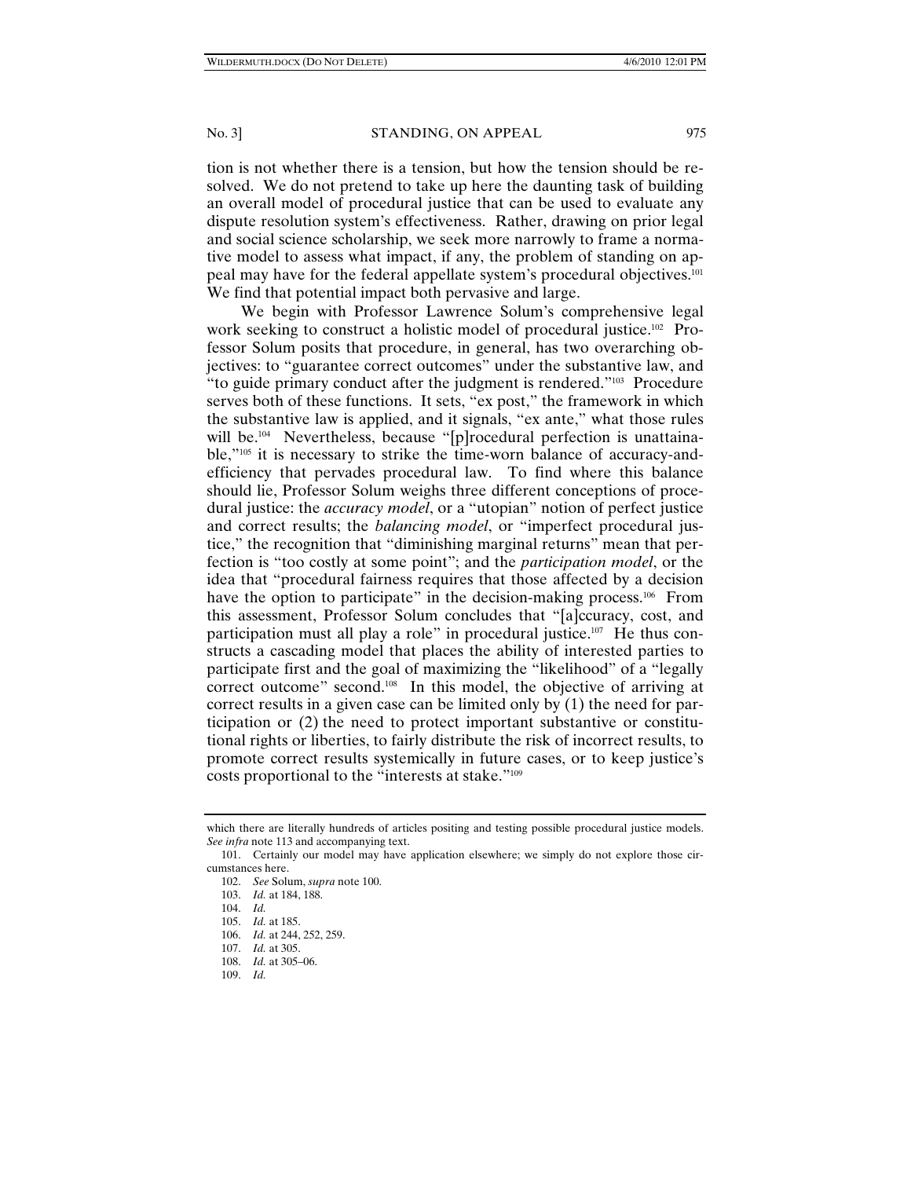tion is not whether there is a tension, but how the tension should be resolved. We do not pretend to take up here the daunting task of building an overall model of procedural justice that can be used to evaluate any dispute resolution system's effectiveness. Rather, drawing on prior legal and social science scholarship, we seek more narrowly to frame a normative model to assess what impact, if any, the problem of standing on appeal may have for the federal appellate system's procedural objectives.[101] We find that potential impact both pervasive and large.

We begin with Professor Lawrence Solum's comprehensive legal work seeking to construct a holistic model of procedural justice.[102] Professor Solum posits that procedure, in general, has two overarching objectives: to "guarantee correct outcomes" under the substantive law, and "to guide primary conduct after the judgment is rendered."[103] Procedure serves both of these functions. It sets, "ex post," the framework in which the substantive law is applied, and it signals, "ex ante," what those rules will be.[104] Nevertheless, because "[p]rocedural perfection is unattainable,"[105] it is necessary to strike the time-worn balance of accuracy-and-efficiency that pervades procedural law. To find where this balance should lie, Professor Solum weighs three different conceptions of procedural justice: the *accuracy model*, or a "utopian" notion of perfect justice and correct results; the *balancing model*, or "imperfect procedural justice," the recognition that "diminishing marginal returns" mean that perfection is "too costly at some point"; and the *participation model*, or the idea that "procedural fairness requires that those affected by a decision have the option to participate" in the decision-making process.[106] From this assessment, Professor Solum concludes that "[a]ccuracy, cost, and participation must all play a role" in procedural justice.[107] He thus constructs a cascading model that places the ability of interested parties to participate first and the goal of maximizing the "likelihood" of a "legally correct outcome" second.[108] In this model, the objective of arriving at correct results in a given case can be limited only by (1) the need for participation or (2) the need to protect important substantive or constitutional rights or liberties, to fairly distribute the risk of incorrect results, to promote correct results systemically in future cases, or to keep justice's costs proportional to the "interests at stake."[109]

---

which there are literally hundreds of articles positing and testing possible procedural justice models. *See infra* note 113 and accompanying text.

101. Certainly our model may have application elsewhere; we simply do not explore those circumstances here.

102. *See* Solum, *supra* note 100.

103. *Id.* at 184, 188.

104. *Id.*

105. *Id.* at 185.

106. *Id.* at 244, 252, 259.

107. *Id.* at 305.

108. *Id.* at 305–06.

109. *Id.*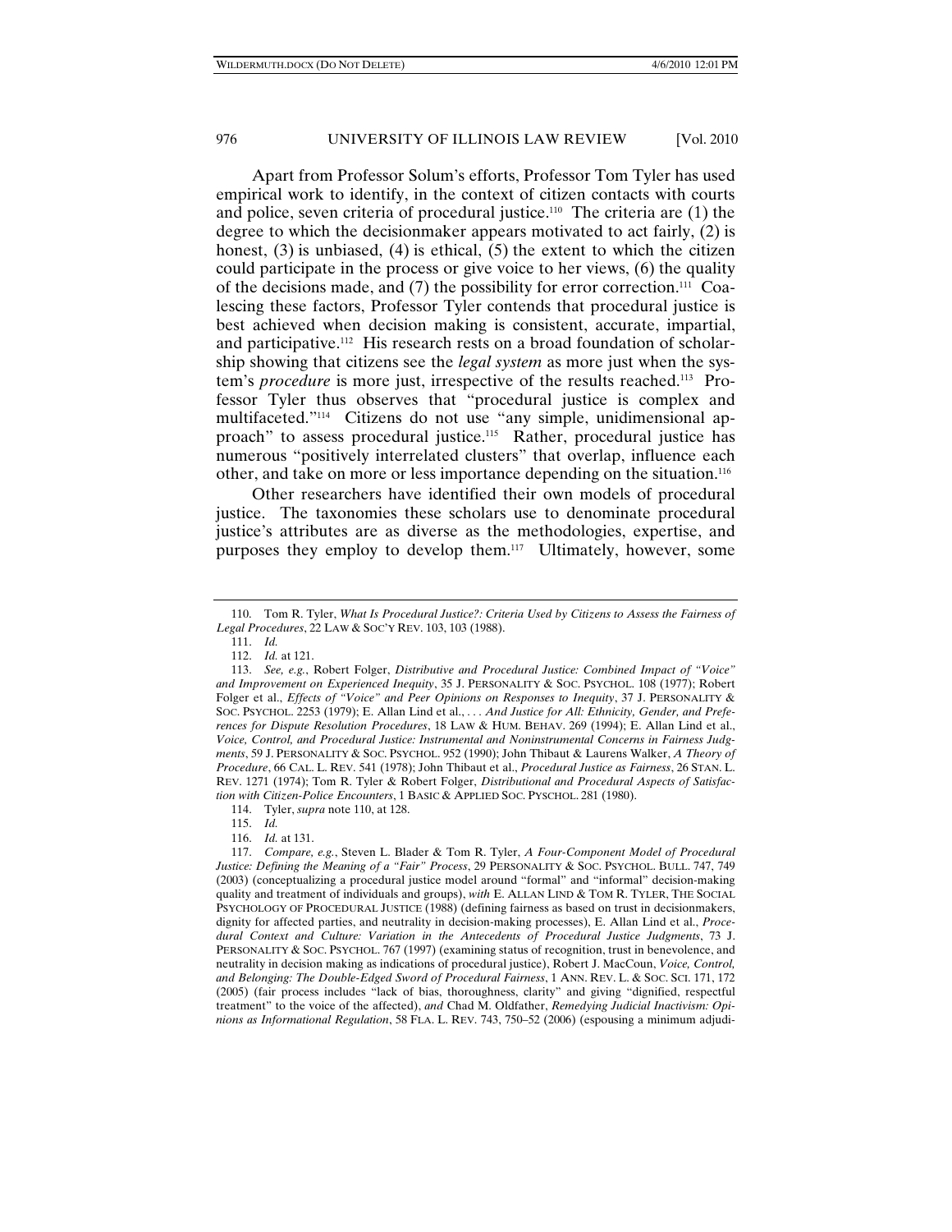Apart from Professor Solum's efforts, Professor Tom Tyler has used empirical work to identify, in the context of citizen contacts with courts and police, seven criteria of procedural justice.[110] The criteria are (1) the degree to which the decisionmaker appears motivated to act fairly, (2) is honest, (3) is unbiased, (4) is ethical, (5) the extent to which the citizen could participate in the process or give voice to her views, (6) the quality of the decisions made, and (7) the possibility for error correction.[111] Coalescing these factors, Professor Tyler contends that procedural justice is best achieved when decision making is consistent, accurate, impartial, and participative.[112] His research rests on a broad foundation of scholarship showing that citizens see the *legal system* as more just when the system's *procedure* is more just, irrespective of the results reached.[113] Professor Tyler thus observes that "procedural justice is complex and multifaceted."[114] Citizens do not use "any simple, unidimensional approach" to assess procedural justice.[115] Rather, procedural justice has numerous "positively interrelated clusters" that overlap, influence each other, and take on more or less importance depending on the situation.[116]

Other researchers have identified their own models of procedural justice. The taxonomies these scholars use to denominate procedural justice's attributes are as diverse as the methodologies, expertise, and purposes they employ to develop them.[117] Ultimately, however, some

---

110. Tom R. Tyler, *What Is Procedural Justice?: Criteria Used by Citizens to Assess the Fairness of Legal Procedures*, 22 LAW & SOC'Y REV. 103, 103 (1988).

111. *Id.*

112. *Id.* at 121.

113. *See, e.g.*, Robert Folger, *Distributive and Procedural Justice: Combined Impact of "Voice" and Improvement on Experienced Inequity*, 35 J. PERSONALITY & SOC. PSYCHOL. 108 (1977); Robert Folger et al., *Effects of "Voice" and Peer Opinions on Responses to Inequity*, 37 J. PERSONALITY & SOC. PSYCHOL. 2253 (1979); E. Allan Lind et al., *. . . And Justice for All: Ethnicity, Gender, and Preferences for Dispute Resolution Procedures*, 18 LAW & HUM. BEHAV. 269 (1994); E. Allan Lind et al., *Voice, Control, and Procedural Justice: Instrumental and Noninstrumental Concerns in Fairness Judgments*, 59 J. PERSONALITY & SOC. PSYCHOL. 952 (1990); John Thibaut & Laurens Walker, *A Theory of Procedure*, 66 CAL. L. REV. 541 (1978); John Thibaut et al., *Procedural Justice as Fairness*, 26 STAN. L. REV. 1271 (1974); Tom R. Tyler & Robert Folger, *Distributional and Procedural Aspects of Satisfaction with Citizen-Police Encounters*, 1 BASIC & APPLIED SOC. PYSCHOL. 281 (1980).

114. Tyler, *supra* note 110, at 128.

115. *Id.*

116. *Id.* at 131.

117. *Compare, e.g.*, Steven L. Blader & Tom R. Tyler, *A Four-Component Model of Procedural Justice: Defining the Meaning of a "Fair" Process*, 29 PERSONALITY & SOC. PSYCHOL. BULL. 747, 749 (2003) (conceptualizing a procedural justice model around "formal" and "informal" decision-making quality and treatment of individuals and groups), *with* E. ALLAN LIND & TOM R. TYLER, THE SOCIAL PSYCHOLOGY OF PROCEDURAL JUSTICE (1988) (defining fairness as based on trust in decisionmakers, dignity for affected parties, and neutrality in decision-making processes), E. Allan Lind et al., *Procedural Context and Culture: Variation in the Antecedents of Procedural Justice Judgments*, 73 J. PERSONALITY & SOC. PSYCHOL. 767 (1997) (examining status of recognition, trust in benevolence, and neutrality in decision making as indications of procedural justice), Robert J. MacCoun, *Voice, Control, and Belonging: The Double-Edged Sword of Procedural Fairness*, 1 ANN. REV. L. & SOC. SCI. 171, 172 (2005) (fair process includes "lack of bias, thoroughness, clarity" and giving "dignified, respectful treatment" to the voice of the affected), *and* Chad M. Oldfather, *Remedying Judicial Inactivism: Opinions as Informational Regulation*, 58 FLA. L. REV. 743, 750–52 (2006) (espousing a minimum adjudi-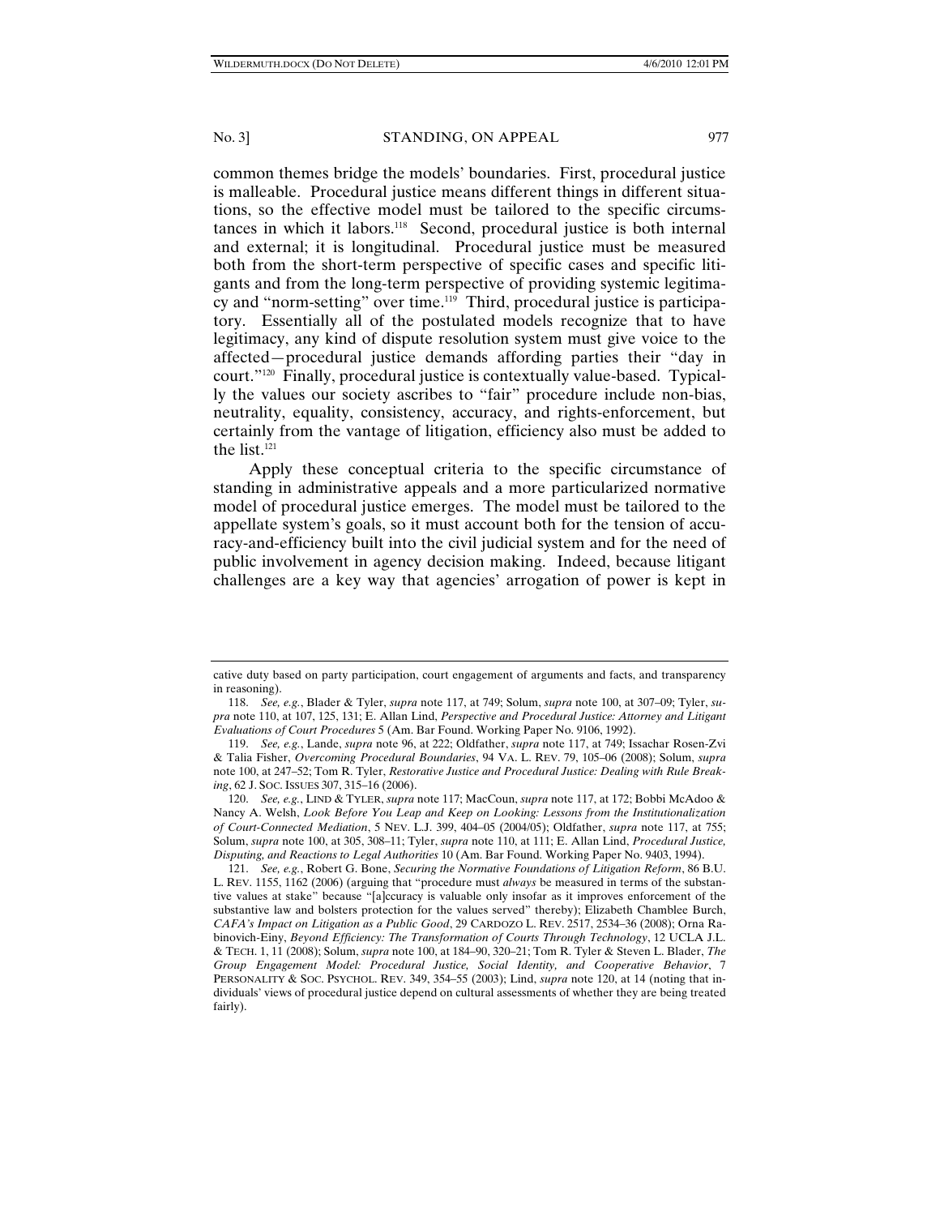common themes bridge the models' boundaries. First, procedural justice is malleable. Procedural justice means different things in different situations, so the effective model must be tailored to the specific circumstances in which it labors.[118] Second, procedural justice is both internal and external; it is longitudinal. Procedural justice must be measured both from the short-term perspective of specific cases and specific litigants and from the long-term perspective of providing systemic legitimacy and "norm-setting" over time.[119] Third, procedural justice is participatory. Essentially all of the postulated models recognize that to have legitimacy, any kind of dispute resolution system must give voice to the affected—procedural justice demands affording parties their "day in court."[120] Finally, procedural justice is contextually value-based. Typically the values our society ascribes to "fair" procedure include non-bias, neutrality, equality, consistency, accuracy, and rights-enforcement, but certainly from the vantage of litigation, efficiency also must be added to the list.[121]

Apply these conceptual criteria to the specific circumstance of standing in administrative appeals and a more particularized normative model of procedural justice emerges. The model must be tailored to the appellate system's goals, so it must account both for the tension of accuracy-and-efficiency built into the civil judicial system and for the need of public involvement in agency decision making. Indeed, because litigant challenges are a key way that agencies' arrogation of power is kept in

---

cative duty based on party participation, court engagement of arguments and facts, and transparency in reasoning).

118. *See, e.g.*, Blader & Tyler, *supra* note 117, at 749; Solum, *supra* note 100, at 307–09; Tyler, *supra* note 110, at 107, 125, 131; E. Allan Lind, *Perspective and Procedural Justice: Attorney and Litigant Evaluations of Court Procedures* 5 (Am. Bar Found. Working Paper No. 9106, 1992).

119. *See, e.g.*, Lande, *supra* note 96, at 222; Oldfather, *supra* note 117, at 749; Issachar Rosen-Zvi & Talia Fisher, *Overcoming Procedural Boundaries*, 94 VA. L. REV. 79, 105–06 (2008); Solum, *supra* note 100, at 247–52; Tom R. Tyler, *Restorative Justice and Procedural Justice: Dealing with Rule Breaking*, 62 J. SOC. ISSUES 307, 315–16 (2006).

120. *See, e.g.*, LIND & TYLER, *supra* note 117; MacCoun, *supra* note 117, at 172; Bobbi McAdoo & Nancy A. Welsh, *Look Before You Leap and Keep on Looking: Lessons from the Institutionalization of Court-Connected Mediation*, 5 NEV. L.J. 399, 404–05 (2004/05); Oldfather, *supra* note 117, at 755; Solum, *supra* note 100, at 305, 308–11; Tyler, *supra* note 110, at 111; E. Allan Lind, *Procedural Justice, Disputing, and Reactions to Legal Authorities* 10 (Am. Bar Found. Working Paper No. 9403, 1994).

121. *See, e.g.*, Robert G. Bone, *Securing the Normative Foundations of Litigation Reform*, 86 B.U. L. REV. 1155, 1162 (2006) (arguing that "procedure must *always* be measured in terms of the substantive values at stake" because "[a]ccuracy is valuable only insofar as it improves enforcement of the substantive law and bolsters protection for the values served" thereby); Elizabeth Chamblee Burch, *CAFA's Impact on Litigation as a Public Good*, 29 CARDOZO L. REV. 2517, 2534–36 (2008); Orna Rabinovich-Einy, *Beyond Efficiency: The Transformation of Courts Through Technology*, 12 UCLA J.L. & TECH. 1, 11 (2008); Solum, *supra* note 100, at 184–90, 320–21; Tom R. Tyler & Steven L. Blader, *The Group Engagement Model: Procedural Justice, Social Identity, and Cooperative Behavior*, 7 PERSONALITY & SOC. PSYCHOL. REV. 349, 354–55 (2003); Lind, *supra* note 120, at 14 (noting that individuals' views of procedural justice depend on cultural assessments of whether they are being treated fairly).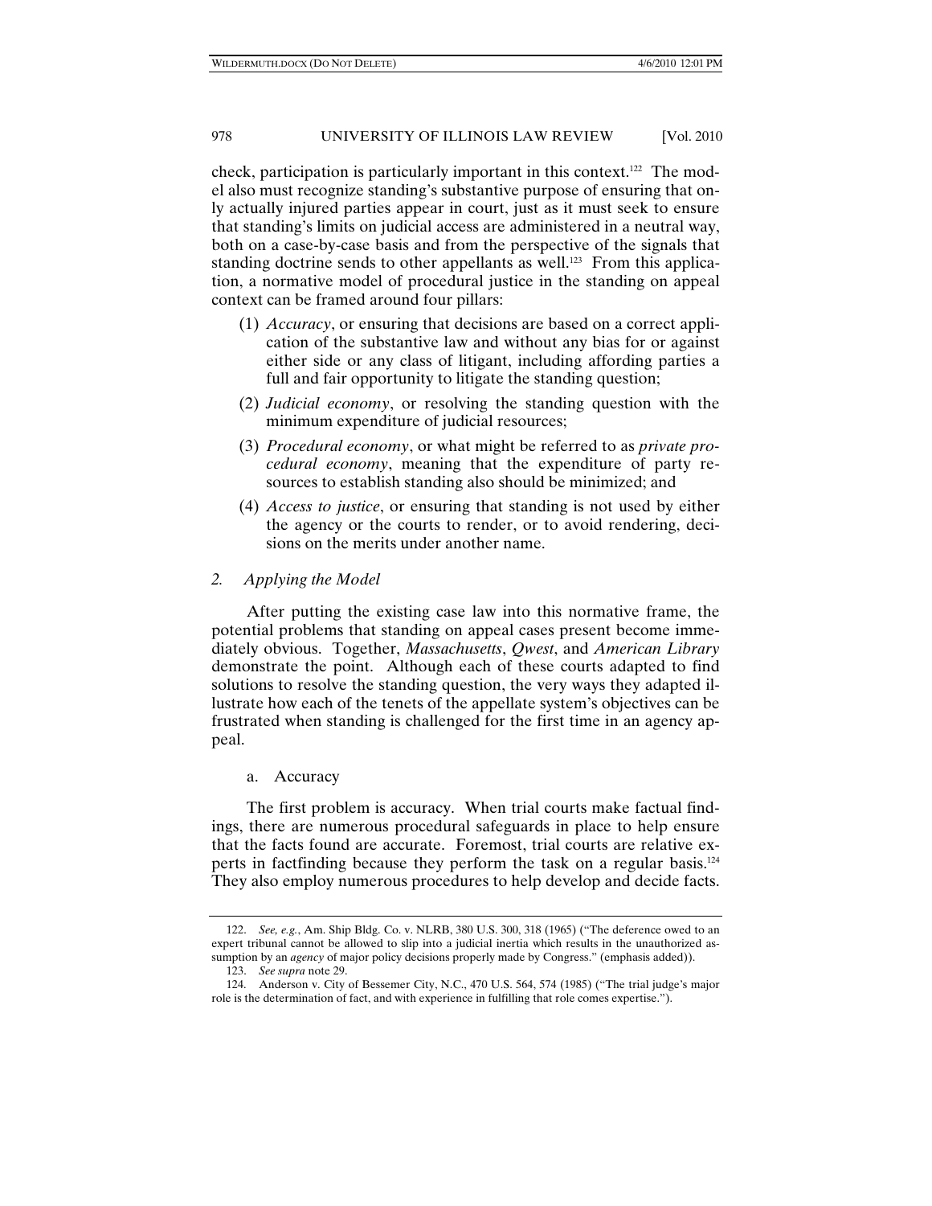check, participation is particularly important in this context.[122] The model also must recognize standing's substantive purpose of ensuring that only actually injured parties appear in court, just as it must seek to ensure that standing's limits on judicial access are administered in a neutral way, both on a case-by-case basis and from the perspective of the signals that standing doctrine sends to other appellants as well.[123] From this application, a normative model of procedural justice in the standing on appeal context can be framed around four pillars:

(1) *Accuracy*, or ensuring that decisions are based on a correct application of the substantive law and without any bias for or against either side or any class of litigant, including affording parties a full and fair opportunity to litigate the standing question;

(2) *Judicial economy*, or resolving the standing question with the minimum expenditure of judicial resources;

(3) *Procedural economy*, or what might be referred to as *private procedural economy*, meaning that the expenditure of party resources to establish standing also should be minimized; and

(4) *Access to justice*, or ensuring that standing is not used by either the agency or the courts to render, or to avoid rendering, decisions on the merits under another name.

### 2. *Applying the Model*

After putting the existing case law into this normative frame, the potential problems that standing on appeal cases present become immediately obvious. Together, *Massachusetts*, *Qwest*, and *American Library* demonstrate the point. Although each of these courts adapted to find solutions to resolve the standing question, the very ways they adapted illustrate how each of the tenets of the appellate system's objectives can be frustrated when standing is challenged for the first time in an agency appeal.

#### a. Accuracy

The first problem is accuracy. When trial courts make factual findings, there are numerous procedural safeguards in place to help ensure that the facts found are accurate. Foremost, trial courts are relative experts in factfinding because they perform the task on a regular basis.[124] They also employ numerous procedures to help develop and decide facts.

---

122. *See, e.g.*, Am. Ship Bldg. Co. v. NLRB, 380 U.S. 300, 318 (1965) ("The deference owed to an expert tribunal cannot be allowed to slip into a judicial inertia which results in the unauthorized assumption by an *agency* of major policy decisions properly made by Congress." (emphasis added)).

123. *See supra* note 29.

124. Anderson v. City of Bessemer City, N.C., 470 U.S. 564, 574 (1985) ("The trial judge's major role is the determination of fact, and with experience in fulfilling that role comes expertise.").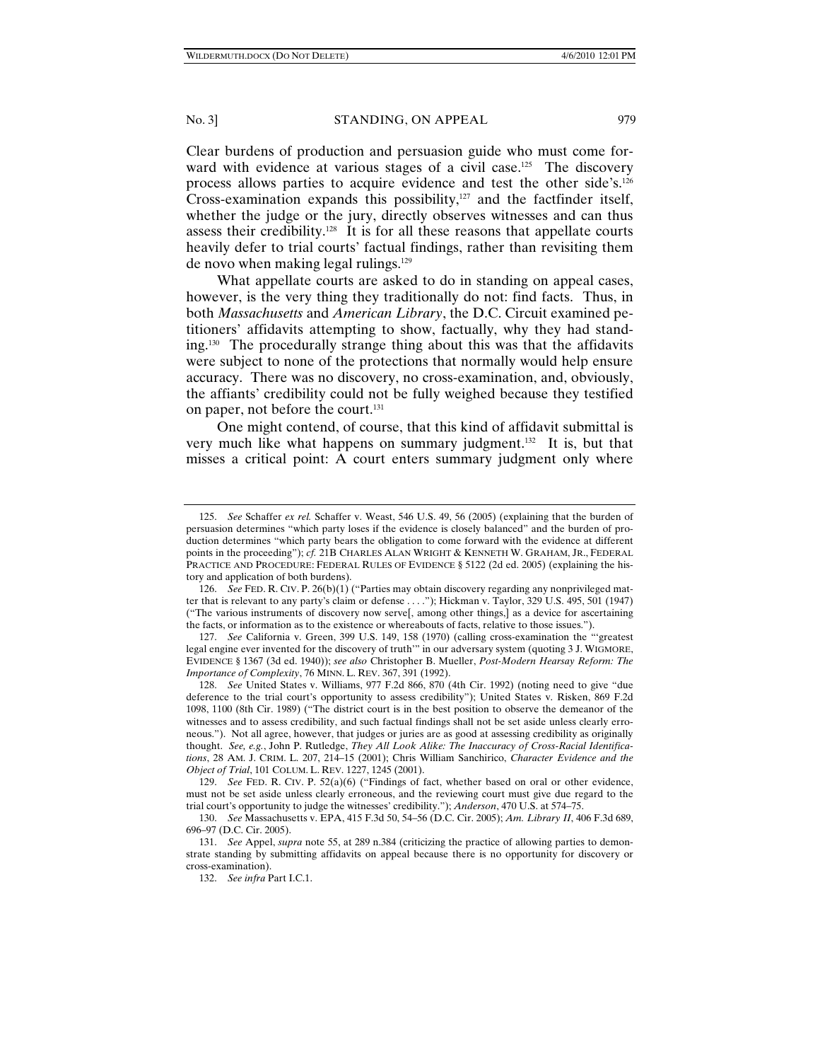Clear burdens of production and persuasion guide who must come forward with evidence at various stages of a civil case.[125] The discovery process allows parties to acquire evidence and test the other side's.[126] Cross-examination expands this possibility,[127] and the factfinder itself, whether the judge or the jury, directly observes witnesses and can thus assess their credibility.[128] It is for all these reasons that appellate courts heavily defer to trial courts' factual findings, rather than revisiting them de novo when making legal rulings.[129]

What appellate courts are asked to do in standing on appeal cases, however, is the very thing they traditionally do not: find facts. Thus, in both *Massachusetts* and *American Library*, the D.C. Circuit examined petitioners' affidavits attempting to show, factually, why they had standing.[130] The procedurally strange thing about this was that the affidavits were subject to none of the protections that normally would help ensure accuracy. There was no discovery, no cross-examination, and, obviously, the affiants' credibility could not be fully weighed because they testified on paper, not before the court.[131]

One might contend, of course, that this kind of affidavit submittal is very much like what happens on summary judgment.[132] It is, but that misses a critical point: A court enters summary judgment only where

---

125. *See* Schaffer *ex rel.* Schaffer v. Weast, 546 U.S. 49, 56 (2005) (explaining that the burden of persuasion determines "which party loses if the evidence is closely balanced" and the burden of production determines "which party bears the obligation to come forward with the evidence at different points in the proceeding"); *cf.* 21B CHARLES ALAN WRIGHT & KENNETH W. GRAHAM, JR., FEDERAL PRACTICE AND PROCEDURE: FEDERAL RULES OF EVIDENCE § 5122 (2d ed. 2005) (explaining the history and application of both burdens).

126. *See* FED. R. CIV. P. 26(b)(1) ("Parties may obtain discovery regarding any nonprivileged matter that is relevant to any party's claim or defense . . . ."); Hickman v. Taylor, 329 U.S. 495, 501 (1947) ("The various instruments of discovery now serve[, among other things,] as a device for ascertaining the facts, or information as to the existence or whereabouts of facts, relative to those issues.").

127. *See* California v. Green, 399 U.S. 149, 158 (1970) (calling cross-examination the "'greatest legal engine ever invented for the discovery of truth'" in our adversary system (quoting 3 J. WIGMORE, EVIDENCE § 1367 (3d ed. 1940)); *see also* Christopher B. Mueller, *Post-Modern Hearsay Reform: The Importance of Complexity*, 76 MINN. L. REV. 367, 391 (1992).

128. *See* United States v. Williams, 977 F.2d 866, 870 (4th Cir. 1992) (noting need to give "due deference to the trial court's opportunity to assess credibility"); United States v. Risken, 869 F.2d 1098, 1100 (8th Cir. 1989) ("The district court is in the best position to observe the demeanor of the witnesses and to assess credibility, and such factual findings shall not be set aside unless clearly erroneous."). Not all agree, however, that judges or juries are as good at assessing credibility as originally thought. *See, e.g.*, John P. Rutledge, *They All Look Alike: The Inaccuracy of Cross-Racial Identifications*, 28 AM. J. CRIM. L. 207, 214–15 (2001); Chris William Sanchirico, *Character Evidence and the Object of Trial*, 101 COLUM. L. REV. 1227, 1245 (2001).

129. *See* FED. R. CIV. P. 52(a)(6) ("Findings of fact, whether based on oral or other evidence, must not be set aside unless clearly erroneous, and the reviewing court must give due regard to the trial court's opportunity to judge the witnesses' credibility."); *Anderson*, 470 U.S. at 574–75.

130. *See* Massachusetts v. EPA, 415 F.3d 50, 54–56 (D.C. Cir. 2005); *Am. Library II*, 406 F.3d 689, 696–97 (D.C. Cir. 2005).

131. *See* Appel, *supra* note 55, at 289 n.384 (criticizing the practice of allowing parties to demonstrate standing by submitting affidavits on appeal because there is no opportunity for discovery or cross-examination).

132. *See infra* Part I.C.1.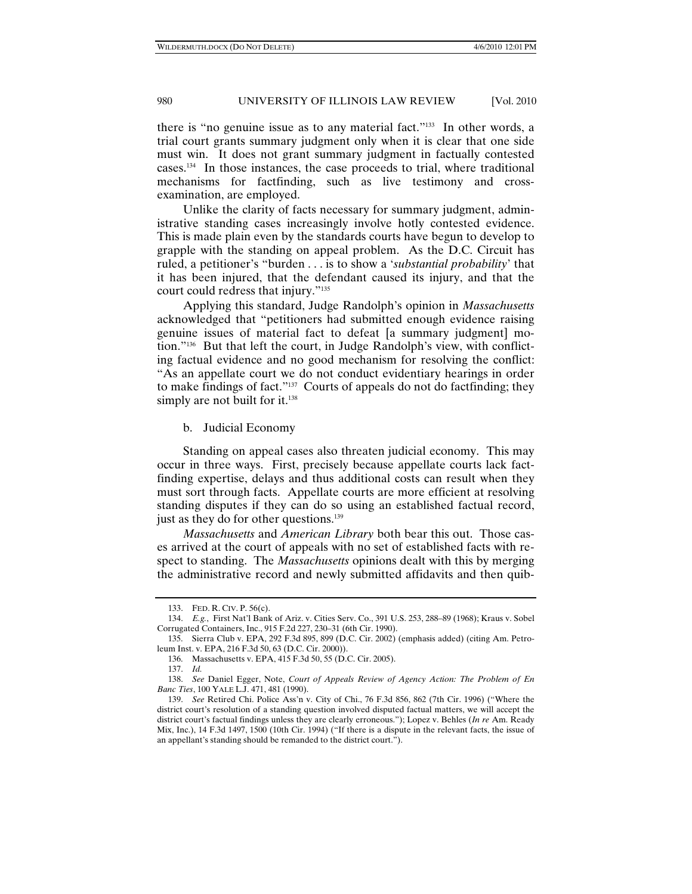there is "no genuine issue as to any material fact."[133] In other words, a trial court grants summary judgment only when it is clear that one side must win. It does not grant summary judgment in factually contested cases.[134] In those instances, the case proceeds to trial, where traditional mechanisms for factfinding, such as live testimony and cross-examination, are employed.

Unlike the clarity of facts necessary for summary judgment, administrative standing cases increasingly involve hotly contested evidence. This is made plain even by the standards courts have begun to develop to grapple with the standing on appeal problem. As the D.C. Circuit has ruled, a petitioner's "burden . . . is to show a '*substantial probability*' that it has been injured, that the defendant caused its injury, and that the court could redress that injury."[135]

Applying this standard, Judge Randolph's opinion in *Massachusetts* acknowledged that "petitioners had submitted enough evidence raising genuine issues of material fact to defeat [a summary judgment] motion."[136] But that left the court, in Judge Randolph's view, with conflicting factual evidence and no good mechanism for resolving the conflict: "As an appellate court we do not conduct evidentiary hearings in order to make findings of fact."[137] Courts of appeals do not do factfinding; they simply are not built for it.[138]

b. Judicial Economy

Standing on appeal cases also threaten judicial economy. This may occur in three ways. First, precisely because appellate courts lack factfinding expertise, delays and thus additional costs can result when they must sort through facts. Appellate courts are more efficient at resolving standing disputes if they can do so using an established factual record, just as they do for other questions.[139]

*Massachusetts* and *American Library* both bear this out. Those cases arrived at the court of appeals with no set of established facts with respect to standing. The *Massachusetts* opinions dealt with this by merging the administrative record and newly submitted affidavits and then quib-

---

133. FED. R. CIV. P. 56(c).

134. *E.g.*, First Nat'l Bank of Ariz. v. Cities Serv. Co., 391 U.S. 253, 288–89 (1968); Kraus v. Sobel Corrugated Containers, Inc., 915 F.2d 227, 230–31 (6th Cir. 1990).

135. Sierra Club v. EPA, 292 F.3d 895, 899 (D.C. Cir. 2002) (emphasis added) (citing Am. Petroleum Inst. v. EPA, 216 F.3d 50, 63 (D.C. Cir. 2000)).

136. Massachusetts v. EPA, 415 F.3d 50, 55 (D.C. Cir. 2005).

137. *Id.*

138. *See* Daniel Egger, Note, *Court of Appeals Review of Agency Action: The Problem of En Banc Ties*, 100 YALE L.J. 471, 481 (1990).

139. *See* Retired Chi. Police Ass'n v. City of Chi., 76 F.3d 856, 862 (7th Cir. 1996) ("Where the district court's resolution of a standing question involved disputed factual matters, we will accept the district court's factual findings unless they are clearly erroneous."); Lopez v. Behles (*In re* Am. Ready Mix, Inc.), 14 F.3d 1497, 1500 (10th Cir. 1994) ("If there is a dispute in the relevant facts, the issue of an appellant's standing should be remanded to the district court.").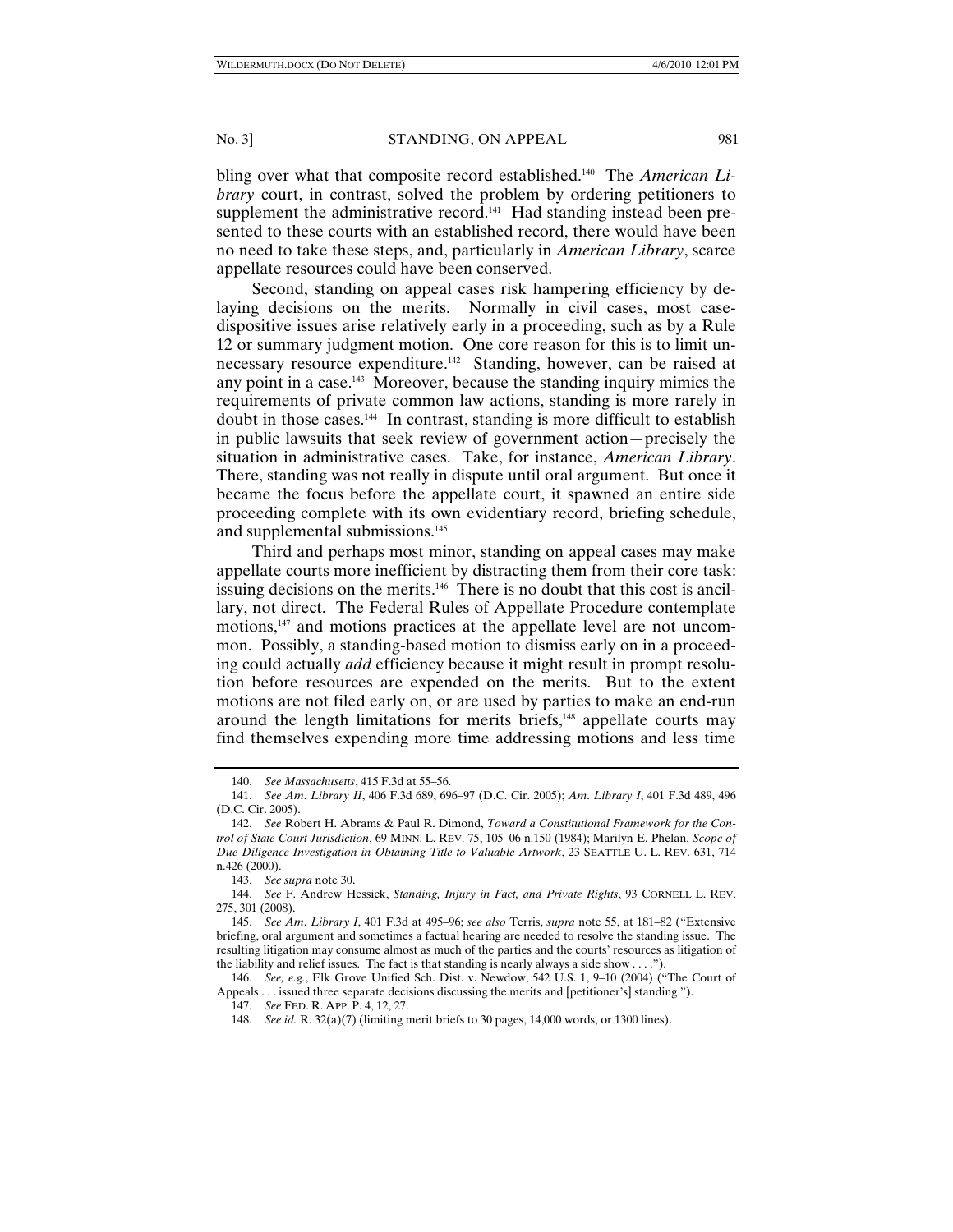bling over what that composite record established.[140] The *American Library* court, in contrast, solved the problem by ordering petitioners to supplement the administrative record.[141] Had standing instead been presented to these courts with an established record, there would have been no need to take these steps, and, particularly in *American Library*, scarce appellate resources could have been conserved.

Second, standing on appeal cases risk hampering efficiency by delaying decisions on the merits. Normally in civil cases, most case-dispositive issues arise relatively early in a proceeding, such as by a Rule 12 or summary judgment motion. One core reason for this is to limit unnecessary resource expenditure.[142] Standing, however, can be raised at any point in a case.[143] Moreover, because the standing inquiry mimics the requirements of private common law actions, standing is more rarely in doubt in those cases.[144] In contrast, standing is more difficult to establish in public lawsuits that seek review of government action—precisely the situation in administrative cases. Take, for instance, *American Library*. There, standing was not really in dispute until oral argument. But once it became the focus before the appellate court, it spawned an entire side proceeding complete with its own evidentiary record, briefing schedule, and supplemental submissions.[145]

Third and perhaps most minor, standing on appeal cases may make appellate courts more inefficient by distracting them from their core task: issuing decisions on the merits.[146] There is no doubt that this cost is ancillary, not direct. The Federal Rules of Appellate Procedure contemplate motions,[147] and motions practices at the appellate level are not uncommon. Possibly, a standing-based motion to dismiss early on in a proceeding could actually *add* efficiency because it might result in prompt resolution before resources are expended on the merits. But to the extent motions are not filed early on, or are used by parties to make an end-run around the length limitations for merits briefs,[148] appellate courts may find themselves expending more time addressing motions and less time

---

140. *See Massachusetts*, 415 F.3d at 55–56.

141. *See Am. Library II*, 406 F.3d 689, 696–97 (D.C. Cir. 2005); *Am. Library I*, 401 F.3d 489, 496 (D.C. Cir. 2005).

142. *See* Robert H. Abrams & Paul R. Dimond, *Toward a Constitutional Framework for the Control of State Court Jurisdiction*, 69 MINN. L. REV. 75, 105–06 n.150 (1984); Marilyn E. Phelan, *Scope of Due Diligence Investigation in Obtaining Title to Valuable Artwork*, 23 SEATTLE U. L. REV. 631, 714 n.426 (2000).

143. *See supra* note 30.

144. *See* F. Andrew Hessick, *Standing, Injury in Fact, and Private Rights*, 93 CORNELL L. REV. 275, 301 (2008).

145. *See Am. Library I*, 401 F.3d at 495–96; *see also* Terris, *supra* note 55, at 181–82 ("Extensive briefing, oral argument and sometimes a factual hearing are needed to resolve the standing issue. The resulting litigation may consume almost as much of the parties and the courts' resources as litigation of the liability and relief issues. The fact is that standing is nearly always a side show . . . .").

146. *See, e.g.*, Elk Grove Unified Sch. Dist. v. Newdow, 542 U.S. 1, 9–10 (2004) ("The Court of Appeals . . . issued three separate decisions discussing the merits and [petitioner's] standing.").

147. *See* FED. R. APP. P. 4, 12, 27.

148. *See id.* R. 32(a)(7) (limiting merit briefs to 30 pages, 14,000 words, or 1300 lines).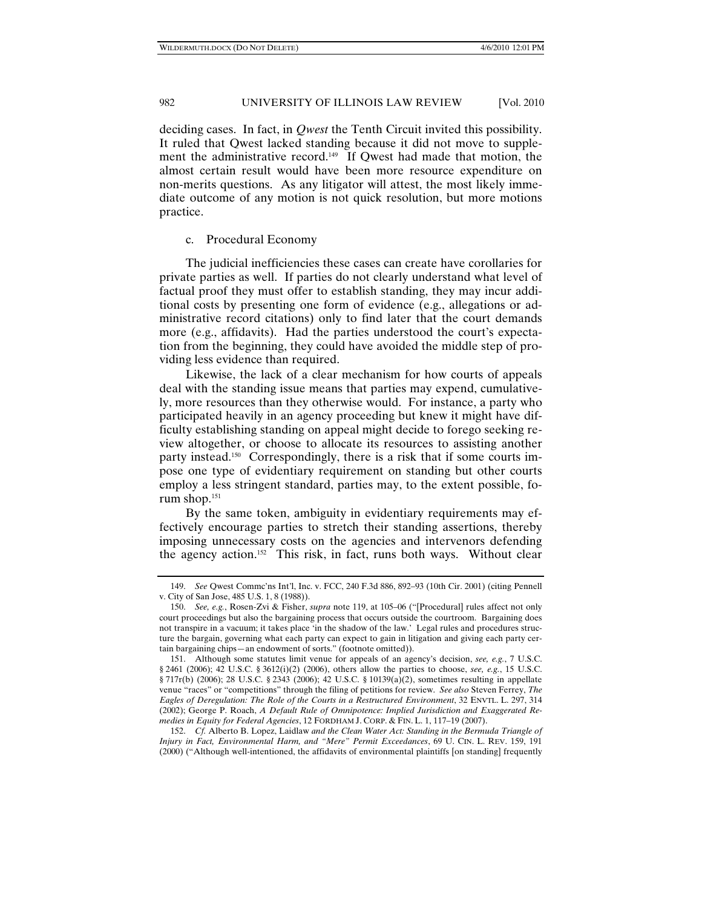deciding cases. In fact, in *Qwest* the Tenth Circuit invited this possibility. It ruled that Qwest lacked standing because it did not move to supplement the administrative record.[149] If Qwest had made that motion, the almost certain result would have been more resource expenditure on non-merits questions. As any litigator will attest, the most likely immediate outcome of any motion is not quick resolution, but more motions practice.

#### c. Procedural Economy

The judicial inefficiencies these cases can create have corollaries for private parties as well. If parties do not clearly understand what level of factual proof they must offer to establish standing, they may incur additional costs by presenting one form of evidence (e.g., allegations or administrative record citations) only to find later that the court demands more (e.g., affidavits). Had the parties understood the court's expectation from the beginning, they could have avoided the middle step of providing less evidence than required.

Likewise, the lack of a clear mechanism for how courts of appeals deal with the standing issue means that parties may expend, cumulatively, more resources than they otherwise would. For instance, a party who participated heavily in an agency proceeding but knew it might have difficulty establishing standing on appeal might decide to forego seeking review altogether, or choose to allocate its resources to assisting another party instead.[150] Correspondingly, there is a risk that if some courts impose one type of evidentiary requirement on standing but other courts employ a less stringent standard, parties may, to the extent possible, forum shop.[151]

By the same token, ambiguity in evidentiary requirements may effectively encourage parties to stretch their standing assertions, thereby imposing unnecessary costs on the agencies and intervenors defending the agency action.[152] This risk, in fact, runs both ways. Without clear

---

149. *See* Qwest Commc'ns Int'l, Inc. v. FCC, 240 F.3d 886, 892–93 (10th Cir. 2001) (citing Pennell v. City of San Jose, 485 U.S. 1, 8 (1988)).

150. *See, e.g.*, Rosen-Zvi & Fisher, *supra* note 119, at 105–06 ("[Procedural] rules affect not only court proceedings but also the bargaining process that occurs outside the courtroom. Bargaining does not transpire in a vacuum; it takes place 'in the shadow of the law.' Legal rules and procedures structure the bargain, governing what each party can expect to gain in litigation and giving each party certain bargaining chips—an endowment of sorts." (footnote omitted)).

151. Although some statutes limit venue for appeals of an agency's decision, *see, e.g.*, 7 U.S.C. § 2461 (2006); 42 U.S.C. § 3612(i)(2) (2006), others allow the parties to choose, *see, e.g.*, 15 U.S.C. § 717r(b) (2006); 28 U.S.C. § 2343 (2006); 42 U.S.C. § 10139(a)(2), sometimes resulting in appellate venue "races" or "competitions" through the filing of petitions for review. *See also* Steven Ferrey, *The Eagles of Deregulation: The Role of the Courts in a Restructured Environment*, 32 ENVTL. L. 297, 314 (2002); George P. Roach, *A Default Rule of Omnipotence: Implied Jurisdiction and Exaggerated Remedies in Equity for Federal Agencies*, 12 FORDHAM J. CORP. & FIN. L. 1, 117–19 (2007).

152. *Cf.* Alberto B. Lopez, Laidlaw *and the Clean Water Act: Standing in the Bermuda Triangle of Injury in Fact, Environmental Harm, and "Mere" Permit Exceedances*, 69 U. CIN. L. REV. 159, 191 (2000) ("Although well-intentioned, the affidavits of environmental plaintiffs [on standing] frequently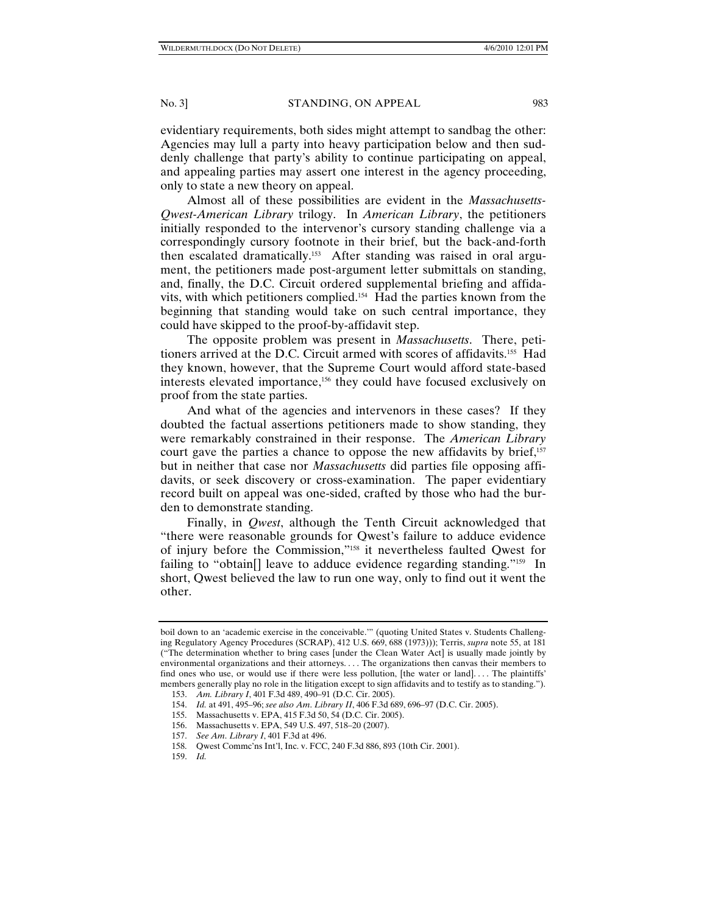evidentiary requirements, both sides might attempt to sandbag the other: Agencies may lull a party into heavy participation below and then suddenly challenge that party's ability to continue participating on appeal, and appealing parties may assert one interest in the agency proceeding, only to state a new theory on appeal.

Almost all of these possibilities are evident in the *Massachusetts-Qwest-American Library* trilogy. In *American Library*, the petitioners initially responded to the intervenor's cursory standing challenge via a correspondingly cursory footnote in their brief, but the back-and-forth then escalated dramatically.[153] After standing was raised in oral argument, the petitioners made post-argument letter submittals on standing, and, finally, the D.C. Circuit ordered supplemental briefing and affidavits, with which petitioners complied.[154] Had the parties known from the beginning that standing would take on such central importance, they could have skipped to the proof-by-affidavit step.

The opposite problem was present in *Massachusetts*. There, petitioners arrived at the D.C. Circuit armed with scores of affidavits.[155] Had they known, however, that the Supreme Court would afford state-based interests elevated importance,[156] they could have focused exclusively on proof from the state parties.

And what of the agencies and intervenors in these cases? If they doubted the factual assertions petitioners made to show standing, they were remarkably constrained in their response. The *American Library* court gave the parties a chance to oppose the new affidavits by brief,[157] but in neither that case nor *Massachusetts* did parties file opposing affidavits, or seek discovery or cross-examination. The paper evidentiary record built on appeal was one-sided, crafted by those who had the burden to demonstrate standing.

Finally, in *Qwest*, although the Tenth Circuit acknowledged that "there were reasonable grounds for Qwest's failure to adduce evidence of injury before the Commission,"[158] it nevertheless faulted Qwest for failing to "obtain[] leave to adduce evidence regarding standing."[159] In short, Qwest believed the law to run one way, only to find out it went the other.

---

boil down to an 'academic exercise in the conceivable.'" (quoting United States v. Students Challenging Regulatory Agency Procedures (SCRAP), 412 U.S. 669, 688 (1973))); Terris, *supra* note 55, at 181 ("The determination whether to bring cases [under the Clean Water Act] is usually made jointly by environmental organizations and their attorneys. . . . The organizations then canvas their members to find ones who use, or would use if there were less pollution, [the water or land]. . . . The plaintiffs' members generally play no role in the litigation except to sign affidavits and to testify as to standing.").

153. *Am. Library I*, 401 F.3d 489, 490–91 (D.C. Cir. 2005).

154. *Id.* at 491, 495–96; *see also Am. Library II*, 406 F.3d 689, 696–97 (D.C. Cir. 2005).

155. Massachusetts v. EPA, 415 F.3d 50, 54 (D.C. Cir. 2005).

156. Massachusetts v. EPA, 549 U.S. 497, 518–20 (2007).

157. *See Am. Library I*, 401 F.3d at 496.

158. Qwest Commc'ns Int'l, Inc. v. FCC, 240 F.3d 886, 893 (10th Cir. 2001).

159. *Id.*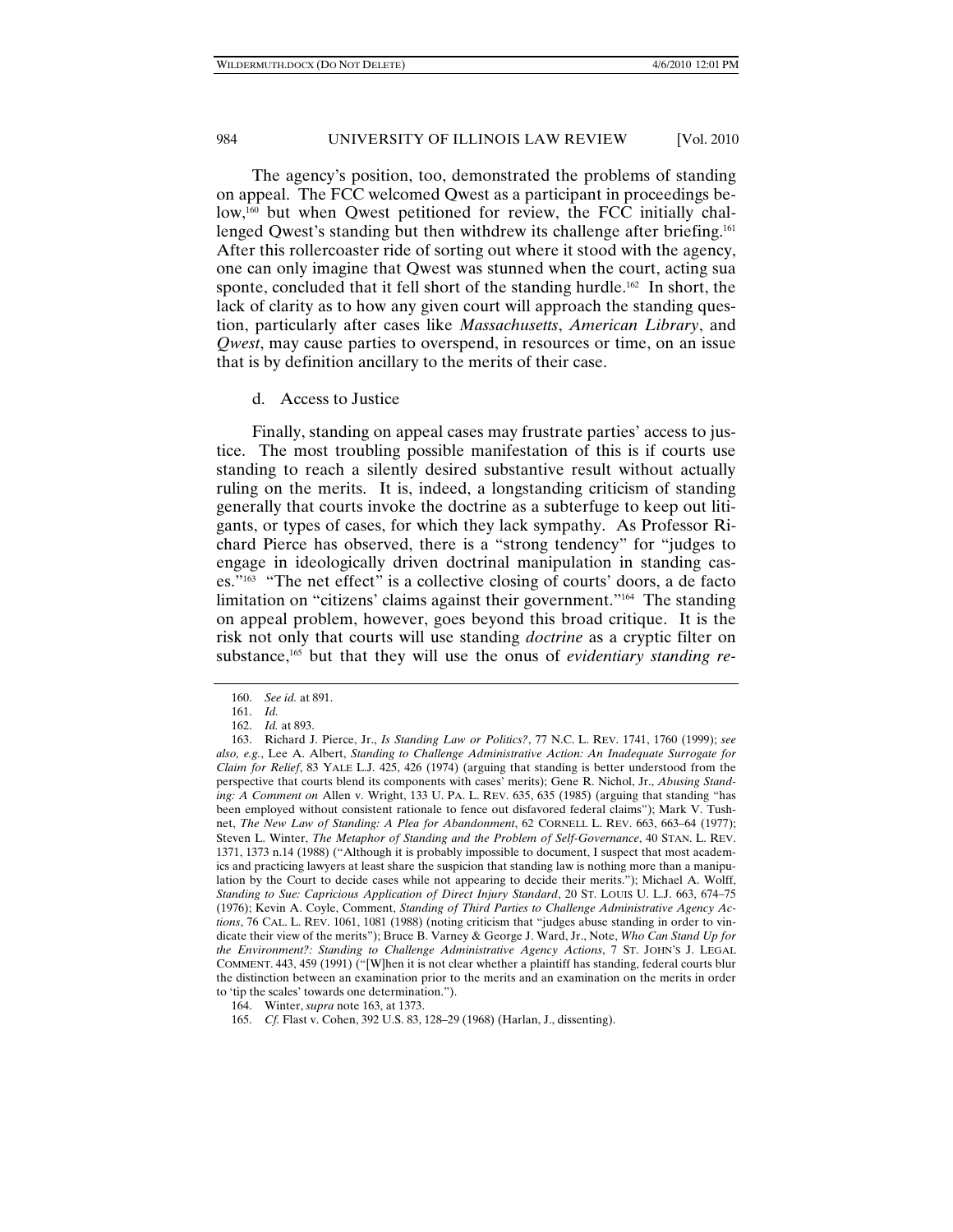The agency's position, too, demonstrated the problems of standing on appeal. The FCC welcomed Qwest as a participant in proceedings below,[160] but when Qwest petitioned for review, the FCC initially challenged Qwest's standing but then withdrew its challenge after briefing.[161] After this rollercoaster ride of sorting out where it stood with the agency, one can only imagine that Qwest was stunned when the court, acting sua sponte, concluded that it fell short of the standing hurdle.[162] In short, the lack of clarity as to how any given court will approach the standing question, particularly after cases like *Massachusetts*, *American Library*, and *Qwest*, may cause parties to overspend, in resources or time, on an issue that is by definition ancillary to the merits of their case.

d. Access to Justice

Finally, standing on appeal cases may frustrate parties' access to justice. The most troubling possible manifestation of this is if courts use standing to reach a silently desired substantive result without actually ruling on the merits. It is, indeed, a longstanding criticism of standing generally that courts invoke the doctrine as a subterfuge to keep out litigants, or types of cases, for which they lack sympathy. As Professor Richard Pierce has observed, there is a "strong tendency" for "judges to engage in ideologically driven doctrinal manipulation in standing cases."[163] "The net effect" is a collective closing of courts' doors, a de facto limitation on "citizens' claims against their government."[164] The standing on appeal problem, however, goes beyond this broad critique. It is the risk not only that courts will use standing *doctrine* as a cryptic filter on substance,[165] but that they will use the onus of *evidentiary standing re-*

---

160. *See id.* at 891.

161. *Id.*

162. *Id.* at 893.

163. Richard J. Pierce, Jr., *Is Standing Law or Politics?*, 77 N.C. L. REV. 1741, 1760 (1999); *see also, e.g.*, Lee A. Albert, *Standing to Challenge Administrative Action: An Inadequate Surrogate for Claim for Relief*, 83 YALE L.J. 425, 426 (1974) (arguing that standing is better understood from the perspective that courts blend its components with cases' merits); Gene R. Nichol, Jr., *Abusing Standing: A Comment on* Allen v. Wright, 133 U. PA. L. REV. 635, 635 (1985) (arguing that standing "has been employed without consistent rationale to fence out disfavored federal claims"); Mark V. Tushnet, *The New Law of Standing: A Plea for Abandonment*, 62 CORNELL L. REV. 663, 663–64 (1977); Steven L. Winter, *The Metaphor of Standing and the Problem of Self-Governance*, 40 STAN. L. REV. 1371, 1373 n.14 (1988) ("Although it is probably impossible to document, I suspect that most academics and practicing lawyers at least share the suspicion that standing law is nothing more than a manipulation by the Court to decide cases while not appearing to decide their merits."); Michael A. Wolff, *Standing to Sue: Capricious Application of Direct Injury Standard*, 20 ST. LOUIS U. L.J. 663, 674–75 (1976); Kevin A. Coyle, Comment, *Standing of Third Parties to Challenge Administrative Agency Actions*, 76 CAL. L. REV. 1061, 1081 (1988) (noting criticism that "judges abuse standing in order to vindicate their view of the merits"); Bruce B. Varney & George J. Ward, Jr., Note, *Who Can Stand Up for the Environment?: Standing to Challenge Administrative Agency Actions*, 7 ST. JOHN'S J. LEGAL COMMENT. 443, 459 (1991) ("[W]hen it is not clear whether a plaintiff has standing, federal courts blur the distinction between an examination prior to the merits and an examination on the merits in order to 'tip the scales' towards one determination.").

164. Winter, *supra* note 163, at 1373.

165. *Cf.* Flast v. Cohen, 392 U.S. 83, 128–29 (1968) (Harlan, J., dissenting).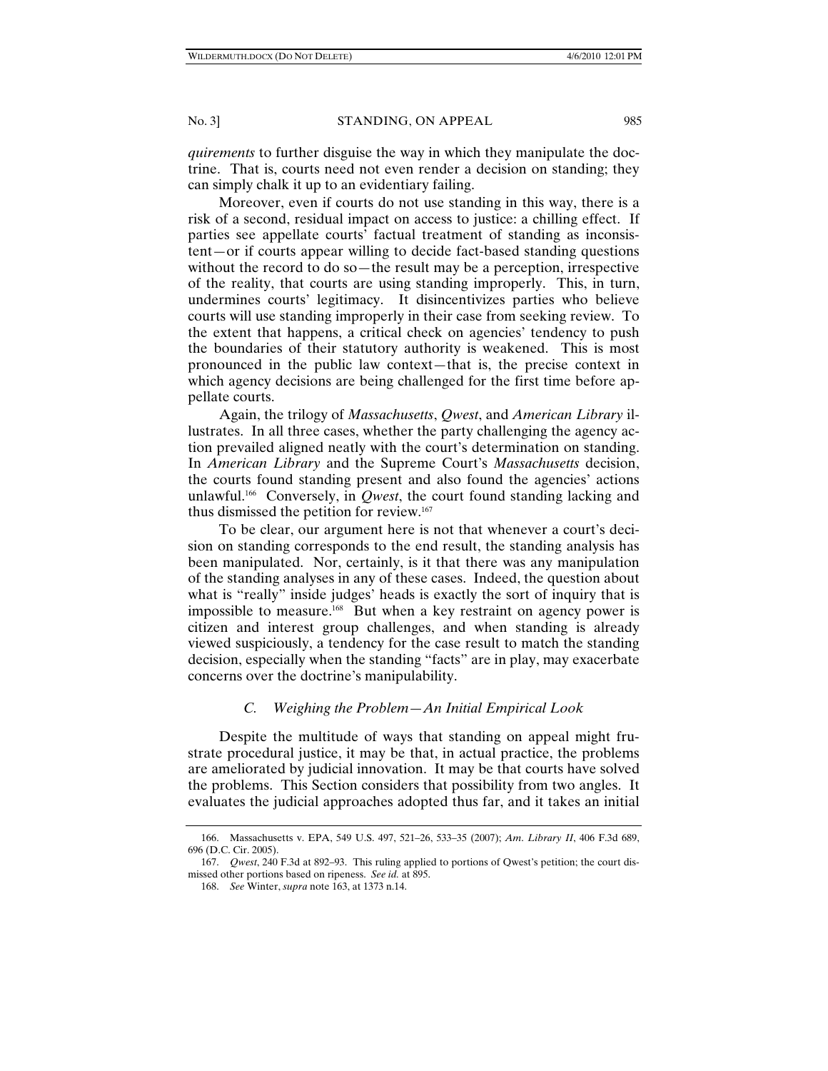*quirements* to further disguise the way in which they manipulate the doctrine. That is, courts need not even render a decision on standing; they can simply chalk it up to an evidentiary failing.

Moreover, even if courts do not use standing in this way, there is a risk of a second, residual impact on access to justice: a chilling effect. If parties see appellate courts' factual treatment of standing as inconsistent—or if courts appear willing to decide fact-based standing questions without the record to do so—the result may be a perception, irrespective of the reality, that courts are using standing improperly. This, in turn, undermines courts' legitimacy. It disincentivizes parties who believe courts will use standing improperly in their case from seeking review. To the extent that happens, a critical check on agencies' tendency to push the boundaries of their statutory authority is weakened. This is most pronounced in the public law context—that is, the precise context in which agency decisions are being challenged for the first time before appellate courts.

Again, the trilogy of *Massachusetts*, *Qwest*, and *American Library* illustrates. In all three cases, whether the party challenging the agency action prevailed aligned neatly with the court's determination on standing. In *American Library* and the Supreme Court's *Massachusetts* decision, the courts found standing present and also found the agencies' actions unlawful.[166] Conversely, in *Qwest*, the court found standing lacking and thus dismissed the petition for review.[167]

To be clear, our argument here is not that whenever a court's decision on standing corresponds to the end result, the standing analysis has been manipulated. Nor, certainly, is it that there was any manipulation of the standing analyses in any of these cases. Indeed, the question about what is "really" inside judges' heads is exactly the sort of inquiry that is impossible to measure.[168] But when a key restraint on agency power is citizen and interest group challenges, and when standing is already viewed suspiciously, a tendency for the case result to match the standing decision, especially when the standing "facts" are in play, may exacerbate concerns over the doctrine's manipulability.

### *C. Weighing the Problem—An Initial Empirical Look*

Despite the multitude of ways that standing on appeal might frustrate procedural justice, it may be that, in actual practice, the problems are ameliorated by judicial innovation. It may be that courts have solved the problems. This Section considers that possibility from two angles. It evaluates the judicial approaches adopted thus far, and it takes an initial

---

166. Massachusetts v. EPA, 549 U.S. 497, 521–26, 533–35 (2007); *Am. Library II*, 406 F.3d 689, 696 (D.C. Cir. 2005).

167. *Qwest*, 240 F.3d at 892–93. This ruling applied to portions of Qwest's petition; the court dismissed other portions based on ripeness. *See id.* at 895.

168. *See* Winter, *supra* note 163, at 1373 n.14.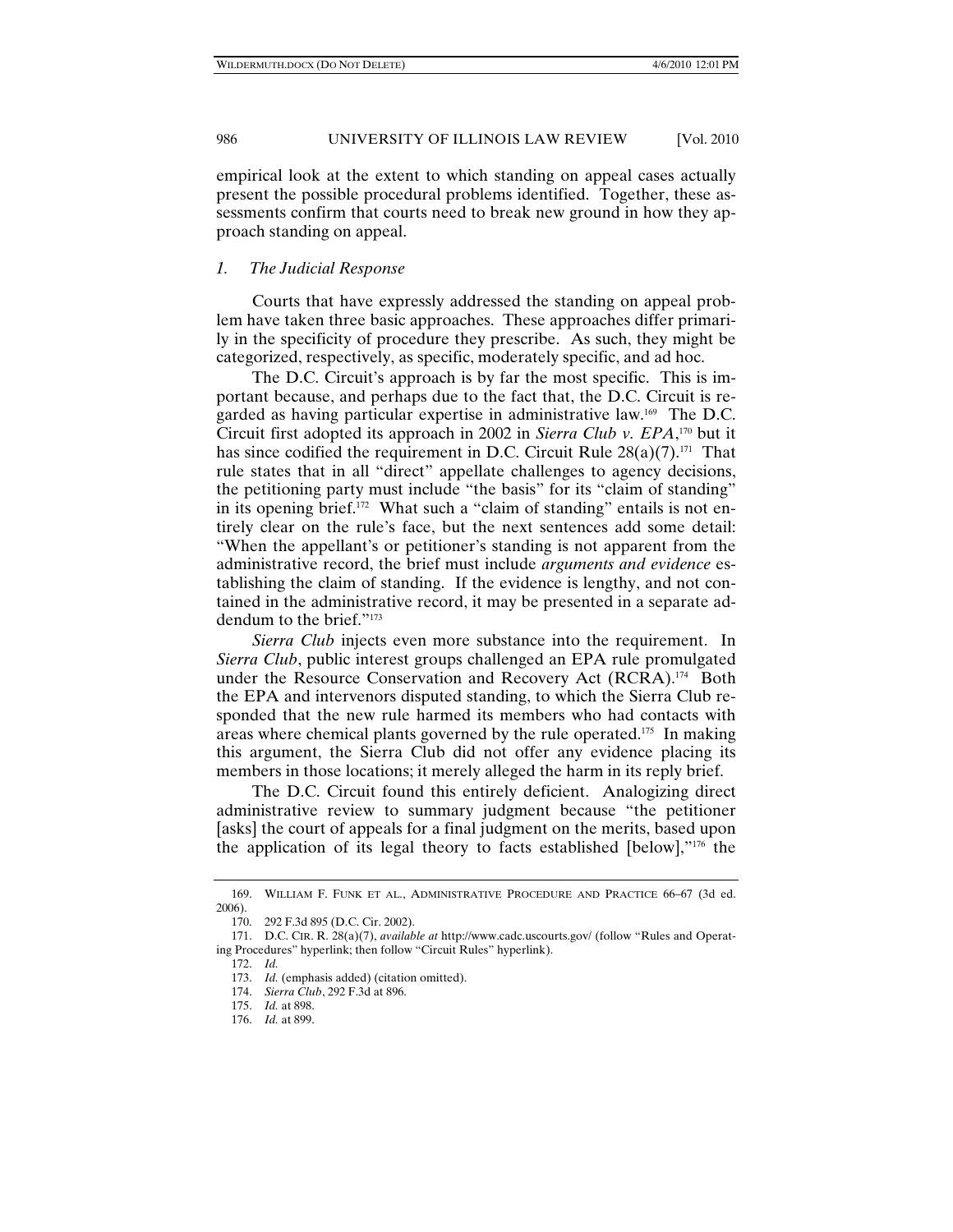empirical look at the extent to which standing on appeal cases actually present the possible procedural problems identified. Together, these assessments confirm that courts need to break new ground in how they approach standing on appeal.

### *1. The Judicial Response*

Courts that have expressly addressed the standing on appeal problem have taken three basic approaches. These approaches differ primarily in the specificity of procedure they prescribe. As such, they might be categorized, respectively, as specific, moderately specific, and ad hoc.

The D.C. Circuit's approach is by far the most specific. This is important because, and perhaps due to the fact that, the D.C. Circuit is regarded as having particular expertise in administrative law.[169] The D.C. Circuit first adopted its approach in 2002 in *Sierra Club v. EPA*,[170] but it has since codified the requirement in D.C. Circuit Rule 28(a)(7).[171] That rule states that in all "direct" appellate challenges to agency decisions, the petitioning party must include "the basis" for its "claim of standing" in its opening brief.[172] What such a "claim of standing" entails is not entirely clear on the rule's face, but the next sentences add some detail: "When the appellant's or petitioner's standing is not apparent from the administrative record, the brief must include *arguments and evidence* establishing the claim of standing. If the evidence is lengthy, and not contained in the administrative record, it may be presented in a separate addendum to the brief."[173]

*Sierra Club* injects even more substance into the requirement. In *Sierra Club*, public interest groups challenged an EPA rule promulgated under the Resource Conservation and Recovery Act (RCRA).[174] Both the EPA and intervenors disputed standing, to which the Sierra Club responded that the new rule harmed its members who had contacts with areas where chemical plants governed by the rule operated.[175] In making this argument, the Sierra Club did not offer any evidence placing its members in those locations; it merely alleged the harm in its reply brief.

The D.C. Circuit found this entirely deficient. Analogizing direct administrative review to summary judgment because "the petitioner [asks] the court of appeals for a final judgment on the merits, based upon the application of its legal theory to facts established [below],"[176] the

---

169. WILLIAM F. FUNK ET AL., ADMINISTRATIVE PROCEDURE AND PRACTICE 66–67 (3d ed. 2006).

170. 292 F.3d 895 (D.C. Cir. 2002).

171. D.C. CIR. R. 28(a)(7), *available at* http://www.cadc.uscourts.gov/ (follow "Rules and Operating Procedures" hyperlink; then follow "Circuit Rules" hyperlink).

172. *Id.*

173. *Id.* (emphasis added) (citation omitted).

174. *Sierra Club*, 292 F.3d at 896.

175. *Id.* at 898.

176. *Id.* at 899.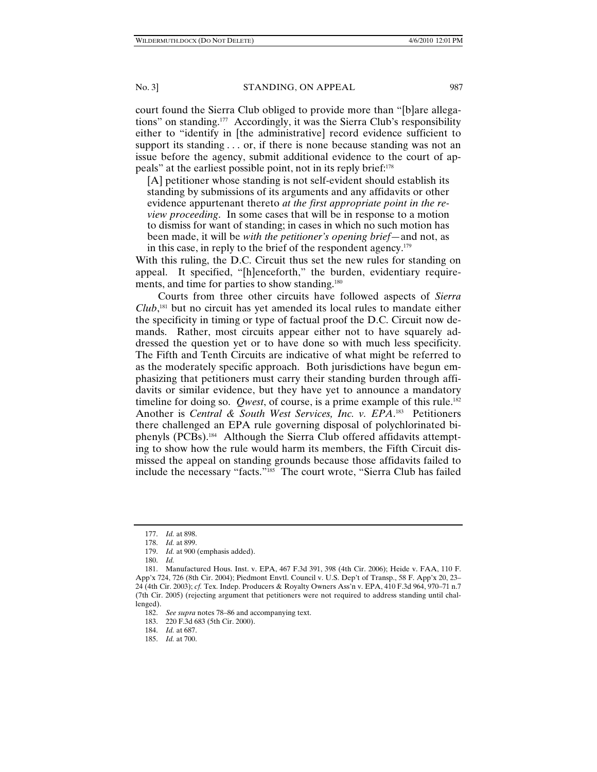court found the Sierra Club obliged to provide more than "[b]are allegations" on standing.[177] Accordingly, it was the Sierra Club's responsibility either to "identify in [the administrative] record evidence sufficient to support its standing . . . or, if there is none because standing was not an issue before the agency, submit additional evidence to the court of appeals" at the earliest possible point, not in its reply brief:[178]

> [A] petitioner whose standing is not self-evident should establish its standing by submissions of its arguments and any affidavits or other evidence appurtenant thereto *at the first appropriate point in the review proceeding*. In some cases that will be in response to a motion to dismiss for want of standing; in cases in which no such motion has been made, it will be *with the petitioner's opening brief*—and not, as in this case, in reply to the brief of the respondent agency.[179]

With this ruling, the D.C. Circuit thus set the new rules for standing on appeal. It specified, "[h]enceforth," the burden, evidentiary requirements, and time for parties to show standing.[180]

Courts from three other circuits have followed aspects of *Sierra Club*,[181] but no circuit has yet amended its local rules to mandate either the specificity in timing or type of factual proof the D.C. Circuit now demands. Rather, most circuits appear either not to have squarely addressed the question yet or to have done so with much less specificity. The Fifth and Tenth Circuits are indicative of what might be referred to as the moderately specific approach. Both jurisdictions have begun emphasizing that petitioners must carry their standing burden through affidavits or similar evidence, but they have yet to announce a mandatory timeline for doing so. *Qwest*, of course, is a prime example of this rule.[182] Another is *Central & South West Services, Inc. v. EPA*.[183] Petitioners there challenged an EPA rule governing disposal of polychlorinated biphenyls (PCBs).[184] Although the Sierra Club offered affidavits attempting to show how the rule would harm its members, the Fifth Circuit dismissed the appeal on standing grounds because those affidavits failed to include the necessary "facts."[185] The court wrote, "Sierra Club has failed

---

177. *Id.* at 898.

178. *Id.* at 899.

179. *Id.* at 900 (emphasis added).

180. *Id.*

181. Manufactured Hous. Inst. v. EPA, 467 F.3d 391, 398 (4th Cir. 2006); Heide v. FAA, 110 F. App'x 724, 726 (8th Cir. 2004); Piedmont Envtl. Council v. U.S. Dep't of Transp., 58 F. App'x 20, 23–24 (4th Cir. 2003); *cf.* Tex. Indep. Producers & Royalty Owners Ass'n v. EPA, 410 F.3d 964, 970–71 n.7 (7th Cir. 2005) (rejecting argument that petitioners were not required to address standing until challenged).

182. *See supra* notes 78–86 and accompanying text.

183. 220 F.3d 683 (5th Cir. 2000).

184. *Id.* at 687.

185. *Id.* at 700.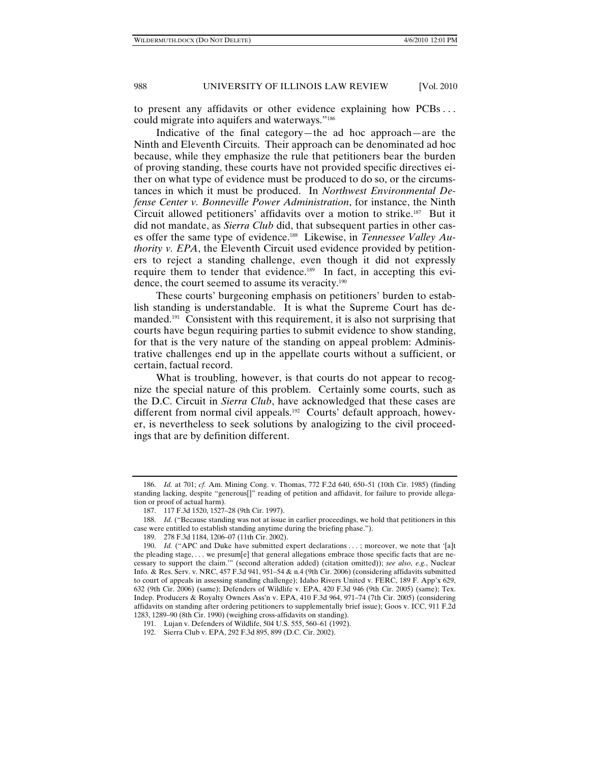to present any affidavits or other evidence explaining how PCBs . . . could migrate into aquifers and waterways."[186]

Indicative of the final category—the ad hoc approach—are the Ninth and Eleventh Circuits. Their approach can be denominated ad hoc because, while they emphasize the rule that petitioners bear the burden of proving standing, these courts have not provided specific directives either on what type of evidence must be produced to do so, or the circumstances in which it must be produced. In *Northwest Environmental Defense Center v. Bonneville Power Administration*, for instance, the Ninth Circuit allowed petitioners' affidavits over a motion to strike.[187] But it did not mandate, as *Sierra Club* did, that subsequent parties in other cases offer the same type of evidence.[188] Likewise, in *Tennessee Valley Authority v. EPA*, the Eleventh Circuit used evidence provided by petitioners to reject a standing challenge, even though it did not expressly require them to tender that evidence.[189] In fact, in accepting this evidence, the court seemed to assume its veracity.[190]

These courts' burgeoning emphasis on petitioners' burden to establish standing is understandable. It is what the Supreme Court has demanded.[191] Consistent with this requirement, it is also not surprising that courts have begun requiring parties to submit evidence to show standing, for that is the very nature of the standing on appeal problem: Administrative challenges end up in the appellate courts without a sufficient, or certain, factual record.

What is troubling, however, is that courts do not appear to recognize the special nature of this problem. Certainly some courts, such as the D.C. Circuit in *Sierra Club*, have acknowledged that these cases are different from normal civil appeals.[192] Courts' default approach, however, is nevertheless to seek solutions by analogizing to the civil proceedings that are by definition different.

---

186. *Id.* at 701; *cf.* Am. Mining Cong. v. Thomas, 772 F.2d 640, 650–51 (10th Cir. 1985) (finding standing lacking, despite "generous[]" reading of petition and affidavit, for failure to provide allegation or proof of actual harm).

187. 117 F.3d 1520, 1527–28 (9th Cir. 1997).

188. *Id.* ("Because standing was not at issue in earlier proceedings, we hold that petitioners in this case were entitled to establish standing anytime during the briefing phase.").

189. 278 F.3d 1184, 1206–07 (11th Cir. 2002).

190. *Id.* ("APC and Duke have submitted expert declarations . . . ; moreover, we note that '[a]t the pleading stage, . . . we presum[e] that general allegations embrace those specific facts that are necessary to support the claim.'" (second alteration added) (citation omitted)); *see also, e.g.*, Nuclear Info. & Res. Serv. v. NRC, 457 F.3d 941, 951–54 & n.4 (9th Cir. 2006) (considering affidavits submitted to court of appeals in assessing standing challenge); Idaho Rivers United v. FERC, 189 F. App'x 629, 632 (9th Cir. 2006) (same); Defenders of Wildlife v. EPA, 420 F.3d 946 (9th Cir. 2005) (same); Tex. Indep. Producers & Royalty Owners Ass'n v. EPA, 410 F.3d 964, 971–74 (7th Cir. 2005) (considering affidavits on standing after ordering petitioners to supplementally brief issue); Goos v. ICC, 911 F.2d 1283, 1289–90 (8th Cir. 1990) (weighing cross-affidavits on standing).

191. Lujan v. Defenders of Wildlife, 504 U.S. 555, 560–61 (1992).

192. Sierra Club v. EPA, 292 F.3d 895, 899 (D.C. Cir. 2002).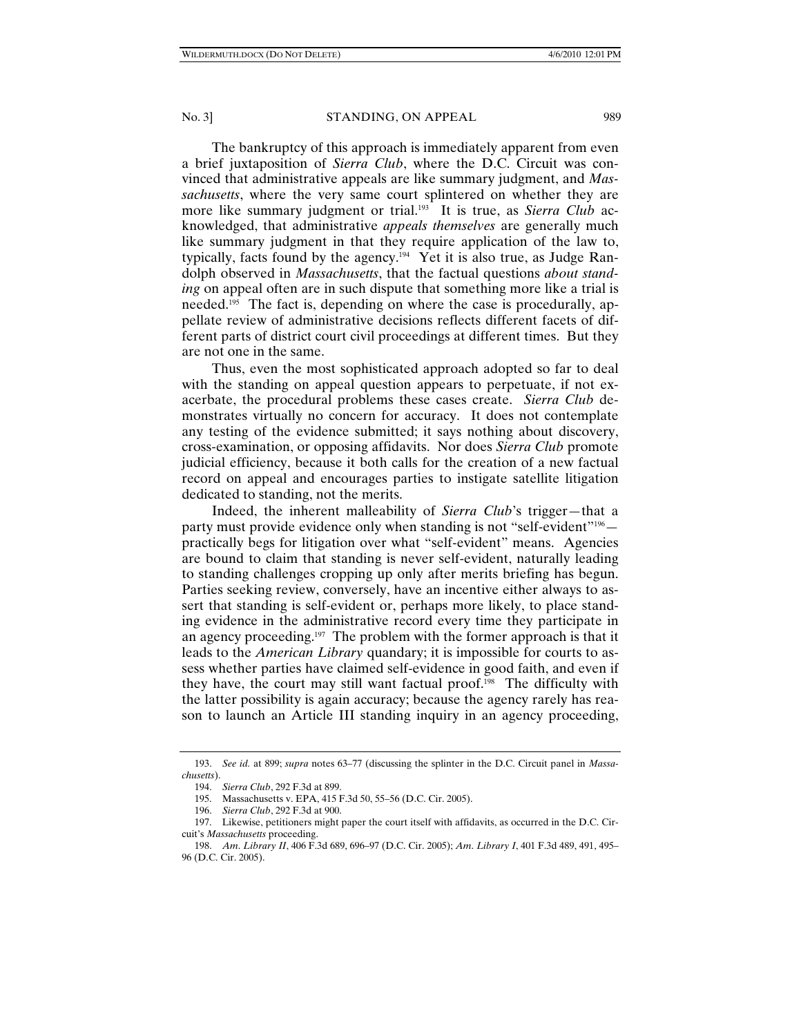The bankruptcy of this approach is immediately apparent from even a brief juxtaposition of *Sierra Club*, where the D.C. Circuit was convinced that administrative appeals are like summary judgment, and *Massachusetts*, where the very same court splintered on whether they are more like summary judgment or trial.[193] It is true, as *Sierra Club* acknowledged, that administrative *appeals themselves* are generally much like summary judgment in that they require application of the law to, typically, facts found by the agency.[194] Yet it is also true, as Judge Randolph observed in *Massachusetts*, that the factual questions *about standing* on appeal often are in such dispute that something more like a trial is needed.[195] The fact is, depending on where the case is procedurally, appellate review of administrative decisions reflects different facets of different parts of district court civil proceedings at different times. But they are not one in the same.

Thus, even the most sophisticated approach adopted so far to deal with the standing on appeal question appears to perpetuate, if not exacerbate, the procedural problems these cases create. *Sierra Club* demonstrates virtually no concern for accuracy. It does not contemplate any testing of the evidence submitted; it says nothing about discovery, cross-examination, or opposing affidavits. Nor does *Sierra Club* promote judicial efficiency, because it both calls for the creation of a new factual record on appeal and encourages parties to instigate satellite litigation dedicated to standing, not the merits.

Indeed, the inherent malleability of *Sierra Club*'s trigger—that a party must provide evidence only when standing is not "self-evident"[196]—practically begs for litigation over what "self-evident" means. Agencies are bound to claim that standing is never self-evident, naturally leading to standing challenges cropping up only after merits briefing has begun. Parties seeking review, conversely, have an incentive either always to assert that standing is self-evident or, perhaps more likely, to place standing evidence in the administrative record every time they participate in an agency proceeding.[197] The problem with the former approach is that it leads to the *American Library* quandary; it is impossible for courts to assess whether parties have claimed self-evidence in good faith, and even if they have, the court may still want factual proof.[198] The difficulty with the latter possibility is again accuracy; because the agency rarely has reason to launch an Article III standing inquiry in an agency proceeding,

---

193. *See id.* at 899; *supra* notes 63–77 (discussing the splinter in the D.C. Circuit panel in *Massachusetts*).

194. *Sierra Club*, 292 F.3d at 899.

195. Massachusetts v. EPA, 415 F.3d 50, 55–56 (D.C. Cir. 2005).

196. *Sierra Club*, 292 F.3d at 900.

197. Likewise, petitioners might paper the court itself with affidavits, as occurred in the D.C. Circuit's *Massachusetts* proceeding.

198. *Am. Library II*, 406 F.3d 689, 696–97 (D.C. Cir. 2005); *Am. Library I*, 401 F.3d 489, 491, 495–96 (D.C. Cir. 2005).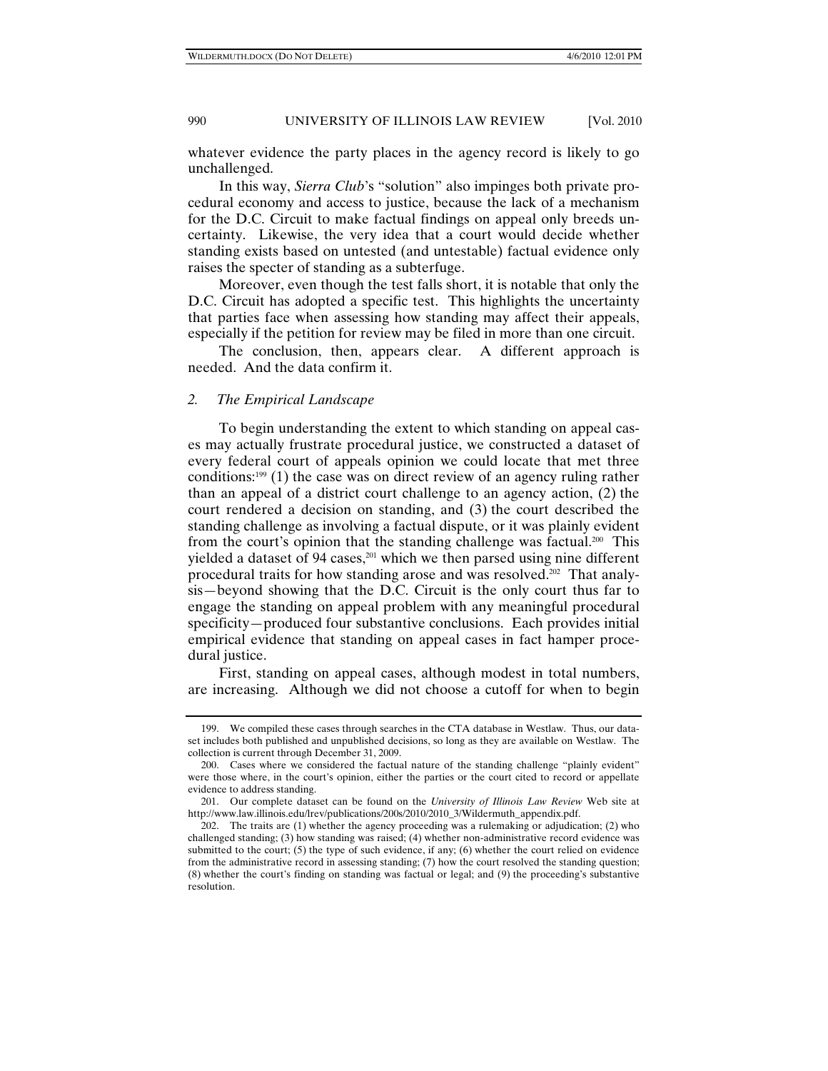whatever evidence the party places in the agency record is likely to go unchallenged.

In this way, *Sierra Club*'s "solution" also impinges both private procedural economy and access to justice, because the lack of a mechanism for the D.C. Circuit to make factual findings on appeal only breeds uncertainty. Likewise, the very idea that a court would decide whether standing exists based on untested (and untestable) factual evidence only raises the specter of standing as a subterfuge.

Moreover, even though the test falls short, it is notable that only the D.C. Circuit has adopted a specific test. This highlights the uncertainty that parties face when assessing how standing may affect their appeals, especially if the petition for review may be filed in more than one circuit.

The conclusion, then, appears clear. A different approach is needed. And the data confirm it.

### *2. The Empirical Landscape*

To begin understanding the extent to which standing on appeal cases may actually frustrate procedural justice, we constructed a dataset of every federal court of appeals opinion we could locate that met three conditions:[199] (1) the case was on direct review of an agency ruling rather than an appeal of a district court challenge to an agency action, (2) the court rendered a decision on standing, and (3) the court described the standing challenge as involving a factual dispute, or it was plainly evident from the court's opinion that the standing challenge was factual.[200] This yielded a dataset of 94 cases,[201] which we then parsed using nine different procedural traits for how standing arose and was resolved.[202] That analysis—beyond showing that the D.C. Circuit is the only court thus far to engage the standing on appeal problem with any meaningful procedural specificity—produced four substantive conclusions. Each provides initial empirical evidence that standing on appeal cases in fact hamper procedural justice.

First, standing on appeal cases, although modest in total numbers, are increasing. Although we did not choose a cutoff for when to begin

---

199. We compiled these cases through searches in the CTA database in Westlaw. Thus, our dataset includes both published and unpublished decisions, so long as they are available on Westlaw. The collection is current through December 31, 2009.

200. Cases where we considered the factual nature of the standing challenge "plainly evident" were those where, in the court's opinion, either the parties or the court cited to record or appellate evidence to address standing.

201. Our complete dataset can be found on the *University of Illinois Law Review* Web site at http://www.law.illinois.edu/lrev/publications/200s/2010/2010_3/Wildermuth_appendix.pdf.

202. The traits are (1) whether the agency proceeding was a rulemaking or adjudication; (2) who challenged standing; (3) how standing was raised; (4) whether non-administrative record evidence was submitted to the court; (5) the type of such evidence, if any; (6) whether the court relied on evidence from the administrative record in assessing standing; (7) how the court resolved the standing question; (8) whether the court's finding on standing was factual or legal; and (9) the proceeding's substantive resolution.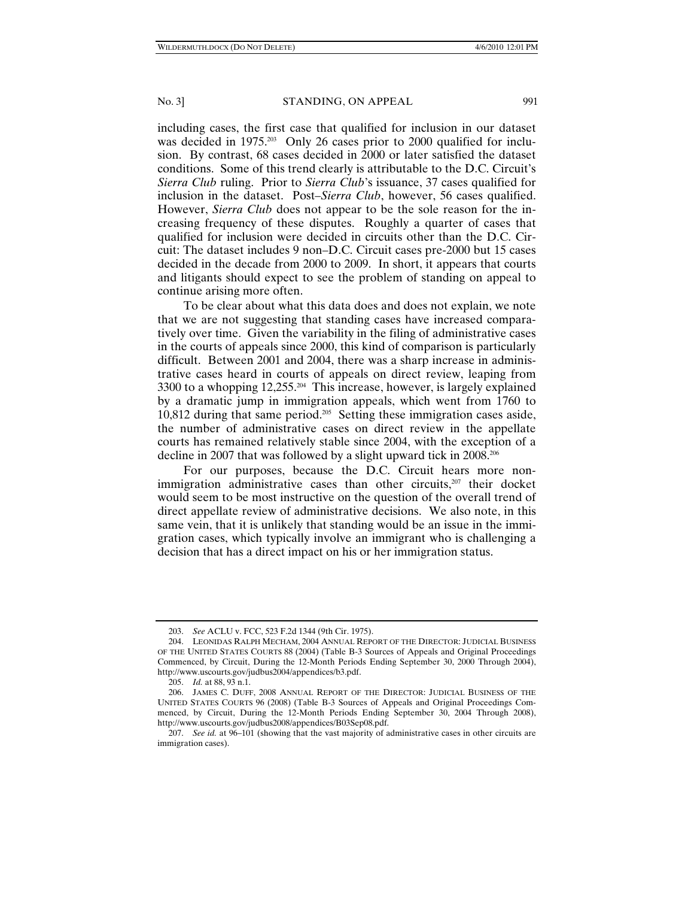including cases, the first case that qualified for inclusion in our dataset was decided in 1975.[203] Only 26 cases prior to 2000 qualified for inclusion. By contrast, 68 cases decided in 2000 or later satisfied the dataset conditions. Some of this trend clearly is attributable to the D.C. Circuit's *Sierra Club* ruling. Prior to *Sierra Club*'s issuance, 37 cases qualified for inclusion in the dataset. Post–*Sierra Club*, however, 56 cases qualified. However, *Sierra Club* does not appear to be the sole reason for the increasing frequency of these disputes. Roughly a quarter of cases that qualified for inclusion were decided in circuits other than the D.C. Circuit: The dataset includes 9 non–D.C. Circuit cases pre-2000 but 15 cases decided in the decade from 2000 to 2009. In short, it appears that courts and litigants should expect to see the problem of standing on appeal to continue arising more often.

To be clear about what this data does and does not explain, we note that we are not suggesting that standing cases have increased comparatively over time. Given the variability in the filing of administrative cases in the courts of appeals since 2000, this kind of comparison is particularly difficult. Between 2001 and 2004, there was a sharp increase in administrative cases heard in courts of appeals on direct review, leaping from 3300 to a whopping 12,255.[204] This increase, however, is largely explained by a dramatic jump in immigration appeals, which went from 1760 to 10,812 during that same period.[205] Setting these immigration cases aside, the number of administrative cases on direct review in the appellate courts has remained relatively stable since 2004, with the exception of a decline in 2007 that was followed by a slight upward tick in 2008.[206]

For our purposes, because the D.C. Circuit hears more non-immigration administrative cases than other circuits,[207] their docket would seem to be most instructive on the question of the overall trend of direct appellate review of administrative decisions. We also note, in this same vein, that it is unlikely that standing would be an issue in the immigration cases, which typically involve an immigrant who is challenging a decision that has a direct impact on his or her immigration status.

---

203. *See* ACLU v. FCC, 523 F.2d 1344 (9th Cir. 1975).

204. LEONIDAS RALPH MECHAM, 2004 ANNUAL REPORT OF THE DIRECTOR: JUDICIAL BUSINESS OF THE UNITED STATES COURTS 88 (2004) (Table B-3 Sources of Appeals and Original Proceedings Commenced, by Circuit, During the 12-Month Periods Ending September 30, 2000 Through 2004), http://www.uscourts.gov/judbus2004/appendices/b3.pdf.

205. *Id.* at 88, 93 n.1.

206. JAMES C. DUFF, 2008 ANNUAL REPORT OF THE DIRECTOR: JUDICIAL BUSINESS OF THE UNITED STATES COURTS 96 (2008) (Table B-3 Sources of Appeals and Original Proceedings Commenced, by Circuit, During the 12-Month Periods Ending September 30, 2004 Through 2008), http://www.uscourts.gov/judbus2008/appendices/B03Sep08.pdf.

207. *See id.* at 96–101 (showing that the vast majority of administrative cases in other circuits are immigration cases).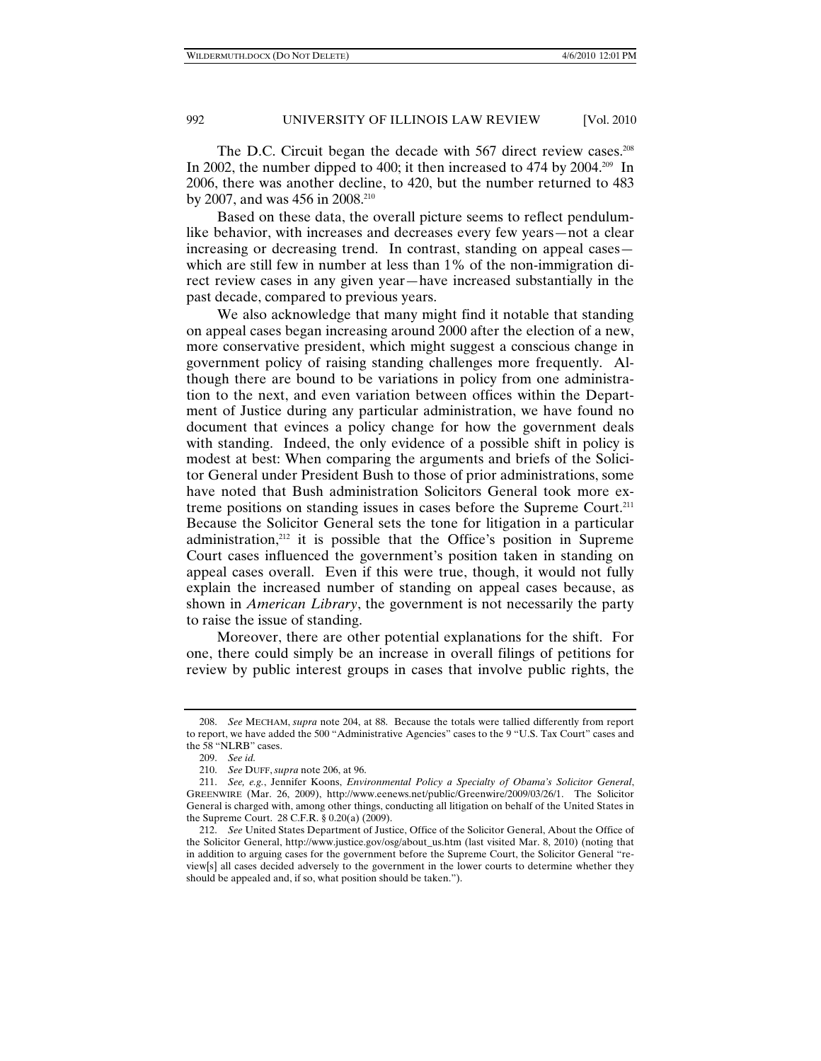The D.C. Circuit began the decade with 567 direct review cases.[208] In 2002, the number dipped to 400; it then increased to 474 by 2004.[209] In 2006, there was another decline, to 420, but the number returned to 483 by 2007, and was 456 in 2008.[210]

Based on these data, the overall picture seems to reflect pendulum-like behavior, with increases and decreases every few years—not a clear increasing or decreasing trend. In contrast, standing on appeal cases—which are still few in number at less than 1% of the non-immigration direct review cases in any given year—have increased substantially in the past decade, compared to previous years.

We also acknowledge that many might find it notable that standing on appeal cases began increasing around 2000 after the election of a new, more conservative president, which might suggest a conscious change in government policy of raising standing challenges more frequently. Although there are bound to be variations in policy from one administration to the next, and even variation between offices within the Department of Justice during any particular administration, we have found no document that evinces a policy change for how the government deals with standing. Indeed, the only evidence of a possible shift in policy is modest at best: When comparing the arguments and briefs of the Solicitor General under President Bush to those of prior administrations, some have noted that Bush administration Solicitors General took more extreme positions on standing issues in cases before the Supreme Court.[211] Because the Solicitor General sets the tone for litigation in a particular administration,[212] it is possible that the Office's position in Supreme Court cases influenced the government's position taken in standing on appeal cases overall. Even if this were true, though, it would not fully explain the increased number of standing on appeal cases because, as shown in *American Library*, the government is not necessarily the party to raise the issue of standing.

Moreover, there are other potential explanations for the shift. For one, there could simply be an increase in overall filings of petitions for review by public interest groups in cases that involve public rights, the

---

208. *See* MECHAM, *supra* note 204, at 88. Because the totals were tallied differently from report to report, we have added the 500 "Administrative Agencies" cases to the 9 "U.S. Tax Court" cases and the 58 "NLRB" cases.

209. *See id.*

210. *See* DUFF, *supra* note 206, at 96.

211. *See, e.g.*, Jennifer Koons, *Environmental Policy a Specialty of Obama's Solicitor General*, GREENWIRE (Mar. 26, 2009), http://www.eenews.net/public/Greenwire/2009/03/26/1. The Solicitor General is charged with, among other things, conducting all litigation on behalf of the United States in the Supreme Court. 28 C.F.R. § 0.20(a) (2009).

212. *See* United States Department of Justice, Office of the Solicitor General, About the Office of the Solicitor General, http://www.justice.gov/osg/about_us.htm (last visited Mar. 8, 2010) (noting that in addition to arguing cases for the government before the Supreme Court, the Solicitor General "review[s] all cases decided adversely to the government in the lower courts to determine whether they should be appealed and, if so, what position should be taken.").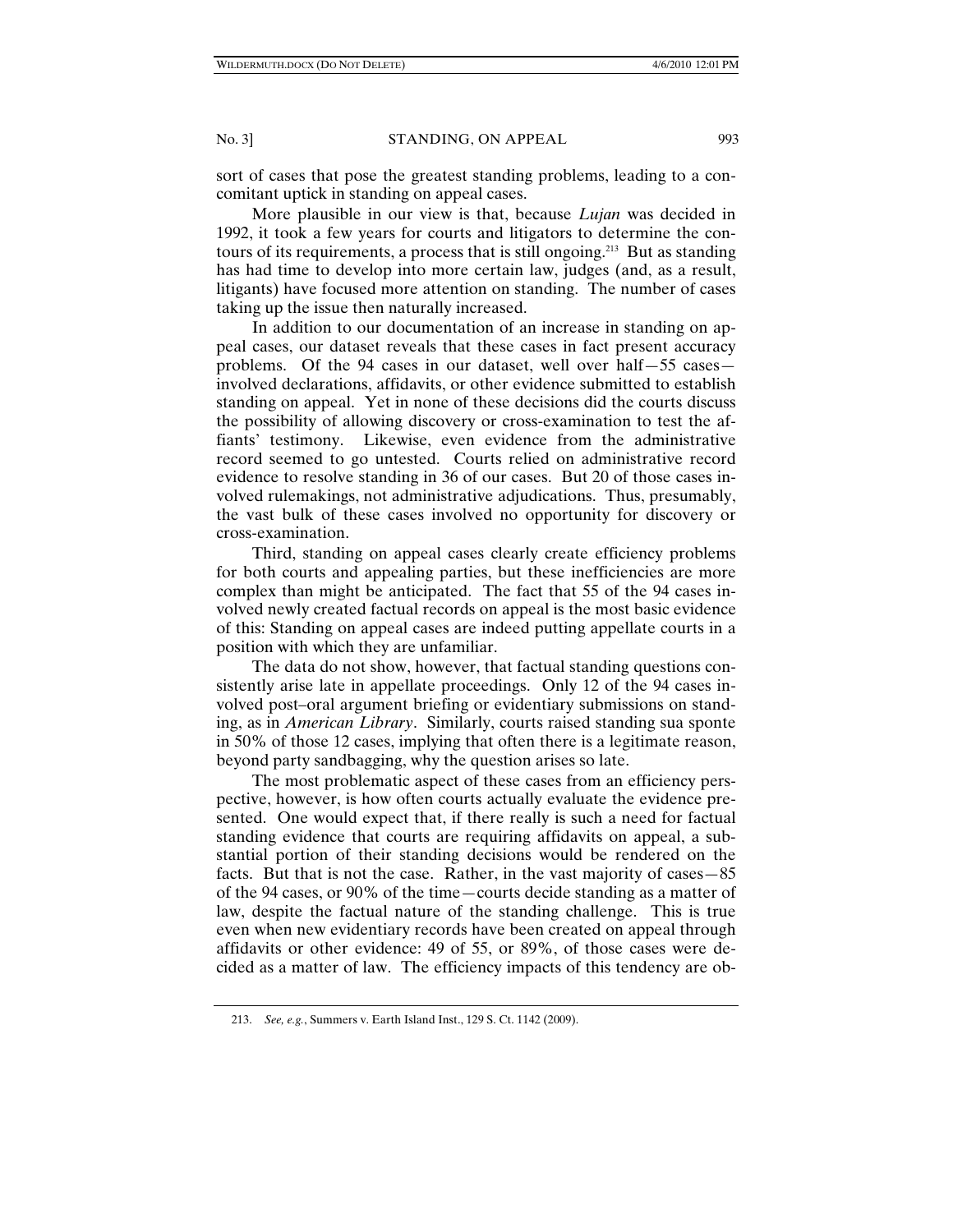sort of cases that pose the greatest standing problems, leading to a concomitant uptick in standing on appeal cases.

More plausible in our view is that, because *Lujan* was decided in 1992, it took a few years for courts and litigators to determine the contours of its requirements, a process that is still ongoing.[213] But as standing has had time to develop into more certain law, judges (and, as a result, litigants) have focused more attention on standing. The number of cases taking up the issue then naturally increased.

In addition to our documentation of an increase in standing on appeal cases, our dataset reveals that these cases in fact present accuracy problems. Of the 94 cases in our dataset, well over half—55 cases—involved declarations, affidavits, or other evidence submitted to establish standing on appeal. Yet in none of these decisions did the courts discuss the possibility of allowing discovery or cross-examination to test the affiants' testimony. Likewise, even evidence from the administrative record seemed to go untested. Courts relied on administrative record evidence to resolve standing in 36 of our cases. But 20 of those cases involved rulemakings, not administrative adjudications. Thus, presumably, the vast bulk of these cases involved no opportunity for discovery or cross-examination.

Third, standing on appeal cases clearly create efficiency problems for both courts and appealing parties, but these inefficiencies are more complex than might be anticipated. The fact that 55 of the 94 cases involved newly created factual records on appeal is the most basic evidence of this: Standing on appeal cases are indeed putting appellate courts in a position with which they are unfamiliar.

The data do not show, however, that factual standing questions consistently arise late in appellate proceedings. Only 12 of the 94 cases involved post–oral argument briefing or evidentiary submissions on standing, as in *American Library*. Similarly, courts raised standing sua sponte in 50% of those 12 cases, implying that often there is a legitimate reason, beyond party sandbagging, why the question arises so late.

The most problematic aspect of these cases from an efficiency perspective, however, is how often courts actually evaluate the evidence presented. One would expect that, if there really is such a need for factual standing evidence that courts are requiring affidavits on appeal, a substantial portion of their standing decisions would be rendered on the facts. But that is not the case. Rather, in the vast majority of cases—85 of the 94 cases, or 90% of the time—courts decide standing as a matter of law, despite the factual nature of the standing challenge. This is true even when new evidentiary records have been created on appeal through affidavits or other evidence: 49 of 55, or 89%, of those cases were decided as a matter of law. The efficiency impacts of this tendency are ob-

213. *See, e.g.*, Summers v. Earth Island Inst., 129 S. Ct. 1142 (2009).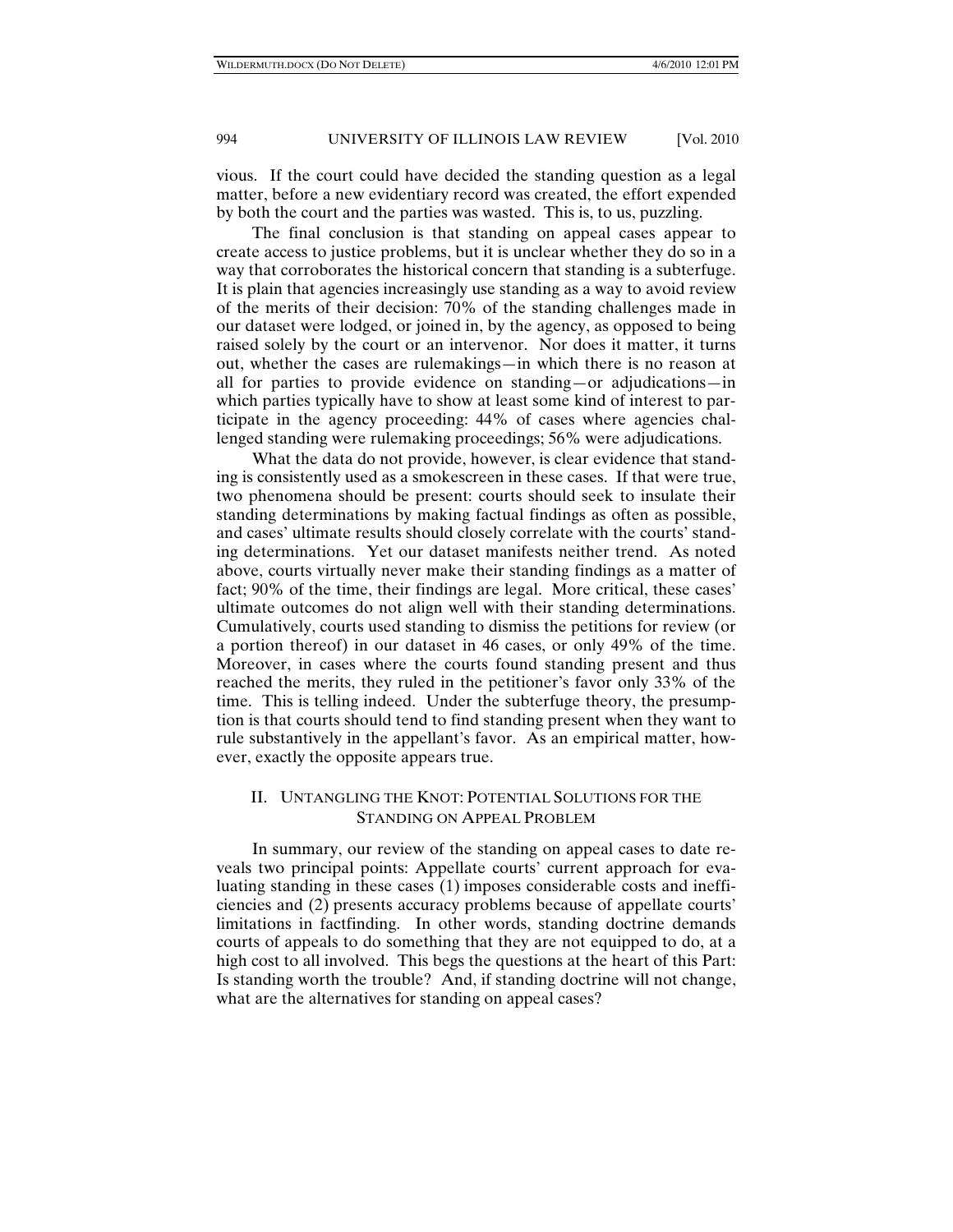vious. If the court could have decided the standing question as a legal matter, before a new evidentiary record was created, the effort expended by both the court and the parties was wasted. This is, to us, puzzling.

The final conclusion is that standing on appeal cases appear to create access to justice problems, but it is unclear whether they do so in a way that corroborates the historical concern that standing is a subterfuge. It is plain that agencies increasingly use standing as a way to avoid review of the merits of their decision: 70% of the standing challenges made in our dataset were lodged, or joined in, by the agency, as opposed to being raised solely by the court or an intervenor. Nor does it matter, it turns out, whether the cases are rulemakings—in which there is no reason at all for parties to provide evidence on standing—or adjudications—in which parties typically have to show at least some kind of interest to participate in the agency proceeding: 44% of cases where agencies challenged standing were rulemaking proceedings; 56% were adjudications.

What the data do not provide, however, is clear evidence that standing is consistently used as a smokescreen in these cases. If that were true, two phenomena should be present: courts should seek to insulate their standing determinations by making factual findings as often as possible, and cases' ultimate results should closely correlate with the courts' standing determinations. Yet our dataset manifests neither trend. As noted above, courts virtually never make their standing findings as a matter of fact; 90% of the time, their findings are legal. More critical, these cases' ultimate outcomes do not align well with their standing determinations. Cumulatively, courts used standing to dismiss the petitions for review (or a portion thereof) in our dataset in 46 cases, or only 49% of the time. Moreover, in cases where the courts found standing present and thus reached the merits, they ruled in the petitioner's favor only 33% of the time. This is telling indeed. Under the subterfuge theory, the presumption is that courts should tend to find standing present when they want to rule substantively in the appellant's favor. As an empirical matter, however, exactly the opposite appears true.

## II. UNTANGLING THE KNOT: POTENTIAL SOLUTIONS FOR THE STANDING ON APPEAL PROBLEM

In summary, our review of the standing on appeal cases to date reveals two principal points: Appellate courts' current approach for evaluating standing in these cases (1) imposes considerable costs and inefficiencies and (2) presents accuracy problems because of appellate courts' limitations in factfinding. In other words, standing doctrine demands courts of appeals to do something that they are not equipped to do, at a high cost to all involved. This begs the questions at the heart of this Part: Is standing worth the trouble? And, if standing doctrine will not change, what are the alternatives for standing on appeal cases?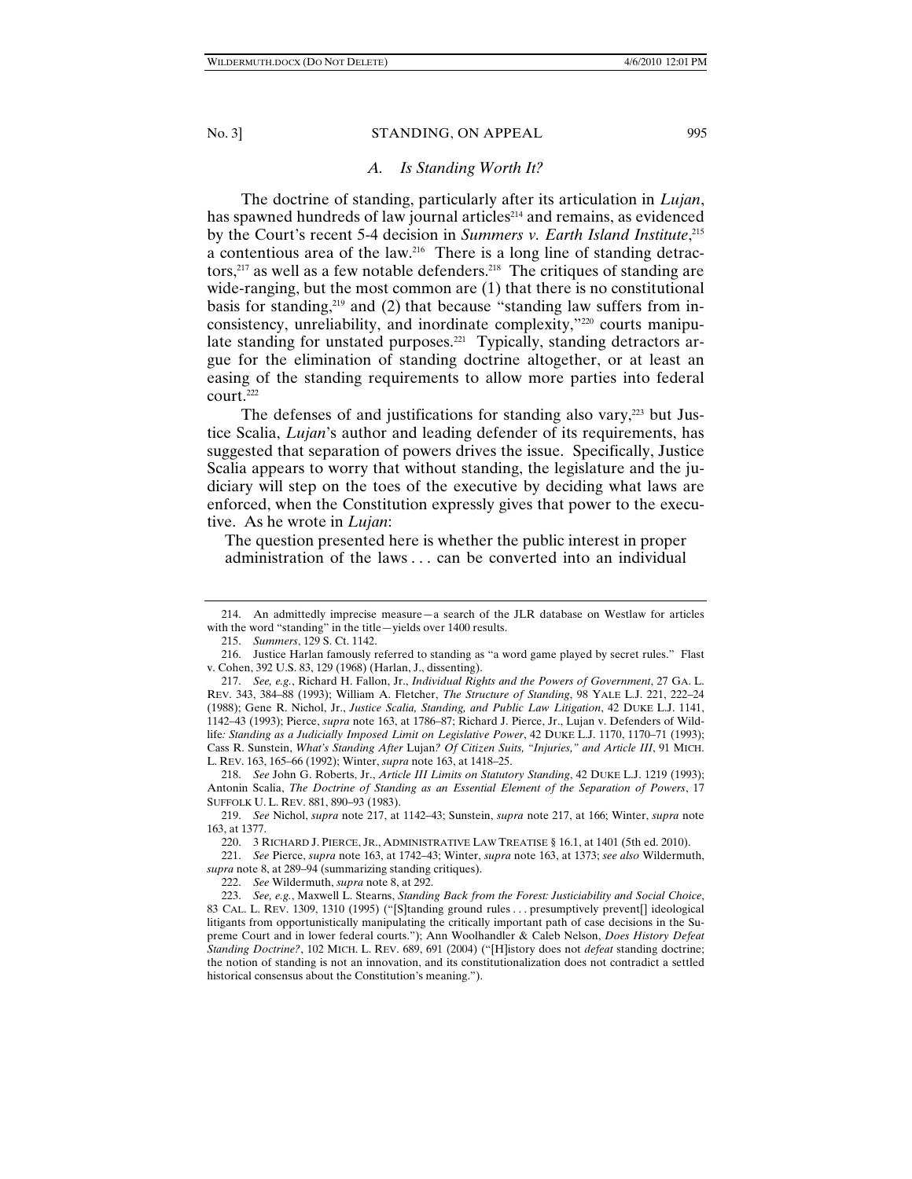### *A. Is Standing Worth It?*

The doctrine of standing, particularly after its articulation in *Lujan*, has spawned hundreds of law journal articles[214] and remains, as evidenced by the Court's recent 5-4 decision in *Summers v. Earth Island Institute*,[215] a contentious area of the law.[216] There is a long line of standing detractors,[217] as well as a few notable defenders.[218] The critiques of standing are wide-ranging, but the most common are (1) that there is no constitutional basis for standing,[219] and (2) that because "standing law suffers from inconsistency, unreliability, and inordinate complexity,"[220] courts manipulate standing for unstated purposes.[221] Typically, standing detractors argue for the elimination of standing doctrine altogether, or at least an easing of the standing requirements to allow more parties into federal court.[222]

The defenses of and justifications for standing also vary,[223] but Justice Scalia, *Lujan*'s author and leading defender of its requirements, has suggested that separation of powers drives the issue. Specifically, Justice Scalia appears to worry that without standing, the legislature and the judiciary will step on the toes of the executive by deciding what laws are enforced, when the Constitution expressly gives that power to the executive. As he wrote in *Lujan*:

> The question presented here is whether the public interest in proper administration of the laws . . . can be converted into an individual

---

214. An admittedly imprecise measure—a search of the JLR database on Westlaw for articles with the word "standing" in the title—yields over 1400 results.

215. *Summers*, 129 S. Ct. 1142.

216. Justice Harlan famously referred to standing as "a word game played by secret rules." Flast v. Cohen, 392 U.S. 83, 129 (1968) (Harlan, J., dissenting).

217. *See, e.g.*, Richard H. Fallon, Jr., *Individual Rights and the Powers of Government*, 27 GA. L. REV. 343, 384–88 (1993); William A. Fletcher, *The Structure of Standing*, 98 YALE L.J. 221, 222–24 (1988); Gene R. Nichol, Jr., *Justice Scalia, Standing, and Public Law Litigation*, 42 DUKE L.J. 1141, 1142–43 (1993); Pierce, *supra* note 163, at 1786–87; Richard J. Pierce, Jr., Lujan v. Defenders of Wildlife*: Standing as a Judicially Imposed Limit on Legislative Power*, 42 DUKE L.J. 1170, 1170–71 (1993); Cass R. Sunstein, *What's Standing After* Lujan*? Of Citizen Suits, "Injuries," and Article III*, 91 MICH. L. REV. 163, 165–66 (1992); Winter, *supra* note 163, at 1418–25.

218. *See* John G. Roberts, Jr., *Article III Limits on Statutory Standing*, 42 DUKE L.J. 1219 (1993); Antonin Scalia, *The Doctrine of Standing as an Essential Element of the Separation of Powers*, 17 SUFFOLK U. L. REV. 881, 890–93 (1983).

219. *See* Nichol, *supra* note 217, at 1142–43; Sunstein, *supra* note 217, at 166; Winter, *supra* note 163, at 1377.

220. 3 RICHARD J. PIERCE, JR., ADMINISTRATIVE LAW TREATISE § 16.1, at 1401 (5th ed. 2010).

221. *See* Pierce, *supra* note 163, at 1742–43; Winter, *supra* note 163, at 1373; *see also* Wildermuth, *supra* note 8, at 289–94 (summarizing standing critiques).

222. *See* Wildermuth, *supra* note 8, at 292.

223. *See, e.g.*, Maxwell L. Stearns, *Standing Back from the Forest: Justiciability and Social Choice*, 83 CAL. L. REV. 1309, 1310 (1995) ("[S]tanding ground rules . . . presumptively prevent[] ideological litigants from opportunistically manipulating the critically important path of case decisions in the Supreme Court and in lower federal courts."); Ann Woolhandler & Caleb Nelson, *Does History Defeat Standing Doctrine?*, 102 MICH. L. REV. 689, 691 (2004) ("[H]istory does not *defeat* standing doctrine; the notion of standing is not an innovation, and its constitutionalization does not contradict a settled historical consensus about the Constitution's meaning.").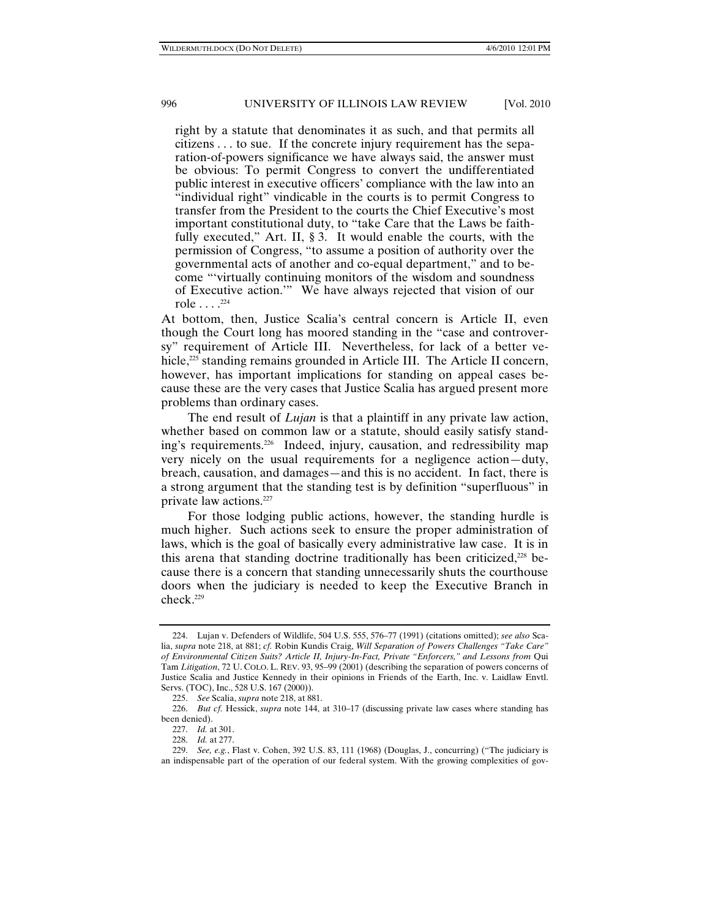> right by a statute that denominates it as such, and that permits all citizens . . . to sue. If the concrete injury requirement has the separation-of-powers significance we have always said, the answer must be obvious: To permit Congress to convert the undifferentiated public interest in executive officers' compliance with the law into an "individual right" vindicable in the courts is to permit Congress to transfer from the President to the courts the Chief Executive's most important constitutional duty, to "take Care that the Laws be faithfully executed," Art. II, § 3. It would enable the courts, with the permission of Congress, "to assume a position of authority over the governmental acts of another and co-equal department," and to become "'virtually continuing monitors of the wisdom and soundness of Executive action.'" We have always rejected that vision of our role . . . .[224]

At bottom, then, Justice Scalia's central concern is Article II, even though the Court long has moored standing in the "case and controversy" requirement of Article III. Nevertheless, for lack of a better vehicle,[225] standing remains grounded in Article III. The Article II concern, however, has important implications for standing on appeal cases because these are the very cases that Justice Scalia has argued present more problems than ordinary cases.

The end result of *Lujan* is that a plaintiff in any private law action, whether based on common law or a statute, should easily satisfy standing's requirements.[226] Indeed, injury, causation, and redressibility map very nicely on the usual requirements for a negligence action—duty, breach, causation, and damages—and this is no accident. In fact, there is a strong argument that the standing test is by definition "superfluous" in private law actions.[227]

For those lodging public actions, however, the standing hurdle is much higher. Such actions seek to ensure the proper administration of laws, which is the goal of basically every administrative law case. It is in this arena that standing doctrine traditionally has been criticized,[228] because there is a concern that standing unnecessarily shuts the courthouse doors when the judiciary is needed to keep the Executive Branch in check.[229]

---

224. Lujan v. Defenders of Wildlife, 504 U.S. 555, 576–77 (1991) (citations omitted); *see also* Scalia, *supra* note 218, at 881; *cf.* Robin Kundis Craig, *Will Separation of Powers Challenges "Take Care" of Environmental Citizen Suits? Article II, Injury-In-Fact, Private "Enforcers," and Lessons from* Qui Tam *Litigation*, 72 U. COLO. L. REV. 93, 95–99 (2001) (describing the separation of powers concerns of Justice Scalia and Justice Kennedy in their opinions in Friends of the Earth, Inc. v. Laidlaw Envtl. Servs. (TOC), Inc., 528 U.S. 167 (2000)).

225. *See* Scalia, *supra* note 218, at 881.

226. *But cf.* Hessick, *supra* note 144, at 310–17 (discussing private law cases where standing has been denied).

227. *Id.* at 301.

228. *Id.* at 277.

229. *See, e.g.*, Flast v. Cohen, 392 U.S. 83, 111 (1968) (Douglas, J., concurring) ("The judiciary is an indispensable part of the operation of our federal system. With the growing complexities of gov-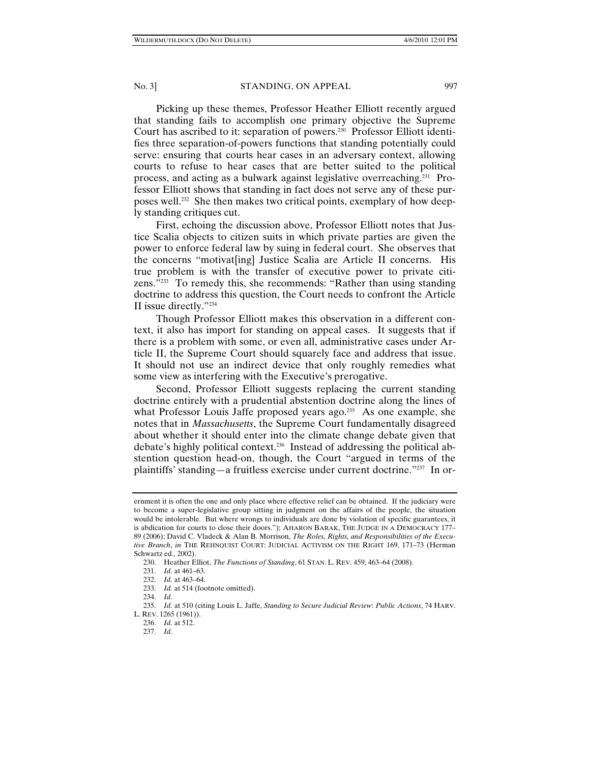Picking up these themes, Professor Heather Elliott recently argued that standing fails to accomplish one primary objective the Supreme Court has ascribed to it: separation of powers.[230] Professor Elliott identifies three separation-of-powers functions that standing potentially could serve: ensuring that courts hear cases in an adversary context, allowing courts to refuse to hear cases that are better suited to the political process, and acting as a bulwark against legislative overreaching.[231] Professor Elliott shows that standing in fact does not serve any of these purposes well.[232] She then makes two critical points, exemplary of how deeply standing critiques cut.

First, echoing the discussion above, Professor Elliott notes that Justice Scalia objects to citizen suits in which private parties are given the power to enforce federal law by suing in federal court. She observes that the concerns "motivat[ing] Justice Scalia are Article II concerns. His true problem is with the transfer of executive power to private citizens."[233] To remedy this, she recommends: "Rather than using standing doctrine to address this question, the Court needs to confront the Article II issue directly."[234]

Though Professor Elliott makes this observation in a different context, it also has import for standing on appeal cases. It suggests that if there is a problem with some, or even all, administrative cases under Article II, the Supreme Court should squarely face and address that issue. It should not use an indirect device that only roughly remedies what some view as interfering with the Executive's prerogative.

Second, Professor Elliott suggests replacing the current standing doctrine entirely with a prudential abstention doctrine along the lines of what Professor Louis Jaffe proposed years ago.[235] As one example, she notes that in *Massachusetts*, the Supreme Court fundamentally disagreed about whether it should enter into the climate change debate given that debate's highly political context.[236] Instead of addressing the political abstention question head-on, though, the Court "argued in terms of the plaintiffs' standing—a fruitless exercise under current doctrine."[237] In or-

---

ernment it is often the one and only place where effective relief can be obtained. If the judiciary were to become a super-legislative group sitting in judgment on the affairs of the people, the situation would be intolerable. But where wrongs to individuals are done by violation of specific guarantees, it is abdication for courts to close their doors."); AHARON BARAK, THE JUDGE IN A DEMOCRACY 177–89 (2006); David C. Vladeck & Alan B. Morrison, *The Roles, Rights, and Responsibilities of the Executive Branch*, *in* THE REHNQUIST COURT: JUDICIAL ACTIVISM ON THE RIGHT 169, 171–73 (Herman Schwartz ed., 2002).

230. Heather Elliot, *The Functions of Standing*, 61 STAN. L. REV. 459, 463–64 (2008).

231. *Id.* at 461–63.

232. *Id.* at 463–64.

233. *Id.* at 514 (footnote omitted).

234. *Id.*

235. *Id.* at 510 (citing Louis L. Jaffe, *Standing to Secure Judicial Review*: *Public Actions*, 74 HARV. L. REV. 1265 (1961)).

236. *Id.* at 512.

237. *Id.*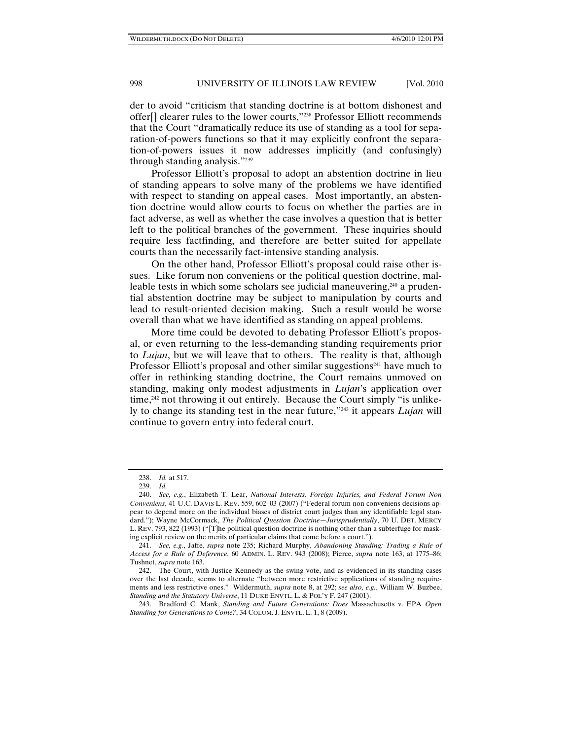der to avoid "criticism that standing doctrine is at bottom dishonest and offer[] clearer rules to the lower courts,"[238] Professor Elliott recommends that the Court "dramatically reduce its use of standing as a tool for separation-of-powers functions so that it may explicitly confront the separation-of-powers issues it now addresses implicitly (and confusingly) through standing analysis."[239]

Professor Elliott's proposal to adopt an abstention doctrine in lieu of standing appears to solve many of the problems we have identified with respect to standing on appeal cases. Most importantly, an abstention doctrine would allow courts to focus on whether the parties are in fact adverse, as well as whether the case involves a question that is better left to the political branches of the government. These inquiries should require less factfinding, and therefore are better suited for appellate courts than the necessarily fact-intensive standing analysis.

On the other hand, Professor Elliott's proposal could raise other issues. Like forum non conveniens or the political question doctrine, malleable tests in which some scholars see judicial maneuvering,[240] a prudential abstention doctrine may be subject to manipulation by courts and lead to result-oriented decision making. Such a result would be worse overall than what we have identified as standing on appeal problems.

More time could be devoted to debating Professor Elliott's proposal, or even returning to the less-demanding standing requirements prior to *Lujan*, but we will leave that to others. The reality is that, although Professor Elliott's proposal and other similar suggestions[241] have much to offer in rethinking standing doctrine, the Court remains unmoved on standing, making only modest adjustments in *Lujan*'s application over time,[242] not throwing it out entirely. Because the Court simply "is unlikely to change its standing test in the near future,"[243] it appears *Lujan* will continue to govern entry into federal court.

---

238. *Id.* at 517.

239. *Id.*

240. *See, e.g.*, Elizabeth T. Lear, *National Interests, Foreign Injuries, and Federal Forum Non Conveniens*, 41 U.C. DAVIS L. REV. 559, 602–03 (2007) ("Federal forum non conveniens decisions appear to depend more on the individual biases of district court judges than any identifiable legal standard."); Wayne McCormack, *The Political Question Doctrine—Jurisprudentially*, 70 U. DET. MERCY L. REV. 793, 822 (1993) ("[T]he political question doctrine is nothing other than a subterfuge for masking explicit review on the merits of particular claims that come before a court.").

241. *See, e.g.*, Jaffe, *supra* note 235; Richard Murphy, *Abandoning Standing: Trading a Rule of Access for a Rule of Deference*, 60 ADMIN. L. REV. 943 (2008); Pierce, *supra* note 163, at 1775–86; Tushnet, *supra* note 163.

242. The Court, with Justice Kennedy as the swing vote, and as evidenced in its standing cases over the last decade, seems to alternate "between more restrictive applications of standing requirements and less restrictive ones." Wildermuth, *supra* note 8, at 292; *see also, e.g.*, William W. Buzbee, *Standing and the Statutory Universe*, 11 DUKE ENVTL. L. & POL'Y F. 247 (2001).

243. Bradford C. Mank, *Standing and Future Generations: Does* Massachusetts v. EPA *Open Standing for Generations to Come?*, 34 COLUM. J. ENVTL. L. 1, 8 (2009).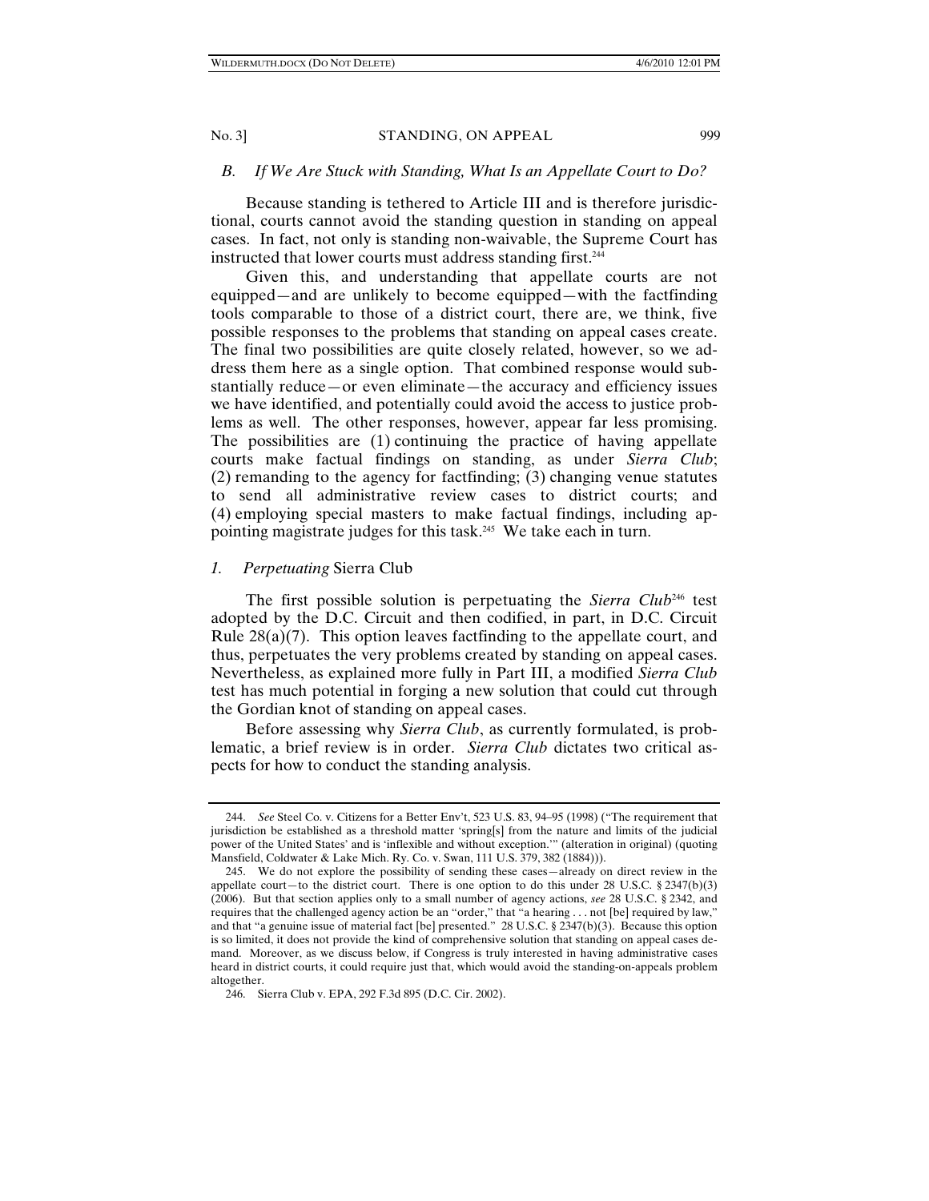### *B. If We Are Stuck with Standing, What Is an Appellate Court to Do?*

Because standing is tethered to Article III and is therefore jurisdictional, courts cannot avoid the standing question in standing on appeal cases. In fact, not only is standing non-waivable, the Supreme Court has instructed that lower courts must address standing first.[244]

Given this, and understanding that appellate courts are not equipped—and are unlikely to become equipped—with the factfinding tools comparable to those of a district court, there are, we think, five possible responses to the problems that standing on appeal cases create. The final two possibilities are quite closely related, however, so we address them here as a single option. That combined response would substantially reduce—or even eliminate—the accuracy and efficiency issues we have identified, and potentially could avoid the access to justice problems as well. The other responses, however, appear far less promising. The possibilities are (1) continuing the practice of having appellate courts make factual findings on standing, as under *Sierra Club*; (2) remanding to the agency for factfinding; (3) changing venue statutes to send all administrative review cases to district courts; and (4) employing special masters to make factual findings, including appointing magistrate judges for this task.[245] We take each in turn.

#### *1. Perpetuating* Sierra Club

The first possible solution is perpetuating the *Sierra Club*[246] test adopted by the D.C. Circuit and then codified, in part, in D.C. Circuit Rule 28(a)(7). This option leaves factfinding to the appellate court, and thus, perpetuates the very problems created by standing on appeal cases. Nevertheless, as explained more fully in Part III, a modified *Sierra Club* test has much potential in forging a new solution that could cut through the Gordian knot of standing on appeal cases.

Before assessing why *Sierra Club*, as currently formulated, is problematic, a brief review is in order. *Sierra Club* dictates two critical aspects for how to conduct the standing analysis.

---

244. *See* Steel Co. v. Citizens for a Better Env't, 523 U.S. 83, 94–95 (1998) ("The requirement that jurisdiction be established as a threshold matter 'spring[s] from the nature and limits of the judicial power of the United States' and is 'inflexible and without exception.'" (alteration in original) (quoting Mansfield, Coldwater & Lake Mich. Ry. Co. v. Swan, 111 U.S. 379, 382 (1884))).

245. We do not explore the possibility of sending these cases—already on direct review in the appellate court—to the district court. There is one option to do this under 28 U.S.C. § 2347(b)(3) (2006). But that section applies only to a small number of agency actions, *see* 28 U.S.C. § 2342, and requires that the challenged agency action be an "order," that "a hearing . . . not [be] required by law," and that "a genuine issue of material fact [be] presented." 28 U.S.C. § 2347(b)(3). Because this option is so limited, it does not provide the kind of comprehensive solution that standing on appeal cases demand. Moreover, as we discuss below, if Congress is truly interested in having administrative cases heard in district courts, it could require just that, which would avoid the standing-on-appeals problem altogether.

246. Sierra Club v. EPA, 292 F.3d 895 (D.C. Cir. 2002).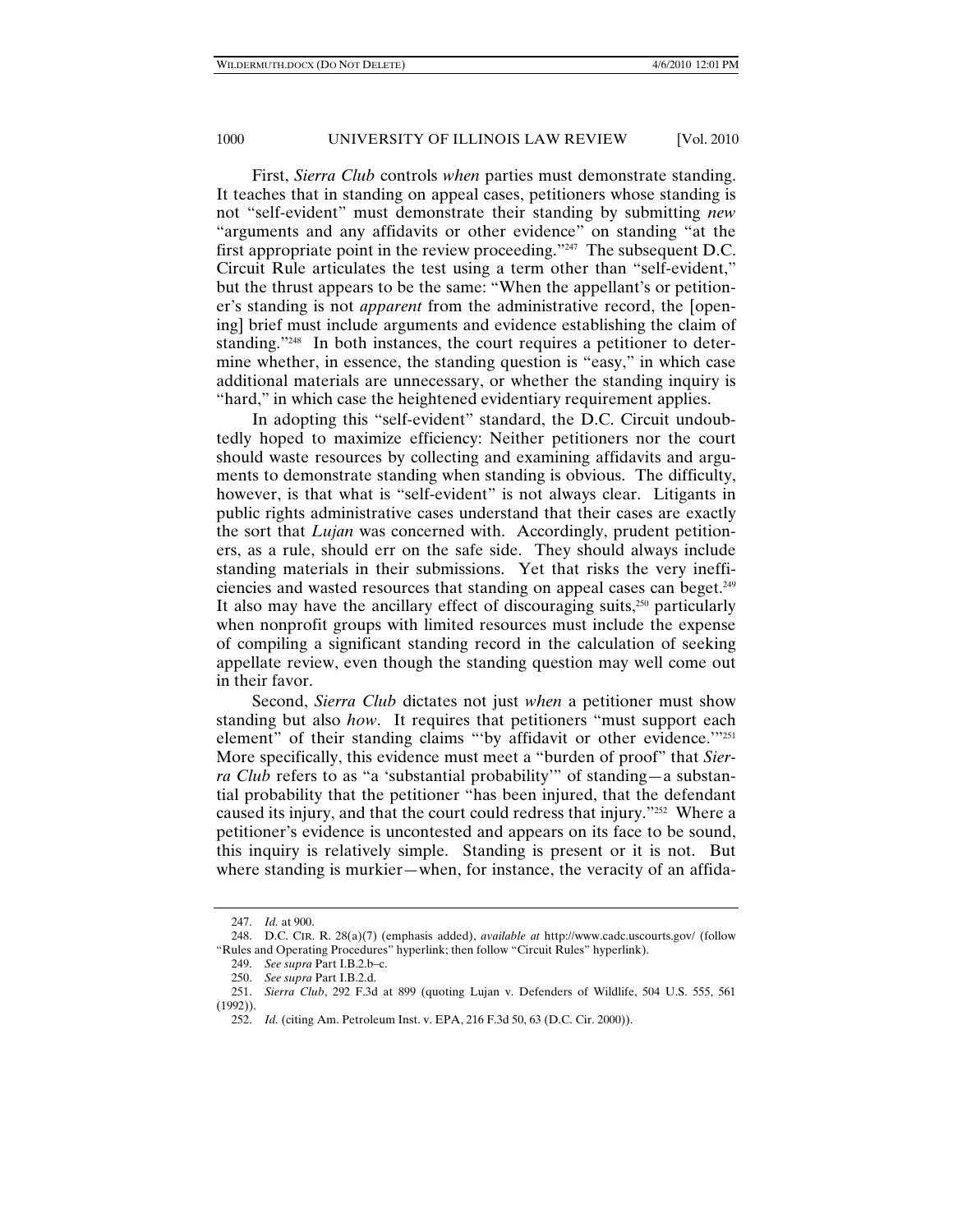First, *Sierra Club* controls *when* parties must demonstrate standing. It teaches that in standing on appeal cases, petitioners whose standing is not "self-evident" must demonstrate their standing by submitting *new* "arguments and any affidavits or other evidence" on standing "at the first appropriate point in the review proceeding."[247] The subsequent D.C. Circuit Rule articulates the test using a term other than "self-evident," but the thrust appears to be the same: "When the appellant's or petitioner's standing is not *apparent* from the administrative record, the [opening] brief must include arguments and evidence establishing the claim of standing."[248] In both instances, the court requires a petitioner to determine whether, in essence, the standing question is "easy," in which case additional materials are unnecessary, or whether the standing inquiry is "hard," in which case the heightened evidentiary requirement applies.

In adopting this "self-evident" standard, the D.C. Circuit undoubtedly hoped to maximize efficiency: Neither petitioners nor the court should waste resources by collecting and examining affidavits and arguments to demonstrate standing when standing is obvious. The difficulty, however, is that what is "self-evident" is not always clear. Litigants in public rights administrative cases understand that their cases are exactly the sort that *Lujan* was concerned with. Accordingly, prudent petitioners, as a rule, should err on the safe side. They should always include standing materials in their submissions. Yet that risks the very inefficiencies and wasted resources that standing on appeal cases can beget.[249] It also may have the ancillary effect of discouraging suits,[250] particularly when nonprofit groups with limited resources must include the expense of compiling a significant standing record in the calculation of seeking appellate review, even though the standing question may well come out in their favor.

Second, *Sierra Club* dictates not just *when* a petitioner must show standing but also *how*. It requires that petitioners "must support each element" of their standing claims "'by affidavit or other evidence.'"[251] More specifically, this evidence must meet a "burden of proof" that *Sierra Club* refers to as "a 'substantial probability'" of standing—a substantial probability that the petitioner "has been injured, that the defendant caused its injury, and that the court could redress that injury."[252] Where a petitioner's evidence is uncontested and appears on its face to be sound, this inquiry is relatively simple. Standing is present or it is not. But where standing is murkier—when, for instance, the veracity of an affida-

---

247. *Id.* at 900.

248. D.C. CIR. R. 28(a)(7) (emphasis added), *available at* http://www.cadc.uscourts.gov/ (follow "Rules and Operating Procedures" hyperlink; then follow "Circuit Rules" hyperlink).

249. *See supra* Part I.B.2.b–c.

250. *See supra* Part I.B.2.d.

251. *Sierra Club*, 292 F.3d at 899 (quoting Lujan v. Defenders of Wildlife, 504 U.S. 555, 561 (1992)).

252. *Id.* (citing Am. Petroleum Inst. v. EPA, 216 F.3d 50, 63 (D.C. Cir. 2000)).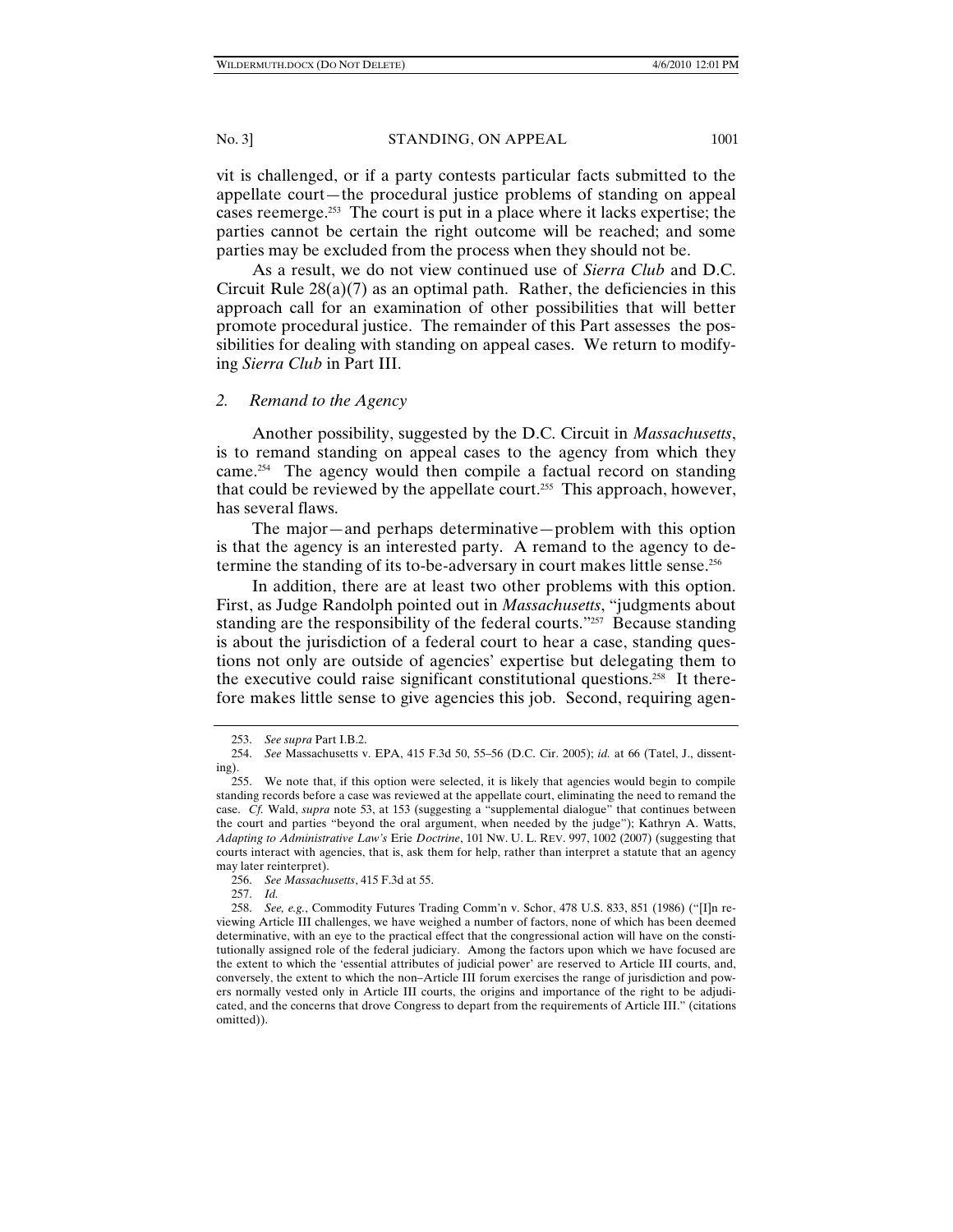vit is challenged, or if a party contests particular facts submitted to the appellate court—the procedural justice problems of standing on appeal cases reemerge.[253] The court is put in a place where it lacks expertise; the parties cannot be certain the right outcome will be reached; and some parties may be excluded from the process when they should not be.

As a result, we do not view continued use of *Sierra Club* and D.C. Circuit Rule 28(a)(7) as an optimal path. Rather, the deficiencies in this approach call for an examination of other possibilities that will better promote procedural justice. The remainder of this Part assesses the possibilities for dealing with standing on appeal cases. We return to modifying *Sierra Club* in Part III.

### 2. *Remand to the Agency*

Another possibility, suggested by the D.C. Circuit in *Massachusetts*, is to remand standing on appeal cases to the agency from which they came.[254] The agency would then compile a factual record on standing that could be reviewed by the appellate court.[255] This approach, however, has several flaws.

The major—and perhaps determinative—problem with this option is that the agency is an interested party. A remand to the agency to determine the standing of its to-be-adversary in court makes little sense.[256]

In addition, there are at least two other problems with this option. First, as Judge Randolph pointed out in *Massachusetts*, "judgments about standing are the responsibility of the federal courts."[257] Because standing is about the jurisdiction of a federal court to hear a case, standing questions not only are outside of agencies' expertise but delegating them to the executive could raise significant constitutional questions.[258] It therefore makes little sense to give agencies this job. Second, requiring agen-

---

253. *See supra* Part I.B.2.

254. *See* Massachusetts v. EPA, 415 F.3d 50, 55–56 (D.C. Cir. 2005); *id.* at 66 (Tatel, J., dissenting).

255. We note that, if this option were selected, it is likely that agencies would begin to compile standing records before a case was reviewed at the appellate court, eliminating the need to remand the case. *Cf.* Wald, *supra* note 53, at 153 (suggesting a "supplemental dialogue" that continues between the court and parties "beyond the oral argument, when needed by the judge"); Kathryn A. Watts, *Adapting to Administrative Law's* Erie *Doctrine*, 101 NW. U. L. REV. 997, 1002 (2007) (suggesting that courts interact with agencies, that is, ask them for help, rather than interpret a statute that an agency may later reinterpret).

256. *See Massachusetts*, 415 F.3d at 55.

257. *Id.*

258. *See, e.g.*, Commodity Futures Trading Comm'n v. Schor, 478 U.S. 833, 851 (1986) ("[I]n reviewing Article III challenges, we have weighed a number of factors, none of which has been deemed determinative, with an eye to the practical effect that the congressional action will have on the constitutionally assigned role of the federal judiciary. Among the factors upon which we have focused are the extent to which the 'essential attributes of judicial power' are reserved to Article III courts, and, conversely, the extent to which the non–Article III forum exercises the range of jurisdiction and powers normally vested only in Article III courts, the origins and importance of the right to be adjudicated, and the concerns that drove Congress to depart from the requirements of Article III." (citations omitted)).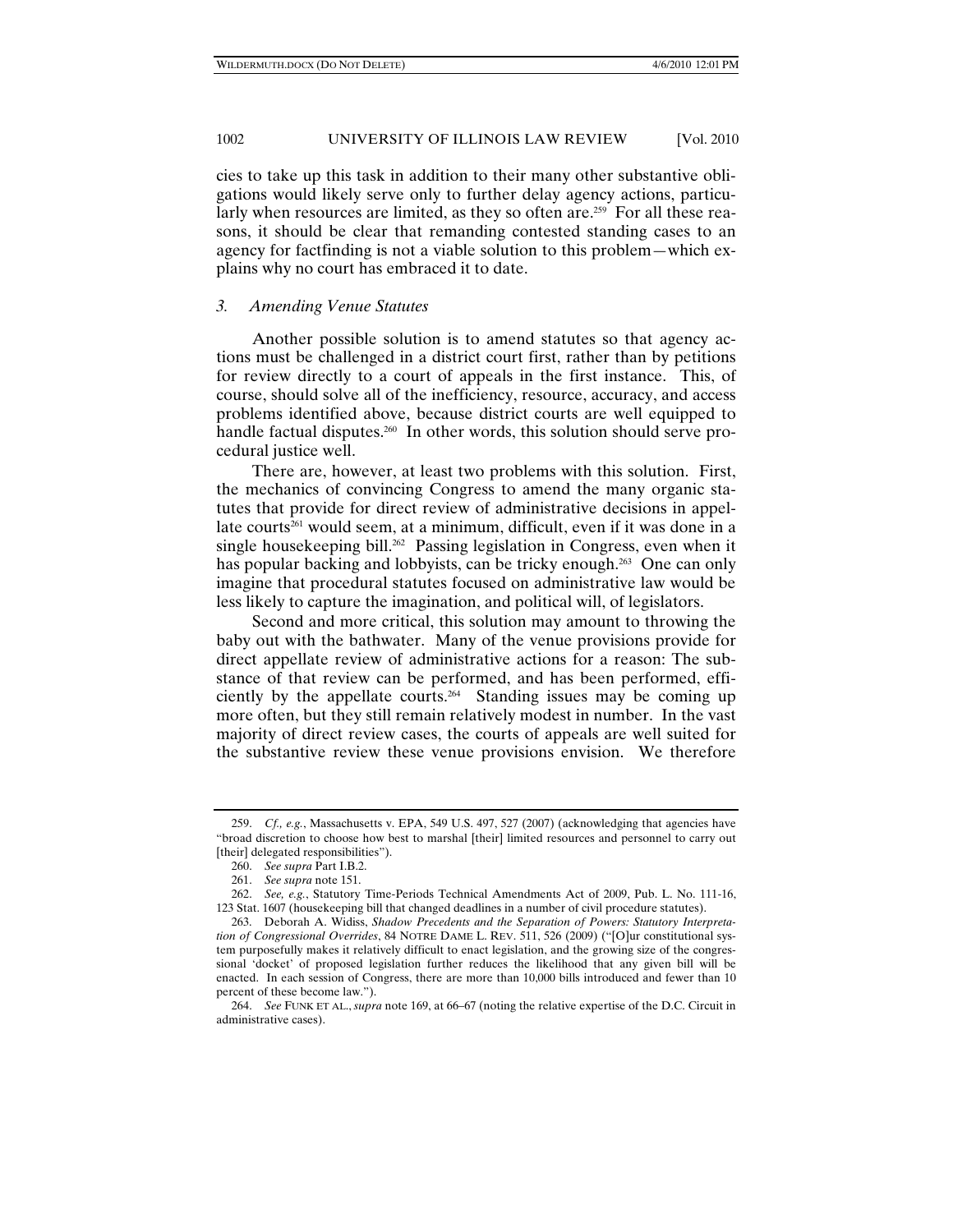cies to take up this task in addition to their many other substantive obligations would likely serve only to further delay agency actions, particularly when resources are limited, as they so often are.[259] For all these reasons, it should be clear that remanding contested standing cases to an agency for factfinding is not a viable solution to this problem—which explains why no court has embraced it to date.

### *3. Amending Venue Statutes*

Another possible solution is to amend statutes so that agency actions must be challenged in a district court first, rather than by petitions for review directly to a court of appeals in the first instance. This, of course, should solve all of the inefficiency, resource, accuracy, and access problems identified above, because district courts are well equipped to handle factual disputes.[260] In other words, this solution should serve procedural justice well.

There are, however, at least two problems with this solution. First, the mechanics of convincing Congress to amend the many organic statutes that provide for direct review of administrative decisions in appellate courts[261] would seem, at a minimum, difficult, even if it was done in a single housekeeping bill.[262] Passing legislation in Congress, even when it has popular backing and lobbyists, can be tricky enough.[263] One can only imagine that procedural statutes focused on administrative law would be less likely to capture the imagination, and political will, of legislators.

Second and more critical, this solution may amount to throwing the baby out with the bathwater. Many of the venue provisions provide for direct appellate review of administrative actions for a reason: The substance of that review can be performed, and has been performed, efficiently by the appellate courts.[264] Standing issues may be coming up more often, but they still remain relatively modest in number. In the vast majority of direct review cases, the courts of appeals are well suited for the substantive review these venue provisions envision. We therefore

---

259. *Cf., e.g.*, Massachusetts v. EPA, 549 U.S. 497, 527 (2007) (acknowledging that agencies have "broad discretion to choose how best to marshal [their] limited resources and personnel to carry out [their] delegated responsibilities").

260. *See supra* Part I.B.2.

261. *See supra* note 151.

262. *See, e.g.*, Statutory Time-Periods Technical Amendments Act of 2009, Pub. L. No. 111-16, 123 Stat. 1607 (housekeeping bill that changed deadlines in a number of civil procedure statutes).

263. Deborah A. Widiss, *Shadow Precedents and the Separation of Powers: Statutory Interpretation of Congressional Overrides*, 84 NOTRE DAME L. REV. 511, 526 (2009) ("[O]ur constitutional system purposefully makes it relatively difficult to enact legislation, and the growing size of the congressional 'docket' of proposed legislation further reduces the likelihood that any given bill will be enacted. In each session of Congress, there are more than 10,000 bills introduced and fewer than 10 percent of these become law.").

264. *See* FUNK ET AL., *supra* note 169, at 66–67 (noting the relative expertise of the D.C. Circuit in administrative cases).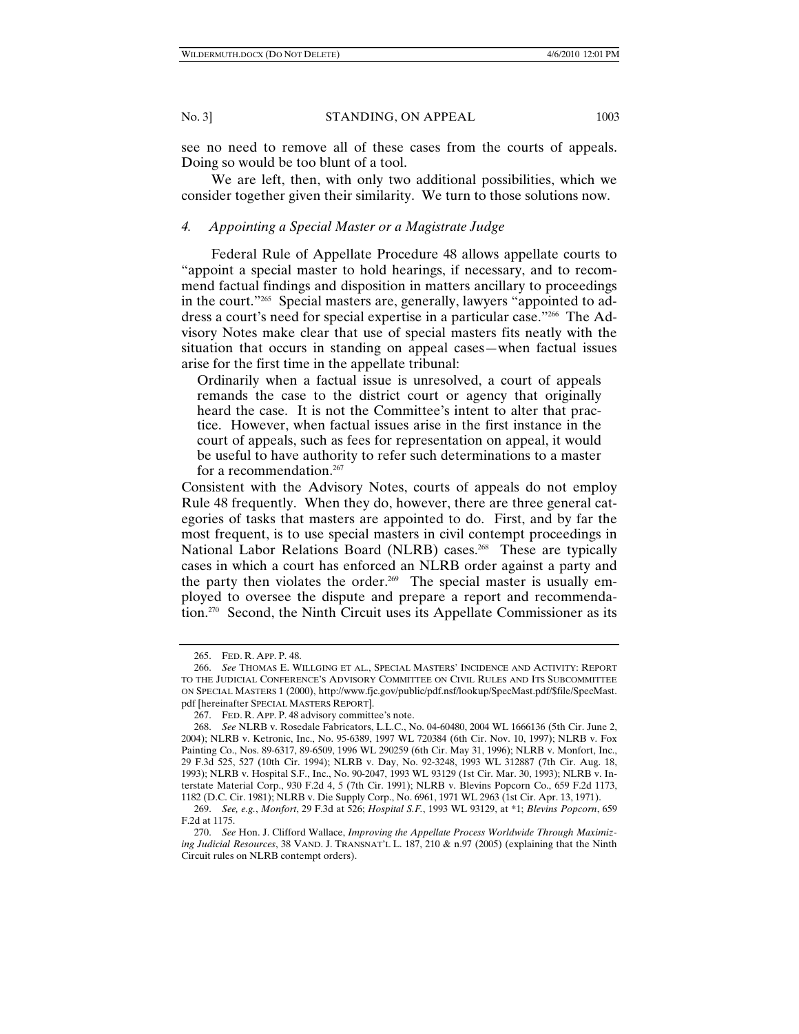see no need to remove all of these cases from the courts of appeals. Doing so would be too blunt of a tool.

We are left, then, with only two additional possibilities, which we consider together given their similarity. We turn to those solutions now.

#### *4. Appointing a Special Master or a Magistrate Judge*

Federal Rule of Appellate Procedure 48 allows appellate courts to "appoint a special master to hold hearings, if necessary, and to recommend factual findings and disposition in matters ancillary to proceedings in the court."[265] Special masters are, generally, lawyers "appointed to address a court's need for special expertise in a particular case."[266] The Advisory Notes make clear that use of special masters fits neatly with the situation that occurs in standing on appeal cases—when factual issues arise for the first time in the appellate tribunal:

> Ordinarily when a factual issue is unresolved, a court of appeals remands the case to the district court or agency that originally heard the case. It is not the Committee's intent to alter that practice. However, when factual issues arise in the first instance in the court of appeals, such as fees for representation on appeal, it would be useful to have authority to refer such determinations to a master for a recommendation.[267]

Consistent with the Advisory Notes, courts of appeals do not employ Rule 48 frequently. When they do, however, there are three general categories of tasks that masters are appointed to do. First, and by far the most frequent, is to use special masters in civil contempt proceedings in National Labor Relations Board (NLRB) cases.[268] These are typically cases in which a court has enforced an NLRB order against a party and the party then violates the order.[269] The special master is usually employed to oversee the dispute and prepare a report and recommendation.[270] Second, the Ninth Circuit uses its Appellate Commissioner as its

---

265. FED. R. APP. P. 48.

266. *See* THOMAS E. WILLGING ET AL., SPECIAL MASTERS' INCIDENCE AND ACTIVITY: REPORT TO THE JUDICIAL CONFERENCE'S ADVISORY COMMITTEE ON CIVIL RULES AND ITS SUBCOMMITTEE ON SPECIAL MASTERS 1 (2000), http://www.fjc.gov/public/pdf.nsf/lookup/SpecMast.pdf/$file/SpecMast.pdf [hereinafter SPECIAL MASTERS REPORT].

267. FED. R. APP. P. 48 advisory committee's note.

268. *See* NLRB v. Rosedale Fabricators, L.L.C., No. 04-60480, 2004 WL 1666136 (5th Cir. June 2, 2004); NLRB v. Ketronic, Inc., No. 95-6389, 1997 WL 720384 (6th Cir. Nov. 10, 1997); NLRB v. Fox Painting Co., Nos. 89-6317, 89-6509, 1996 WL 290259 (6th Cir. May 31, 1996); NLRB v. Monfort, Inc., 29 F.3d 525, 527 (10th Cir. 1994); NLRB v. Day, No. 92-3248, 1993 WL 312887 (7th Cir. Aug. 18, 1993); NLRB v. Hospital S.F., Inc., No. 90-2047, 1993 WL 93129 (1st Cir. Mar. 30, 1993); NLRB v. Interstate Material Corp., 930 F.2d 4, 5 (7th Cir. 1991); NLRB v. Blevins Popcorn Co., 659 F.2d 1173, 1182 (D.C. Cir. 1981); NLRB v. Die Supply Corp., No. 6961, 1971 WL 2963 (1st Cir. Apr. 13, 1971).

269. *See, e.g.*, *Monfort*, 29 F.3d at 526; *Hospital S.F.*, 1993 WL 93129, at *1; *Blevins Popcorn*, 659 F.2d at 1175.

270. *See* Hon. J. Clifford Wallace, *Improving the Appellate Process Worldwide Through Maximizing Judicial Resources*, 38 VAND. J. TRANSNAT'L L. 187, 210 & n.97 (2005) (explaining that the Ninth Circuit rules on NLRB contempt orders).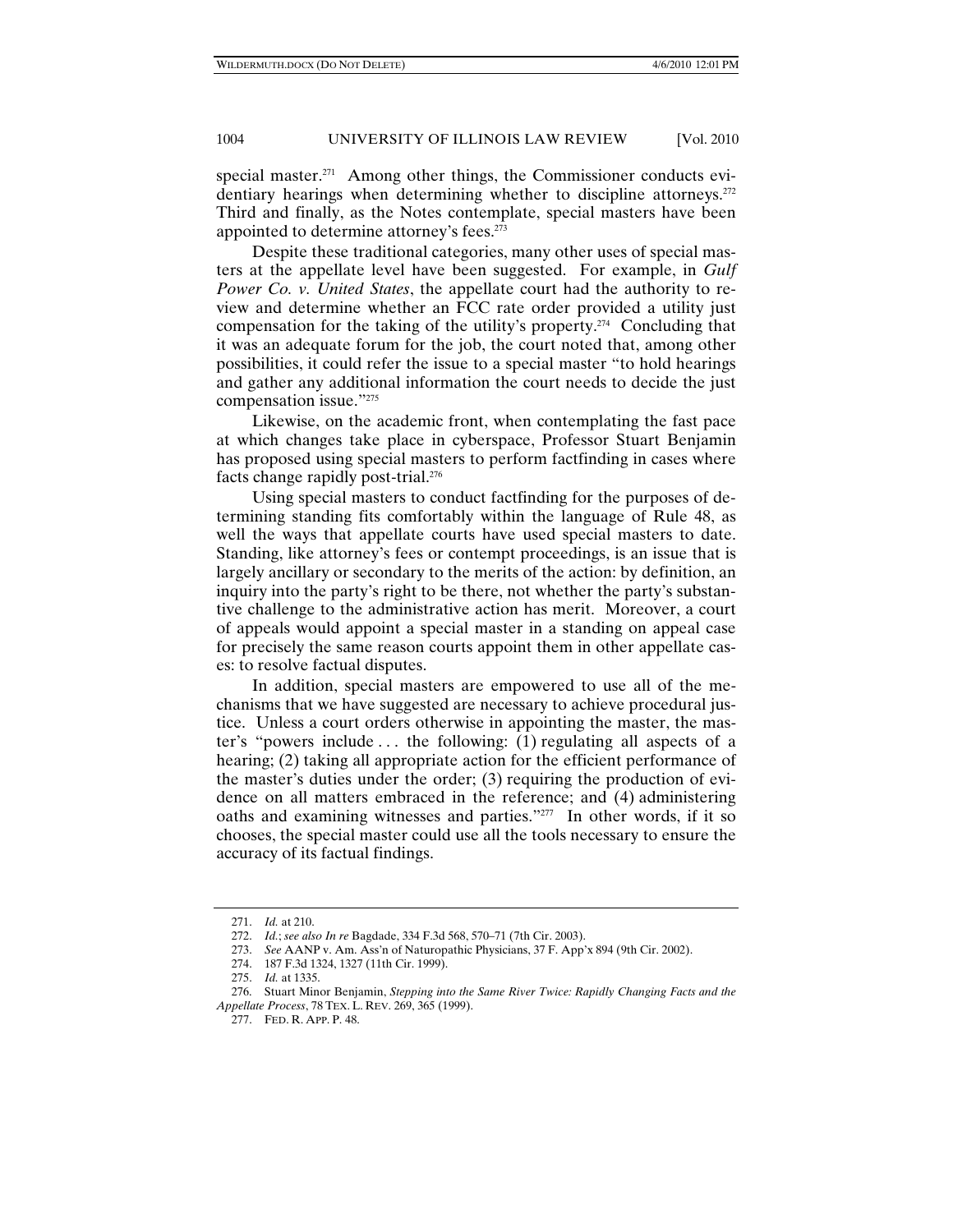special master.[271] Among other things, the Commissioner conducts evidentiary hearings when determining whether to discipline attorneys.[272] Third and finally, as the Notes contemplate, special masters have been appointed to determine attorney's fees.[273]

Despite these traditional categories, many other uses of special masters at the appellate level have been suggested. For example, in *Gulf Power Co. v. United States*, the appellate court had the authority to review and determine whether an FCC rate order provided a utility just compensation for the taking of the utility's property.[274] Concluding that it was an adequate forum for the job, the court noted that, among other possibilities, it could refer the issue to a special master "to hold hearings and gather any additional information the court needs to decide the just compensation issue."[275]

Likewise, on the academic front, when contemplating the fast pace at which changes take place in cyberspace, Professor Stuart Benjamin has proposed using special masters to perform factfinding in cases where facts change rapidly post-trial.[276]

Using special masters to conduct factfinding for the purposes of determining standing fits comfortably within the language of Rule 48, as well the ways that appellate courts have used special masters to date. Standing, like attorney's fees or contempt proceedings, is an issue that is largely ancillary or secondary to the merits of the action: by definition, an inquiry into the party's right to be there, not whether the party's substantive challenge to the administrative action has merit. Moreover, a court of appeals would appoint a special master in a standing on appeal case for precisely the same reason courts appoint them in other appellate cases: to resolve factual disputes.

In addition, special masters are empowered to use all of the mechanisms that we have suggested are necessary to achieve procedural justice. Unless a court orders otherwise in appointing the master, the master's "powers include . . . the following: (1) regulating all aspects of a hearing; (2) taking all appropriate action for the efficient performance of the master's duties under the order; (3) requiring the production of evidence on all matters embraced in the reference; and (4) administering oaths and examining witnesses and parties."[277] In other words, if it so chooses, the special master could use all the tools necessary to ensure the accuracy of its factual findings.

---

271. *Id.* at 210.

272. *Id.*; *see also In re* Bagdade, 334 F.3d 568, 570–71 (7th Cir. 2003).

273. *See* AANP v. Am. Ass'n of Naturopathic Physicians, 37 F. App'x 894 (9th Cir. 2002).

274. 187 F.3d 1324, 1327 (11th Cir. 1999).

275. *Id.* at 1335.

276. Stuart Minor Benjamin, *Stepping into the Same River Twice: Rapidly Changing Facts and the Appellate Process*, 78 TEX. L. REV. 269, 365 (1999).

277. FED. R. APP. P. 48.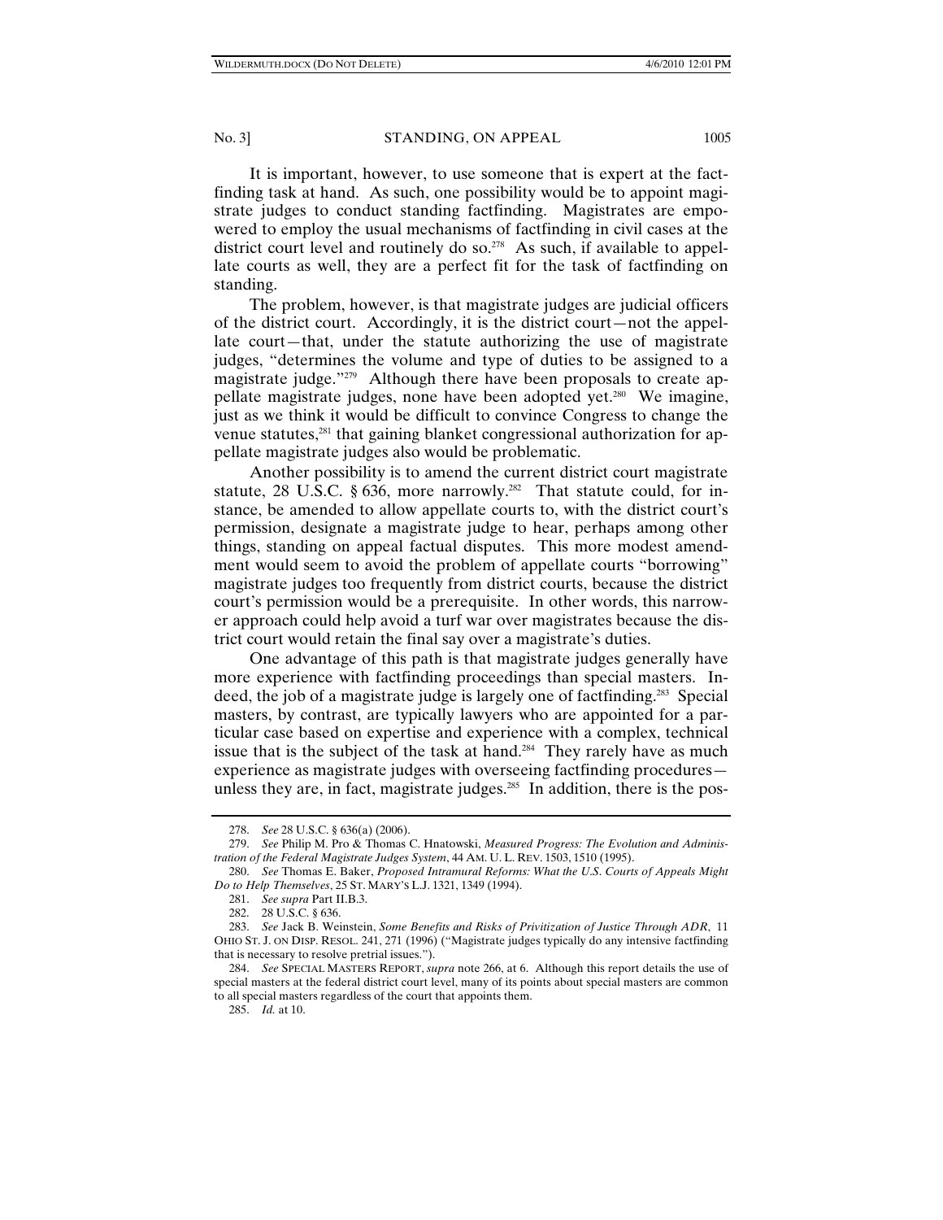It is important, however, to use someone that is expert at the factfinding task at hand. As such, one possibility would be to appoint magistrate judges to conduct standing factfinding. Magistrates are empowered to employ the usual mechanisms of factfinding in civil cases at the district court level and routinely do so.[278] As such, if available to appellate courts as well, they are a perfect fit for the task of factfinding on standing.

The problem, however, is that magistrate judges are judicial officers of the district court. Accordingly, it is the district court—not the appellate court—that, under the statute authorizing the use of magistrate judges, "determines the volume and type of duties to be assigned to a magistrate judge."[279] Although there have been proposals to create appellate magistrate judges, none have been adopted yet.[280] We imagine, just as we think it would be difficult to convince Congress to change the venue statutes,[281] that gaining blanket congressional authorization for appellate magistrate judges also would be problematic.

Another possibility is to amend the current district court magistrate statute, 28 U.S.C. § 636, more narrowly.[282] That statute could, for instance, be amended to allow appellate courts to, with the district court's permission, designate a magistrate judge to hear, perhaps among other things, standing on appeal factual disputes. This more modest amendment would seem to avoid the problem of appellate courts "borrowing" magistrate judges too frequently from district courts, because the district court's permission would be a prerequisite. In other words, this narrower approach could help avoid a turf war over magistrates because the district court would retain the final say over a magistrate's duties.

One advantage of this path is that magistrate judges generally have more experience with factfinding proceedings than special masters. Indeed, the job of a magistrate judge is largely one of factfinding.[283] Special masters, by contrast, are typically lawyers who are appointed for a particular case based on expertise and experience with a complex, technical issue that is the subject of the task at hand.[284] They rarely have as much experience as magistrate judges with overseeing factfinding procedures—unless they are, in fact, magistrate judges.[285] In addition, there is the pos-

---

278. *See* 28 U.S.C. § 636(a) (2006).

279. *See* Philip M. Pro & Thomas C. Hnatowski, *Measured Progress: The Evolution and Administration of the Federal Magistrate Judges System*, 44 AM. U. L. REV. 1503, 1510 (1995).

280. *See* Thomas E. Baker, *Proposed Intramural Reforms: What the U.S. Courts of Appeals Might Do to Help Themselves*, 25 ST. MARY'S L.J. 1321, 1349 (1994).

281. *See supra* Part II.B.3.

282. 28 U.S.C. § 636.

283. *See* Jack B. Weinstein, *Some Benefits and Risks of Privitization of Justice Through ADR*, 11 OHIO ST. J. ON DISP. RESOL. 241, 271 (1996) ("Magistrate judges typically do any intensive factfinding that is necessary to resolve pretrial issues.").

284. *See* SPECIAL MASTERS REPORT, *supra* note 266, at 6. Although this report details the use of special masters at the federal district court level, many of its points about special masters are common to all special masters regardless of the court that appoints them.

285. *Id.* at 10.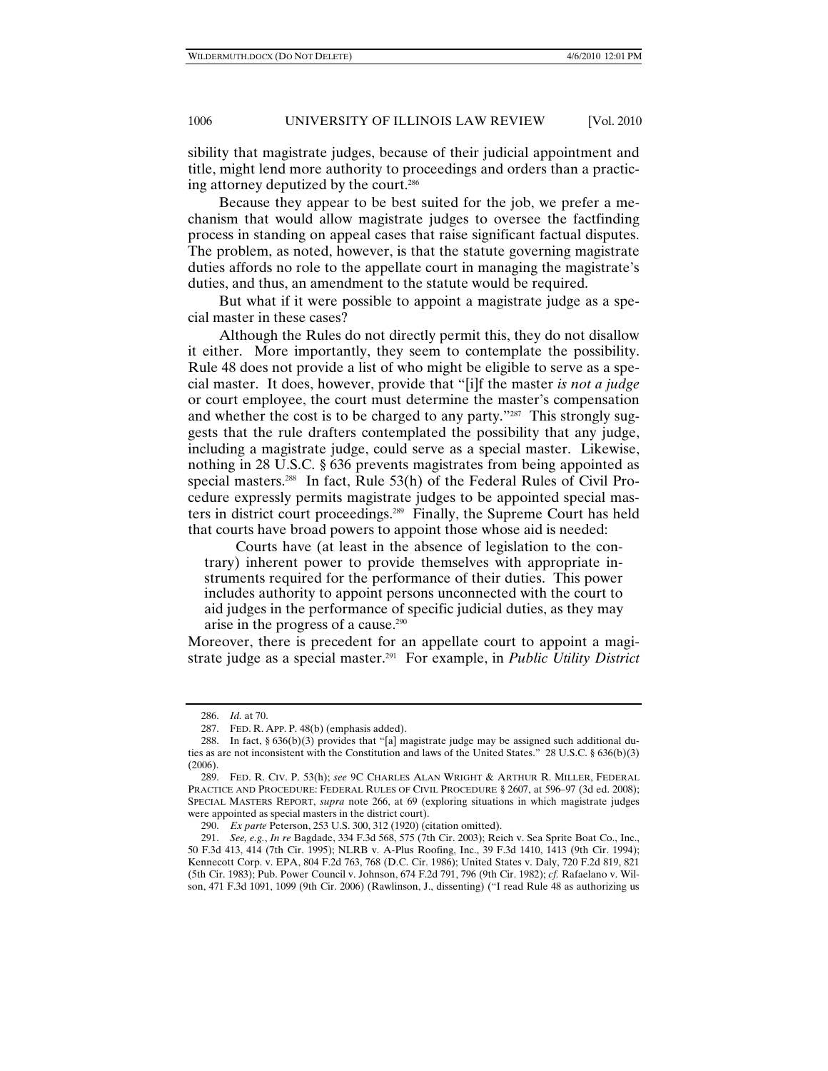sibility that magistrate judges, because of their judicial appointment and title, might lend more authority to proceedings and orders than a practicing attorney deputized by the court.[286]

Because they appear to be best suited for the job, we prefer a mechanism that would allow magistrate judges to oversee the factfinding process in standing on appeal cases that raise significant factual disputes. The problem, as noted, however, is that the statute governing magistrate duties affords no role to the appellate court in managing the magistrate's duties, and thus, an amendment to the statute would be required.

But what if it were possible to appoint a magistrate judge as a special master in these cases?

Although the Rules do not directly permit this, they do not disallow it either. More importantly, they seem to contemplate the possibility. Rule 48 does not provide a list of who might be eligible to serve as a special master. It does, however, provide that "[i]f the master *is not a judge* or court employee, the court must determine the master's compensation and whether the cost is to be charged to any party."[287] This strongly suggests that the rule drafters contemplated the possibility that any judge, including a magistrate judge, could serve as a special master. Likewise, nothing in 28 U.S.C. § 636 prevents magistrates from being appointed as special masters.[288] In fact, Rule 53(h) of the Federal Rules of Civil Procedure expressly permits magistrate judges to be appointed special masters in district court proceedings.[289] Finally, the Supreme Court has held that courts have broad powers to appoint those whose aid is needed:

> Courts have (at least in the absence of legislation to the contrary) inherent power to provide themselves with appropriate instruments required for the performance of their duties. This power includes authority to appoint persons unconnected with the court to aid judges in the performance of specific judicial duties, as they may arise in the progress of a cause.[290]

Moreover, there is precedent for an appellate court to appoint a magistrate judge as a special master.[291] For example, in *Public Utility District*

---

286. *Id.* at 70.

287. FED. R. APP. P. 48(b) (emphasis added).

288. In fact, § 636(b)(3) provides that "[a] magistrate judge may be assigned such additional duties as are not inconsistent with the Constitution and laws of the United States." 28 U.S.C. § 636(b)(3) (2006).

289. FED. R. CIV. P. 53(h); *see* 9C CHARLES ALAN WRIGHT & ARTHUR R. MILLER, FEDERAL PRACTICE AND PROCEDURE: FEDERAL RULES OF CIVIL PROCEDURE § 2607, at 596–97 (3d ed. 2008); SPECIAL MASTERS REPORT, *supra* note 266, at 69 (exploring situations in which magistrate judges were appointed as special masters in the district court).

290. *Ex parte* Peterson, 253 U.S. 300, 312 (1920) (citation omitted).

291. *See, e.g.*, *In re* Bagdade, 334 F.3d 568, 575 (7th Cir. 2003); Reich v. Sea Sprite Boat Co., Inc., 50 F.3d 413, 414 (7th Cir. 1995); NLRB v. A-Plus Roofing, Inc., 39 F.3d 1410, 1413 (9th Cir. 1994); Kennecott Corp. v. EPA, 804 F.2d 763, 768 (D.C. Cir. 1986); United States v. Daly, 720 F.2d 819, 821 (5th Cir. 1983); Pub. Power Council v. Johnson, 674 F.2d 791, 796 (9th Cir. 1982); *cf.* Rafaelano v. Wilson, 471 F.3d 1091, 1099 (9th Cir. 2006) (Rawlinson, J., dissenting) ("I read Rule 48 as authorizing us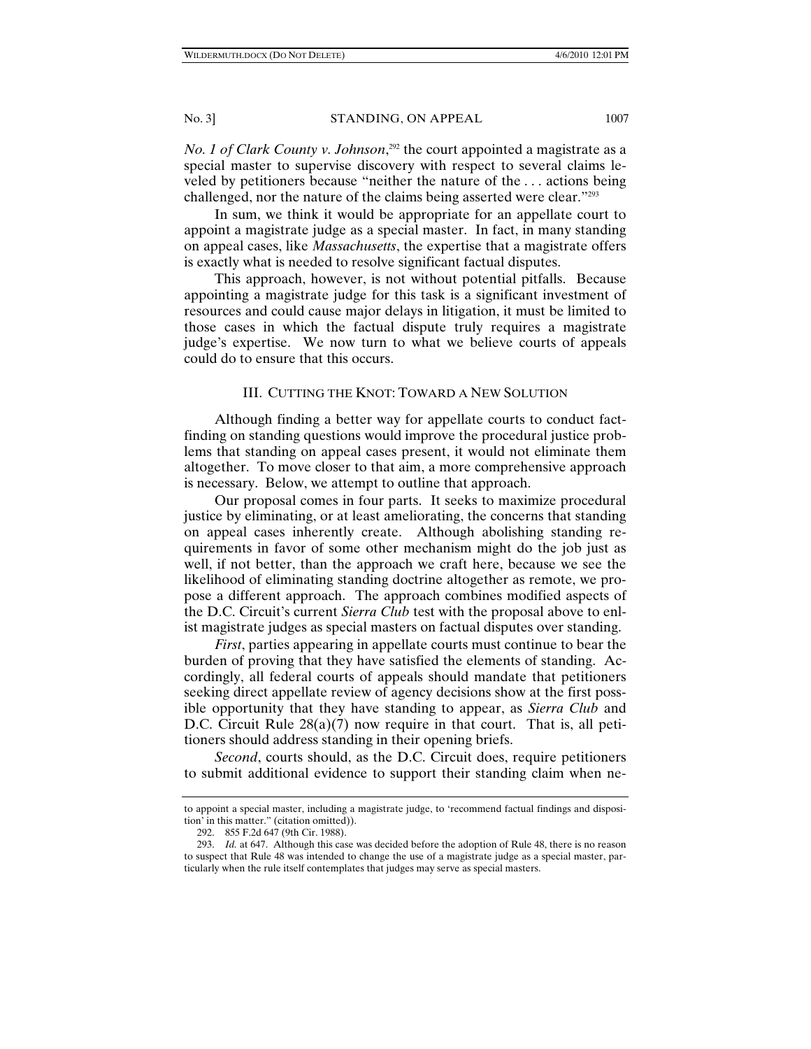*No. 1 of Clark County v. Johnson*,[292] the court appointed a magistrate as a special master to supervise discovery with respect to several claims leveled by petitioners because "neither the nature of the . . . actions being challenged, nor the nature of the claims being asserted were clear."[293]

In sum, we think it would be appropriate for an appellate court to appoint a magistrate judge as a special master. In fact, in many standing on appeal cases, like *Massachusetts*, the expertise that a magistrate offers is exactly what is needed to resolve significant factual disputes.

This approach, however, is not without potential pitfalls. Because appointing a magistrate judge for this task is a significant investment of resources and could cause major delays in litigation, it must be limited to those cases in which the factual dispute truly requires a magistrate judge's expertise. We now turn to what we believe courts of appeals could do to ensure that this occurs.

## III. CUTTING THE KNOT: TOWARD A NEW SOLUTION

Although finding a better way for appellate courts to conduct fact-finding on standing questions would improve the procedural justice problems that standing on appeal cases present, it would not eliminate them altogether. To move closer to that aim, a more comprehensive approach is necessary. Below, we attempt to outline that approach.

Our proposal comes in four parts. It seeks to maximize procedural justice by eliminating, or at least ameliorating, the concerns that standing on appeal cases inherently create. Although abolishing standing requirements in favor of some other mechanism might do the job just as well, if not better, than the approach we craft here, because we see the likelihood of eliminating standing doctrine altogether as remote, we propose a different approach. The approach combines modified aspects of the D.C. Circuit's current *Sierra Club* test with the proposal above to enlist magistrate judges as special masters on factual disputes over standing.

*First*, parties appearing in appellate courts must continue to bear the burden of proving that they have satisfied the elements of standing. Accordingly, all federal courts of appeals should mandate that petitioners seeking direct appellate review of agency decisions show at the first possible opportunity that they have standing to appear, as *Sierra Club* and D.C. Circuit Rule 28(a)(7) now require in that court. That is, all petitioners should address standing in their opening briefs.

*Second*, courts should, as the D.C. Circuit does, require petitioners to submit additional evidence to support their standing claim when ne-

---

to appoint a special master, including a magistrate judge, to 'recommend factual findings and disposition' in this matter." (citation omitted)).

292. 855 F.2d 647 (9th Cir. 1988).

293. *Id.* at 647. Although this case was decided before the adoption of Rule 48, there is no reason to suspect that Rule 48 was intended to change the use of a magistrate judge as a special master, particularly when the rule itself contemplates that judges may serve as special masters.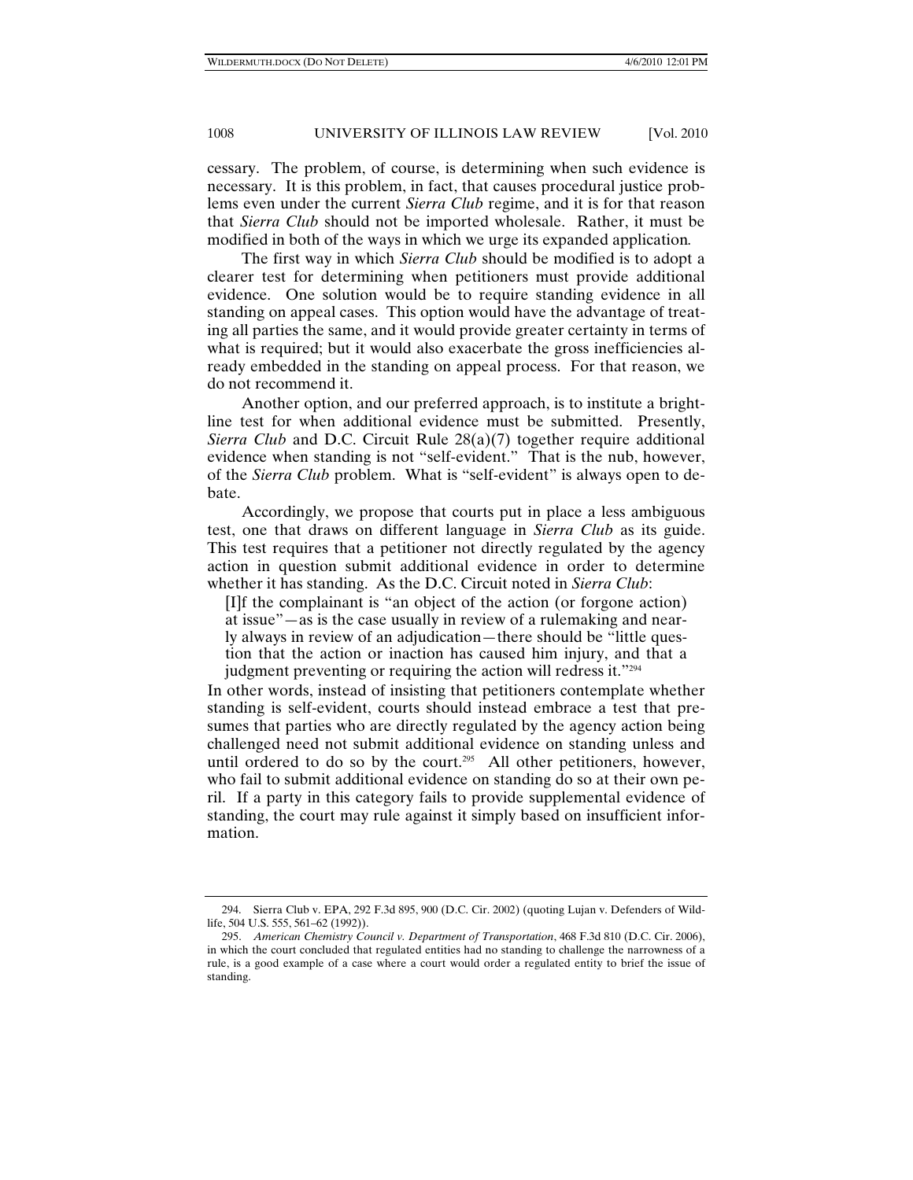cessary. The problem, of course, is determining when such evidence is necessary. It is this problem, in fact, that causes procedural justice problems even under the current *Sierra Club* regime, and it is for that reason that *Sierra Club* should not be imported wholesale. Rather, it must be modified in both of the ways in which we urge its expanded application.

The first way in which *Sierra Club* should be modified is to adopt a clearer test for determining when petitioners must provide additional evidence. One solution would be to require standing evidence in all standing on appeal cases. This option would have the advantage of treating all parties the same, and it would provide greater certainty in terms of what is required; but it would also exacerbate the gross inefficiencies already embedded in the standing on appeal process. For that reason, we do not recommend it.

Another option, and our preferred approach, is to institute a bright-line test for when additional evidence must be submitted. Presently, *Sierra Club* and D.C. Circuit Rule 28(a)(7) together require additional evidence when standing is not "self-evident." That is the nub, however, of the *Sierra Club* problem. What is "self-evident" is always open to debate.

Accordingly, we propose that courts put in place a less ambiguous test, one that draws on different language in *Sierra Club* as its guide. This test requires that a petitioner not directly regulated by the agency action in question submit additional evidence in order to determine whether it has standing. As the D.C. Circuit noted in *Sierra Club*:

> [I]f the complainant is "an object of the action (or forgone action) at issue"—as is the case usually in review of a rulemaking and nearly always in review of an adjudication—there should be "little question that the action or inaction has caused him injury, and that a judgment preventing or requiring the action will redress it."[294]

In other words, instead of insisting that petitioners contemplate whether standing is self-evident, courts should instead embrace a test that presumes that parties who are directly regulated by the agency action being challenged need not submit additional evidence on standing unless and until ordered to do so by the court.[295] All other petitioners, however, who fail to submit additional evidence on standing do so at their own peril. If a party in this category fails to provide supplemental evidence of standing, the court may rule against it simply based on insufficient information.

---

294. Sierra Club v. EPA, 292 F.3d 895, 900 (D.C. Cir. 2002) (quoting Lujan v. Defenders of Wildlife, 504 U.S. 555, 561–62 (1992)).

295. *American Chemistry Council v. Department of Transportation*, 468 F.3d 810 (D.C. Cir. 2006), in which the court concluded that regulated entities had no standing to challenge the narrowness of a rule, is a good example of a case where a court would order a regulated entity to brief the issue of standing.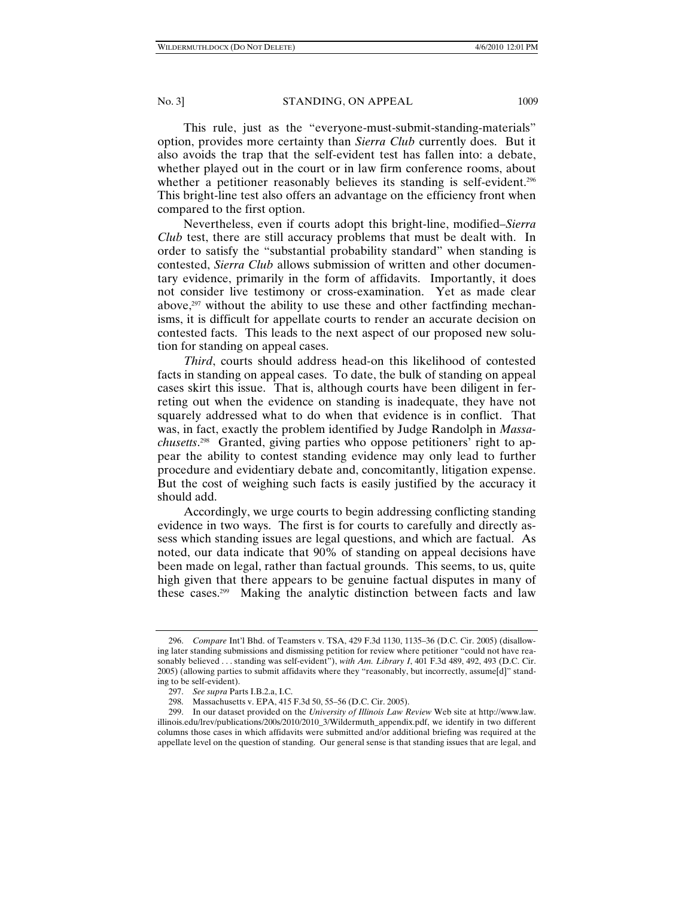This rule, just as the "everyone-must-submit-standing-materials" option, provides more certainty than *Sierra Club* currently does. But it also avoids the trap that the self-evident test has fallen into: a debate, whether played out in the court or in law firm conference rooms, about whether a petitioner reasonably believes its standing is self-evident.[296] This bright-line test also offers an advantage on the efficiency front when compared to the first option.

Nevertheless, even if courts adopt this bright-line, modified–*Sierra Club* test, there are still accuracy problems that must be dealt with. In order to satisfy the "substantial probability standard" when standing is contested, *Sierra Club* allows submission of written and other documentary evidence, primarily in the form of affidavits. Importantly, it does not consider live testimony or cross-examination. Yet as made clear above,[297] without the ability to use these and other factfinding mechanisms, it is difficult for appellate courts to render an accurate decision on contested facts. This leads to the next aspect of our proposed new solution for standing on appeal cases.

*Third*, courts should address head-on this likelihood of contested facts in standing on appeal cases. To date, the bulk of standing on appeal cases skirt this issue. That is, although courts have been diligent in ferreting out when the evidence on standing is inadequate, they have not squarely addressed what to do when that evidence is in conflict. That was, in fact, exactly the problem identified by Judge Randolph in *Massachusetts*.[298] Granted, giving parties who oppose petitioners' right to appear the ability to contest standing evidence may only lead to further procedure and evidentiary debate and, concomitantly, litigation expense. But the cost of weighing such facts is easily justified by the accuracy it should add.

Accordingly, we urge courts to begin addressing conflicting standing evidence in two ways. The first is for courts to carefully and directly assess which standing issues are legal questions, and which are factual. As noted, our data indicate that 90% of standing on appeal decisions have been made on legal, rather than factual grounds. This seems, to us, quite high given that there appears to be genuine factual disputes in many of these cases.[299] Making the analytic distinction between facts and law

---

296. *Compare* Int'l Bhd. of Teamsters v. TSA, 429 F.3d 1130, 1135–36 (D.C. Cir. 2005) (disallowing later standing submissions and dismissing petition for review where petitioner "could not have reasonably believed . . . standing was self-evident"), *with Am. Library I*, 401 F.3d 489, 492, 493 (D.C. Cir. 2005) (allowing parties to submit affidavits where they "reasonably, but incorrectly, assume[d]" standing to be self-evident).

297. *See supra* Parts I.B.2.a, I.C.

298. Massachusetts v. EPA, 415 F.3d 50, 55–56 (D.C. Cir. 2005).

299. In our dataset provided on the *University of Illinois Law Review* Web site at http://www.law.illinois.edu/lrev/publications/200s/2010/2010_3/Wildermuth_appendix.pdf, we identify in two different columns those cases in which affidavits were submitted and/or additional briefing was required at the appellate level on the question of standing. Our general sense is that standing issues that are legal, and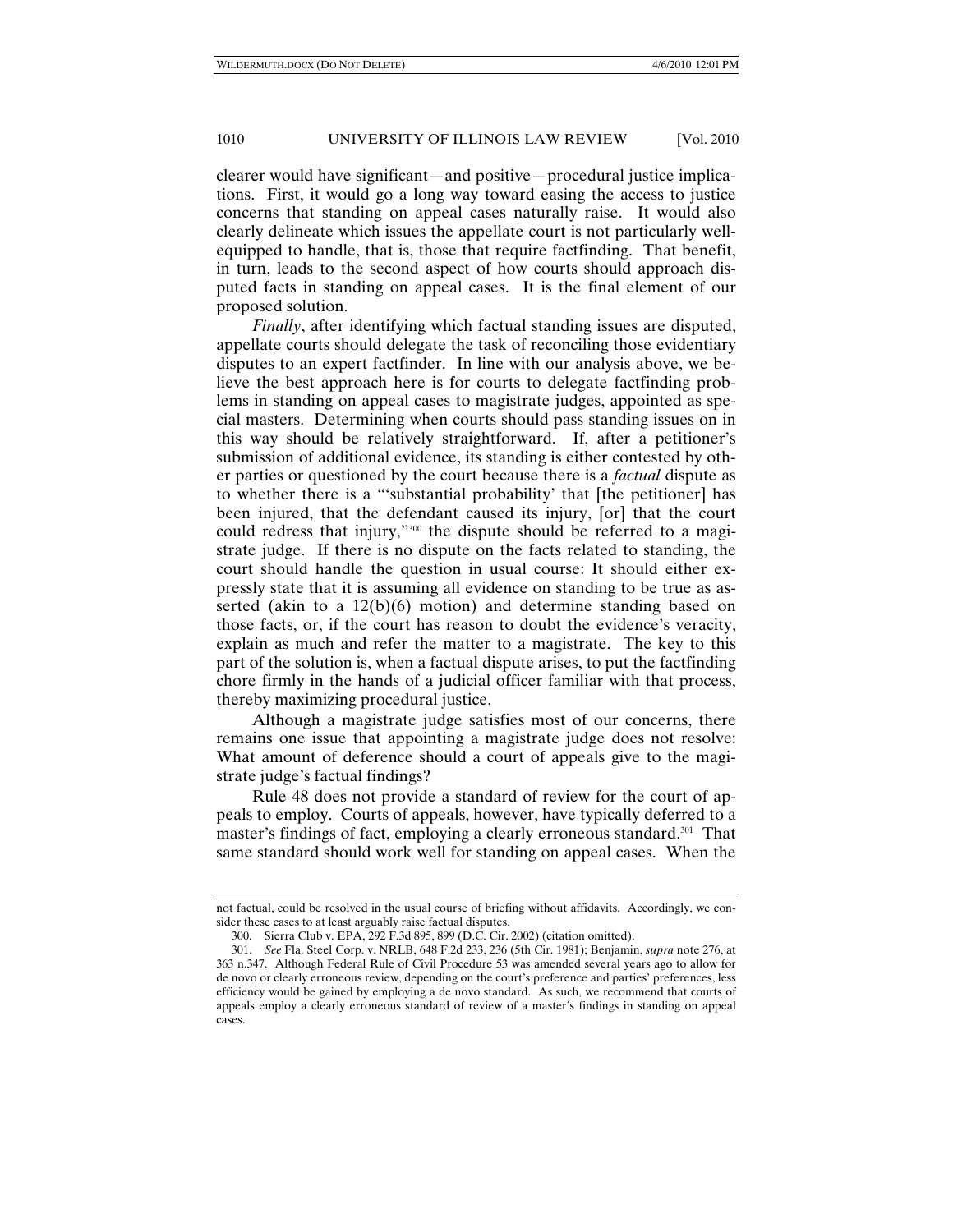clearer would have significant—and positive—procedural justice implications. First, it would go a long way toward easing the access to justice concerns that standing on appeal cases naturally raise. It would also clearly delineate which issues the appellate court is not particularly well-equipped to handle, that is, those that require factfinding. That benefit, in turn, leads to the second aspect of how courts should approach disputed facts in standing on appeal cases. It is the final element of our proposed solution.

*Finally*, after identifying which factual standing issues are disputed, appellate courts should delegate the task of reconciling those evidentiary disputes to an expert factfinder. In line with our analysis above, we believe the best approach here is for courts to delegate factfinding problems in standing on appeal cases to magistrate judges, appointed as special masters. Determining when courts should pass standing issues on in this way should be relatively straightforward. If, after a petitioner's submission of additional evidence, its standing is either contested by other parties or questioned by the court because there is a *factual* dispute as to whether there is a "'substantial probability' that [the petitioner] has been injured, that the defendant caused its injury, [or] that the court could redress that injury,"[300] the dispute should be referred to a magistrate judge. If there is no dispute on the facts related to standing, the court should handle the question in usual course: It should either expressly state that it is assuming all evidence on standing to be true as asserted (akin to a 12(b)(6) motion) and determine standing based on those facts, or, if the court has reason to doubt the evidence's veracity, explain as much and refer the matter to a magistrate. The key to this part of the solution is, when a factual dispute arises, to put the factfinding chore firmly in the hands of a judicial officer familiar with that process, thereby maximizing procedural justice.

Although a magistrate judge satisfies most of our concerns, there remains one issue that appointing a magistrate judge does not resolve: What amount of deference should a court of appeals give to the magistrate judge's factual findings?

Rule 48 does not provide a standard of review for the court of appeals to employ. Courts of appeals, however, have typically deferred to a master's findings of fact, employing a clearly erroneous standard.[301] That same standard should work well for standing on appeal cases. When the

---

not factual, could be resolved in the usual course of briefing without affidavits. Accordingly, we consider these cases to at least arguably raise factual disputes.

300. Sierra Club v. EPA, 292 F.3d 895, 899 (D.C. Cir. 2002) (citation omitted).

301. *See* Fla. Steel Corp. v. NRLB, 648 F.2d 233, 236 (5th Cir. 1981); Benjamin, *supra* note 276, at 363 n.347. Although Federal Rule of Civil Procedure 53 was amended several years ago to allow for de novo or clearly erroneous review, depending on the court's preference and parties' preferences, less efficiency would be gained by employing a de novo standard. As such, we recommend that courts of appeals employ a clearly erroneous standard of review of a master's findings in standing on appeal cases.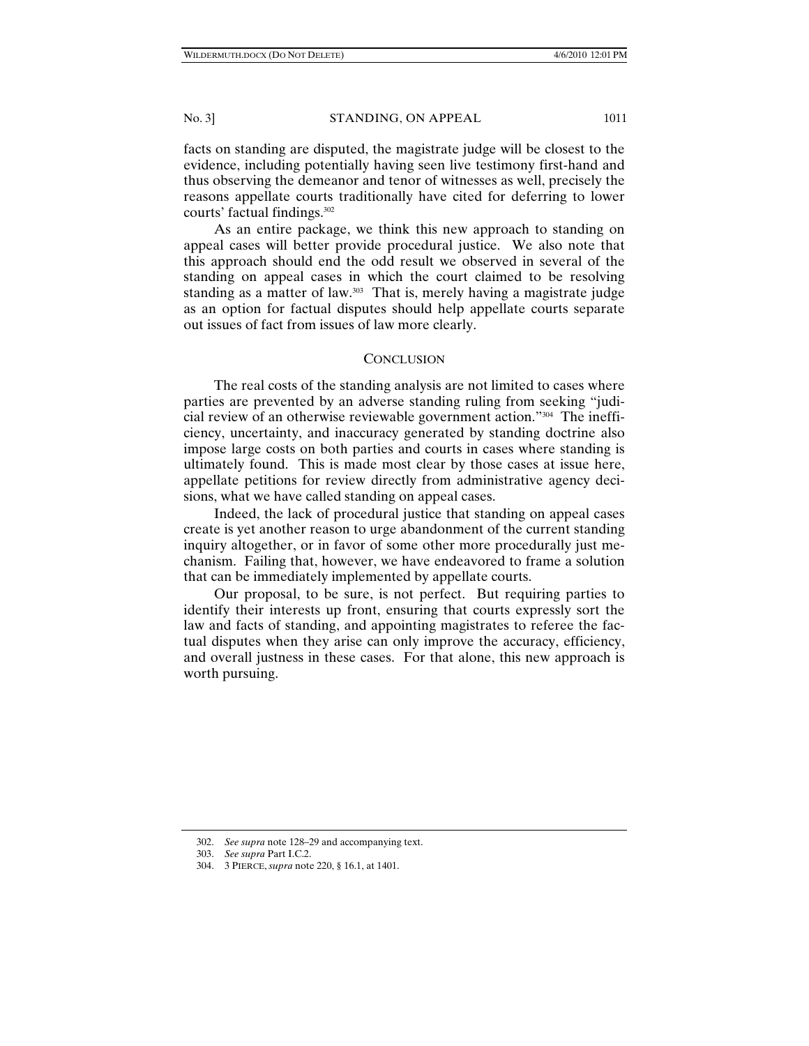facts on standing are disputed, the magistrate judge will be closest to the evidence, including potentially having seen live testimony first-hand and thus observing the demeanor and tenor of witnesses as well, precisely the reasons appellate courts traditionally have cited for deferring to lower courts' factual findings.[302]

As an entire package, we think this new approach to standing on appeal cases will better provide procedural justice. We also note that this approach should end the odd result we observed in several of the standing on appeal cases in which the court claimed to be resolving standing as a matter of law.[303] That is, merely having a magistrate judge as an option for factual disputes should help appellate courts separate out issues of fact from issues of law more clearly.

## CONCLUSION

The real costs of the standing analysis are not limited to cases where parties are prevented by an adverse standing ruling from seeking "judicial review of an otherwise reviewable government action."[304] The inefficiency, uncertainty, and inaccuracy generated by standing doctrine also impose large costs on both parties and courts in cases where standing is ultimately found. This is made most clear by those cases at issue here, appellate petitions for review directly from administrative agency decisions, what we have called standing on appeal cases.

Indeed, the lack of procedural justice that standing on appeal cases create is yet another reason to urge abandonment of the current standing inquiry altogether, or in favor of some other more procedurally just mechanism. Failing that, however, we have endeavored to frame a solution that can be immediately implemented by appellate courts.

Our proposal, to be sure, is not perfect. But requiring parties to identify their interests up front, ensuring that courts expressly sort the law and facts of standing, and appointing magistrates to referee the factual disputes when they arise can only improve the accuracy, efficiency, and overall justness in these cases. For that alone, this new approach is worth pursuing.

---

302. *See supra* note 128–29 and accompanying text.

303. *See supra* Part I.C.2.

304. 3 PIERCE, *supra* note 220, § 16.1, at 1401.